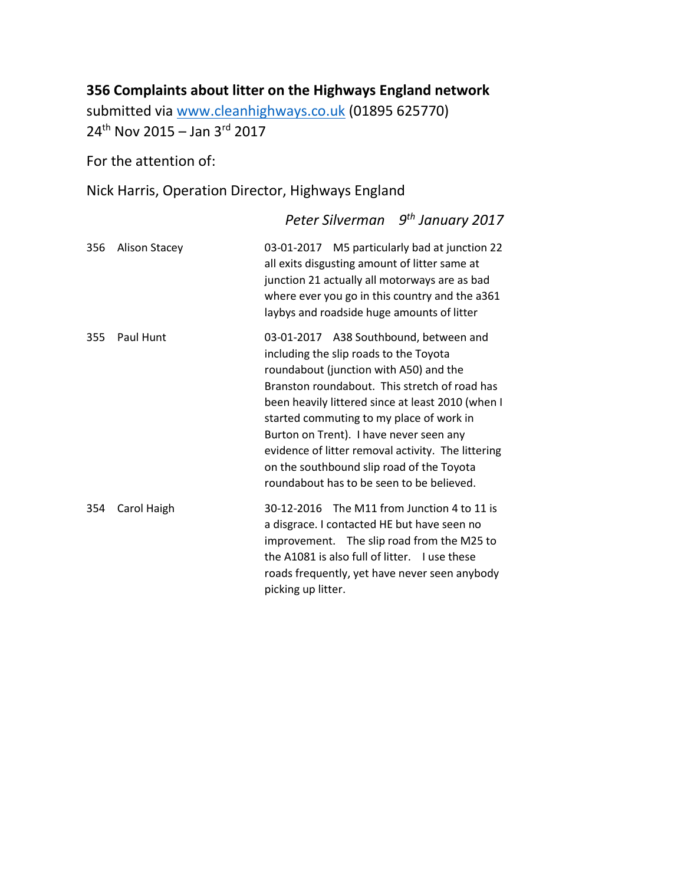**356 Complaints about litter on the Highways England network**

submitted via [www.cleanhighways.co.uk](http://www.cleanhighways.co.uk) (01895 625770)
24th Nov 2015 – Jan 3rd 2017

For the attention of:

Nick Harris, Operation Director, Highways England

*Peter Silverman 9th January 2017*

| | | |
|---|---|---|
| 356 | Alison Stacey | 03-01-2017 M5 particularly bad at junction 22 all exits disgusting amount of litter same at junction 21 actually all motorways are as bad where ever you go in this country and the a361 laybys and roadside huge amounts of litter |
| 355 | Paul Hunt | 03-01-2017 A38 Southbound, between and including the slip roads to the Toyota roundabout (junction with A50) and the Branston roundabout. This stretch of road has been heavily littered since at least 2010 (when I started commuting to my place of work in Burton on Trent). I have never seen any evidence of litter removal activity. The littering on the southbound slip road of the Toyota roundabout has to be seen to be believed. |
| 354 | Carol Haigh | 30-12-2016 The M11 from Junction 4 to 11 is a disgrace. I contacted HE but have seen no improvement. The slip road from the M25 to the A1081 is also full of litter. I use these roads frequently, yet have never seen anybody picking up litter. |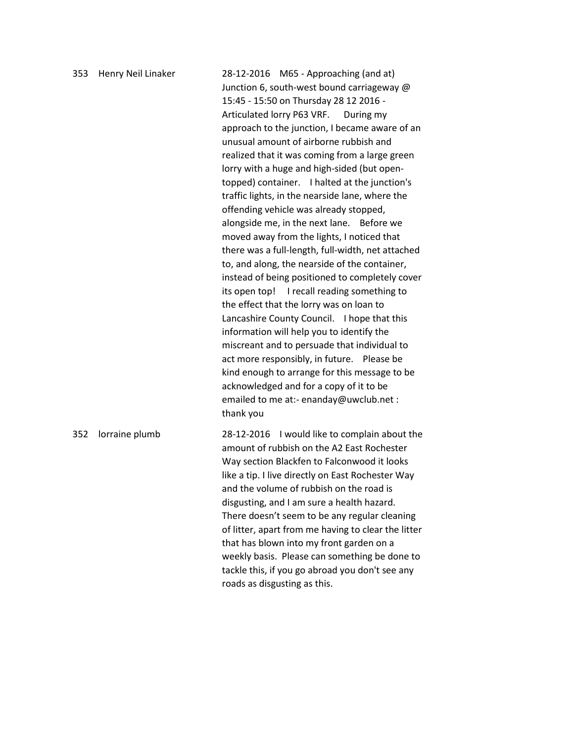353 Henry Neil Linaker 28-12-2016 M65 - Approaching (and at) Junction 6, south-west bound carriageway @ 15:45 - 15:50 on Thursday 28 12 2016 - Articulated lorry P63 VRF. During my approach to the junction, I became aware of an unusual amount of airborne rubbish and realized that it was coming from a large green lorry with a huge and high-sided (but open-topped) container. I halted at the junction's traffic lights, in the nearside lane, where the offending vehicle was already stopped, alongside me, in the next lane. Before we moved away from the lights, I noticed that there was a full-length, full-width, net attached to, and along, the nearside of the container, instead of being positioned to completely cover its open top! I recall reading something to the effect that the lorry was on loan to Lancashire County Council. I hope that this information will help you to identify the miscreant and to persuade that individual to act more responsibly, in future. Please be kind enough to arrange for this message to be acknowledged and for a copy of it to be emailed to me at:- enanday@uwclub.net : thank you

352 lorraine plumb 28-12-2016 I would like to complain about the amount of rubbish on the A2 East Rochester Way section Blackfen to Falconwood it looks like a tip. I live directly on East Rochester Way and the volume of rubbish on the road is disgusting, and I am sure a health hazard. There doesn't seem to be any regular cleaning of litter, apart from me having to clear the litter that has blown into my front garden on a weekly basis. Please can something be done to tackle this, if you go abroad you don't see any roads as disgusting as this.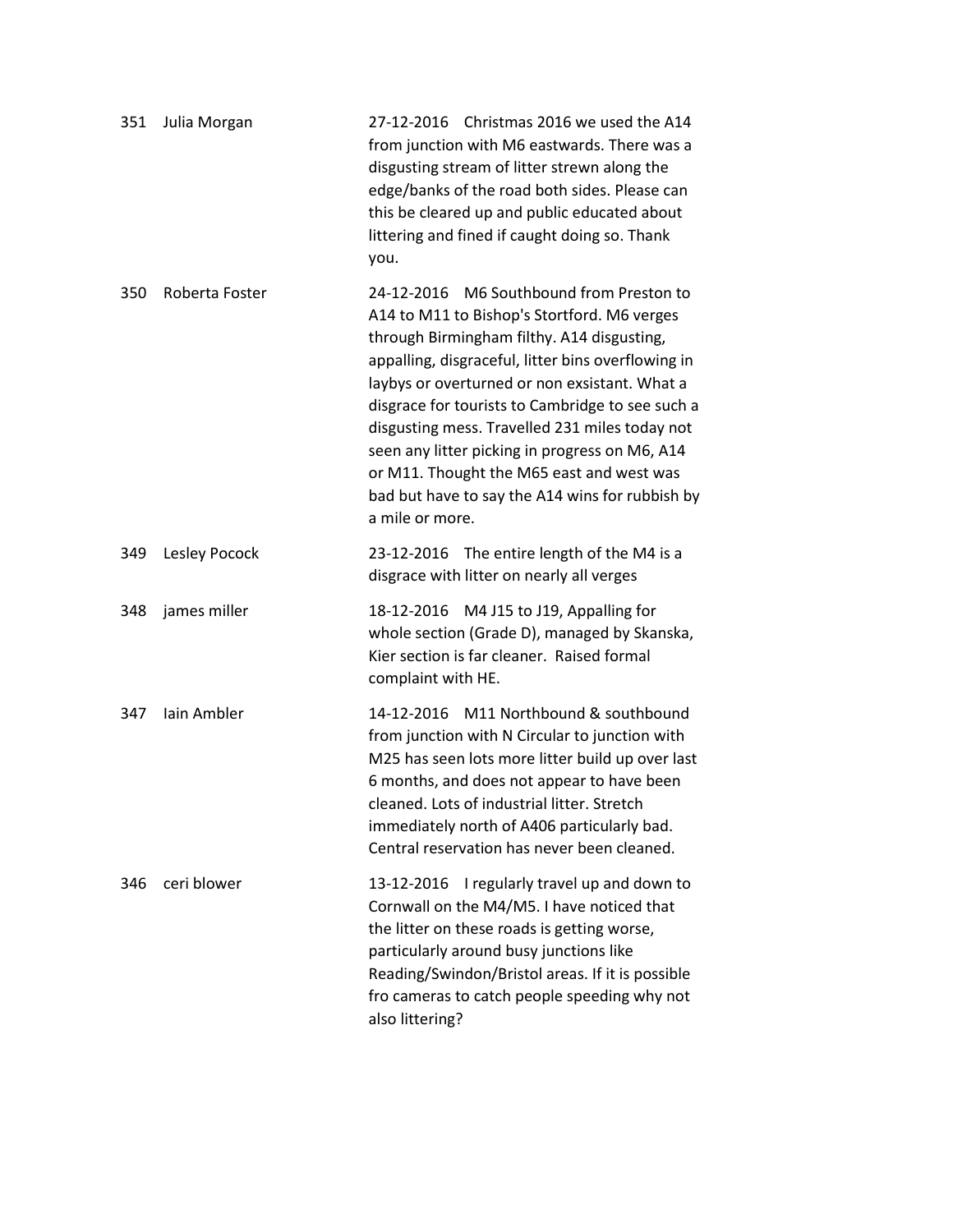| | | |
|---|---|---|
| 351 | Julia Morgan | 27-12-2016 Christmas 2016 we used the A14 from junction with M6 eastwards. There was a disgusting stream of litter strewn along the edge/banks of the road both sides. Please can this be cleared up and public educated about littering and fined if caught doing so. Thank you. |
| 350 | Roberta Foster | 24-12-2016 M6 Southbound from Preston to A14 to M11 to Bishop's Stortford. M6 verges through Birmingham filthy. A14 disgusting, appalling, disgraceful, litter bins overflowing in laybys or overturned or non exsistant. What a disgrace for tourists to Cambridge to see such a disgusting mess. Travelled 231 miles today not seen any litter picking in progress on M6, A14 or M11. Thought the M65 east and west was bad but have to say the A14 wins for rubbish by a mile or more. |
| 349 | Lesley Pocock | 23-12-2016 The entire length of the M4 is a disgrace with litter on nearly all verges |
| 348 | james miller | 18-12-2016 M4 J15 to J19, Appalling for whole section (Grade D), managed by Skanska, Kier section is far cleaner. Raised formal complaint with HE. |
| 347 | Iain Ambler | 14-12-2016 M11 Northbound & southbound from junction with N Circular to junction with M25 has seen lots more litter build up over last 6 months, and does not appear to have been cleaned. Lots of industrial litter. Stretch immediately north of A406 particularly bad. Central reservation has never been cleaned. |
| 346 | ceri blower | 13-12-2016 I regularly travel up and down to Cornwall on the M4/M5. I have noticed that the litter on these roads is getting worse, particularly around busy junctions like Reading/Swindon/Bristol areas. If it is possible fro cameras to catch people speeding why not also littering? |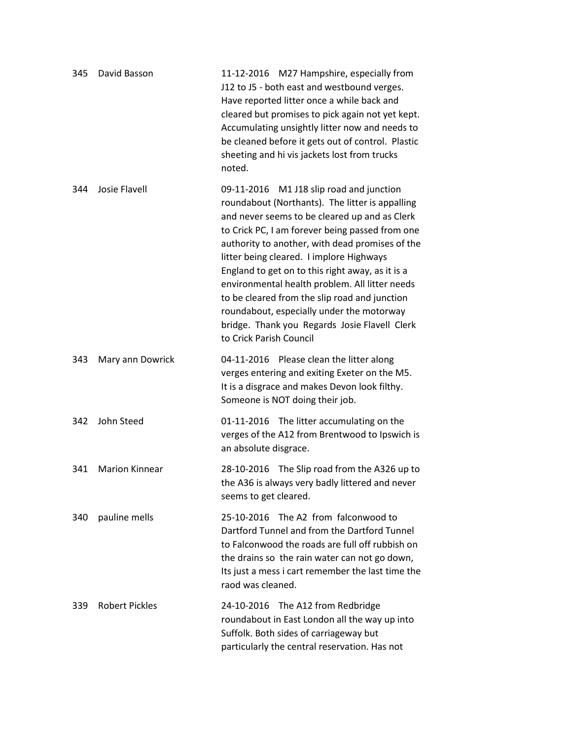| | | |
|---|---|---|
| 345 | David Basson | 11-12-2016 M27 Hampshire, especially from J12 to J5 - both east and westbound verges. Have reported litter once a while back and cleared but promises to pick again not yet kept. Accumulating unsightly litter now and needs to be cleaned before it gets out of control. Plastic sheeting and hi vis jackets lost from trucks noted. |
| 344 | Josie Flavell | 09-11-2016 M1 J18 slip road and junction roundabout (Northants). The litter is appalling and never seems to be cleared up and as Clerk to Crick PC, I am forever being passed from one authority to another, with dead promises of the litter being cleared. I implore Highways England to get on to this right away, as it is a environmental health problem. All litter needs to be cleared from the slip road and junction roundabout, especially under the motorway bridge. Thank you Regards Josie Flavell Clerk to Crick Parish Council |
| 343 | Mary ann Dowrick | 04-11-2016 Please clean the litter along verges entering and exiting Exeter on the M5. It is a disgrace and makes Devon look filthy. Someone is NOT doing their job. |
| 342 | John Steed | 01-11-2016 The litter accumulating on the verges of the A12 from Brentwood to Ipswich is an absolute disgrace. |
| 341 | Marion Kinnear | 28-10-2016 The Slip road from the A326 up to the A36 is always very badly littered and never seems to get cleared. |
| 340 | pauline mells | 25-10-2016 The A2 from falconwood to Dartford Tunnel and from the Dartford Tunnel to Falconwood the roads are full off rubbish on the drains so the rain water can not go down, Its just a mess i cart remember the last time the raod was cleaned. |
| 339 | Robert Pickles | 24-10-2016 The A12 from Redbridge roundabout in East London all the way up into Suffolk. Both sides of carriageway but particularly the central reservation. Has not |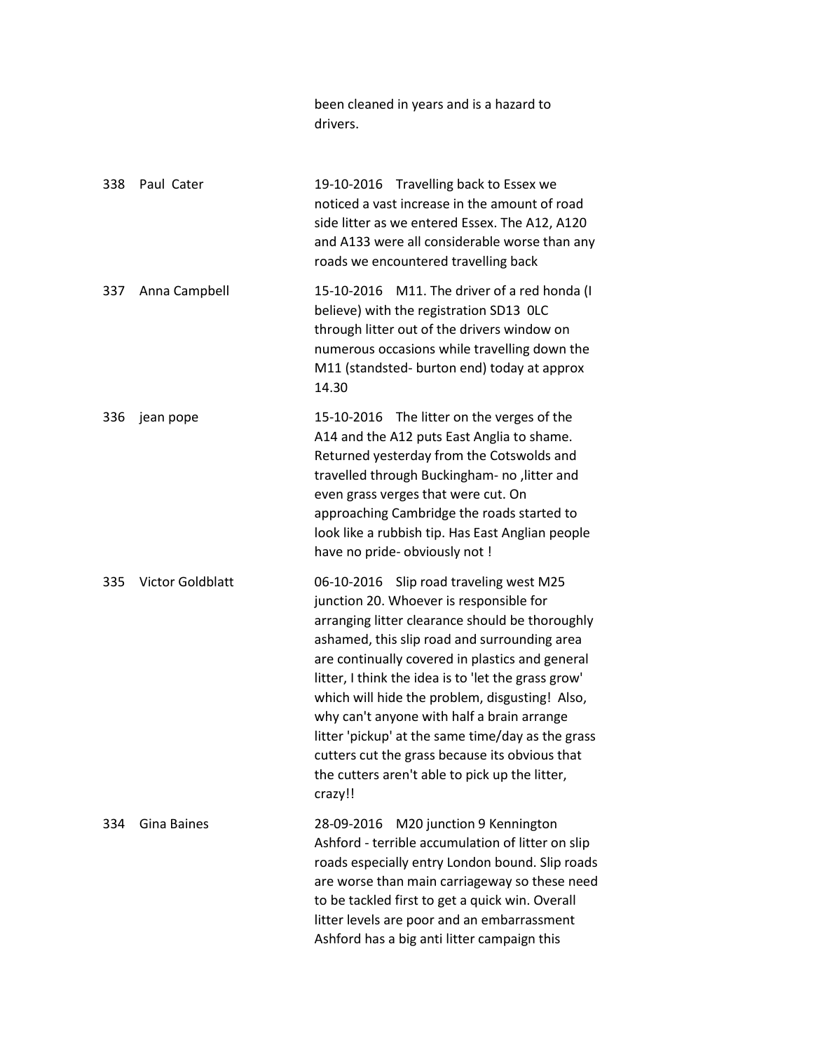been cleaned in years and is a hazard to drivers.

| | | |
|---|---|---|
| 338 | Paul Cater | 19-10-2016 Travelling back to Essex we noticed a vast increase in the amount of road side litter as we entered Essex. The A12, A120 and A133 were all considerable worse than any roads we encountered travelling back |
| 337 | Anna Campbell | 15-10-2016 M11. The driver of a red honda (I believe) with the registration SD13 0LC through litter out of the drivers window on numerous occasions while travelling down the M11 (standsted- burton end) today at approx 14.30 |
| 336 | jean pope | 15-10-2016 The litter on the verges of the A14 and the A12 puts East Anglia to shame. Returned yesterday from the Cotswolds and travelled through Buckingham- no ,litter and even grass verges that were cut. On approaching Cambridge the roads started to look like a rubbish tip. Has East Anglian people have no pride- obviously not ! |
| 335 | Victor Goldblatt | 06-10-2016 Slip road traveling west M25 junction 20. Whoever is responsible for arranging litter clearance should be thoroughly ashamed, this slip road and surrounding area are continually covered in plastics and general litter, I think the idea is to 'let the grass grow' which will hide the problem, disgusting! Also, why can't anyone with half a brain arrange litter 'pickup' at the same time/day as the grass cutters cut the grass because its obvious that the cutters aren't able to pick up the litter, crazy!! |
| 334 | Gina Baines | 28-09-2016 M20 junction 9 Kennington Ashford - terrible accumulation of litter on slip roads especially entry London bound. Slip roads are worse than main carriageway so these need to be tackled first to get a quick win. Overall litter levels are poor and an embarrassment Ashford has a big anti litter campaign this |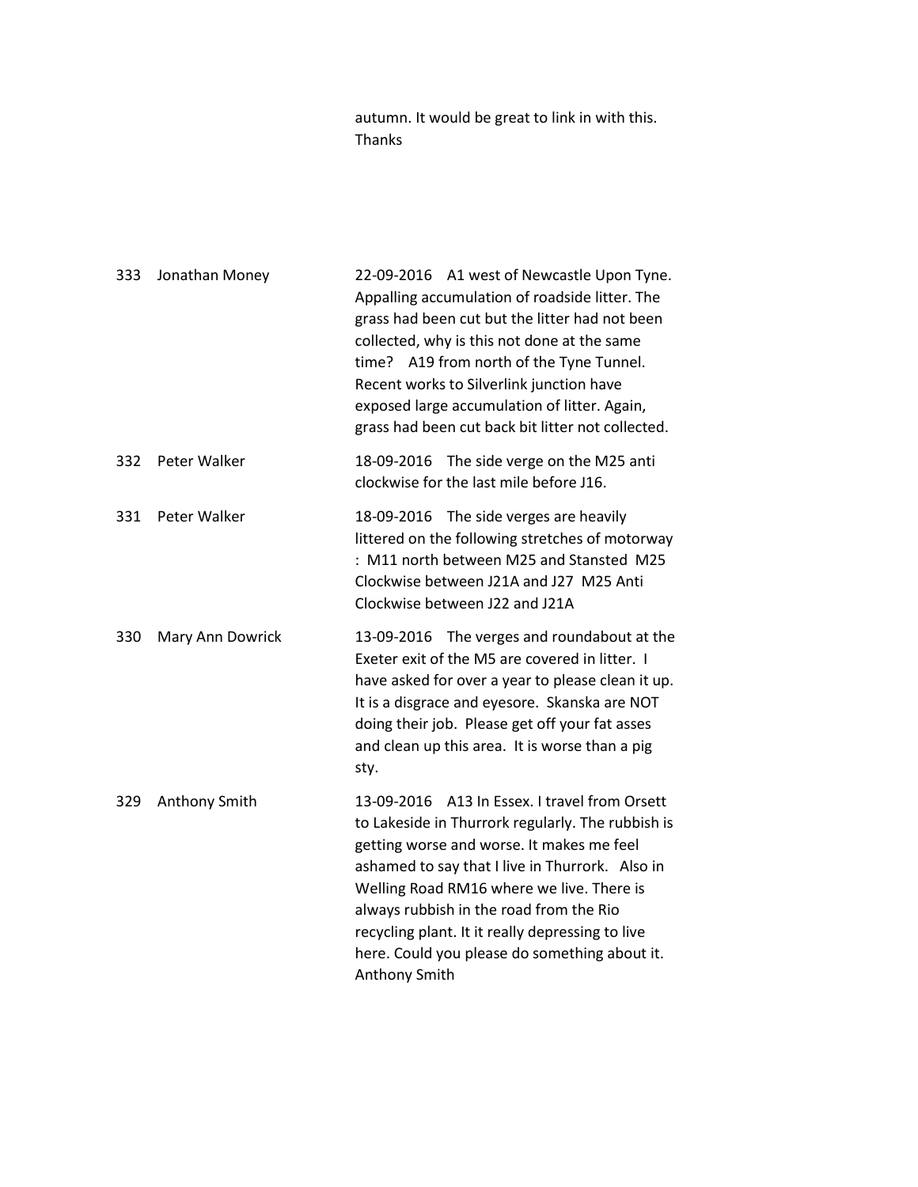autumn. It would be great to link in with this. Thanks

| | | |
|---|---|---|
| 333 | Jonathan Money | 22-09-2016 A1 west of Newcastle Upon Tyne. Appalling accumulation of roadside litter. The grass had been cut but the litter had not been collected, why is this not done at the same time? A19 from north of the Tyne Tunnel. Recent works to Silverlink junction have exposed large accumulation of litter. Again, grass had been cut back bit litter not collected. |
| 332 | Peter Walker | 18-09-2016 The side verge on the M25 anti clockwise for the last mile before J16. |
| 331 | Peter Walker | 18-09-2016 The side verges are heavily littered on the following stretches of motorway : M11 north between M25 and Stansted M25 Clockwise between J21A and J27 M25 Anti Clockwise between J22 and J21A |
| 330 | Mary Ann Dowrick | 13-09-2016 The verges and roundabout at the Exeter exit of the M5 are covered in litter. I have asked for over a year to please clean it up. It is a disgrace and eyesore. Skanska are NOT doing their job. Please get off your fat asses and clean up this area. It is worse than a pig sty. |
| 329 | Anthony Smith | 13-09-2016 A13 In Essex. I travel from Orsett to Lakeside in Thurrork regularly. The rubbish is getting worse and worse. It makes me feel ashamed to say that I live in Thurrork. Also in Welling Road RM16 where we live. There is always rubbish in the road from the Rio recycling plant. It it really depressing to live here. Could you please do something about it. Anthony Smith |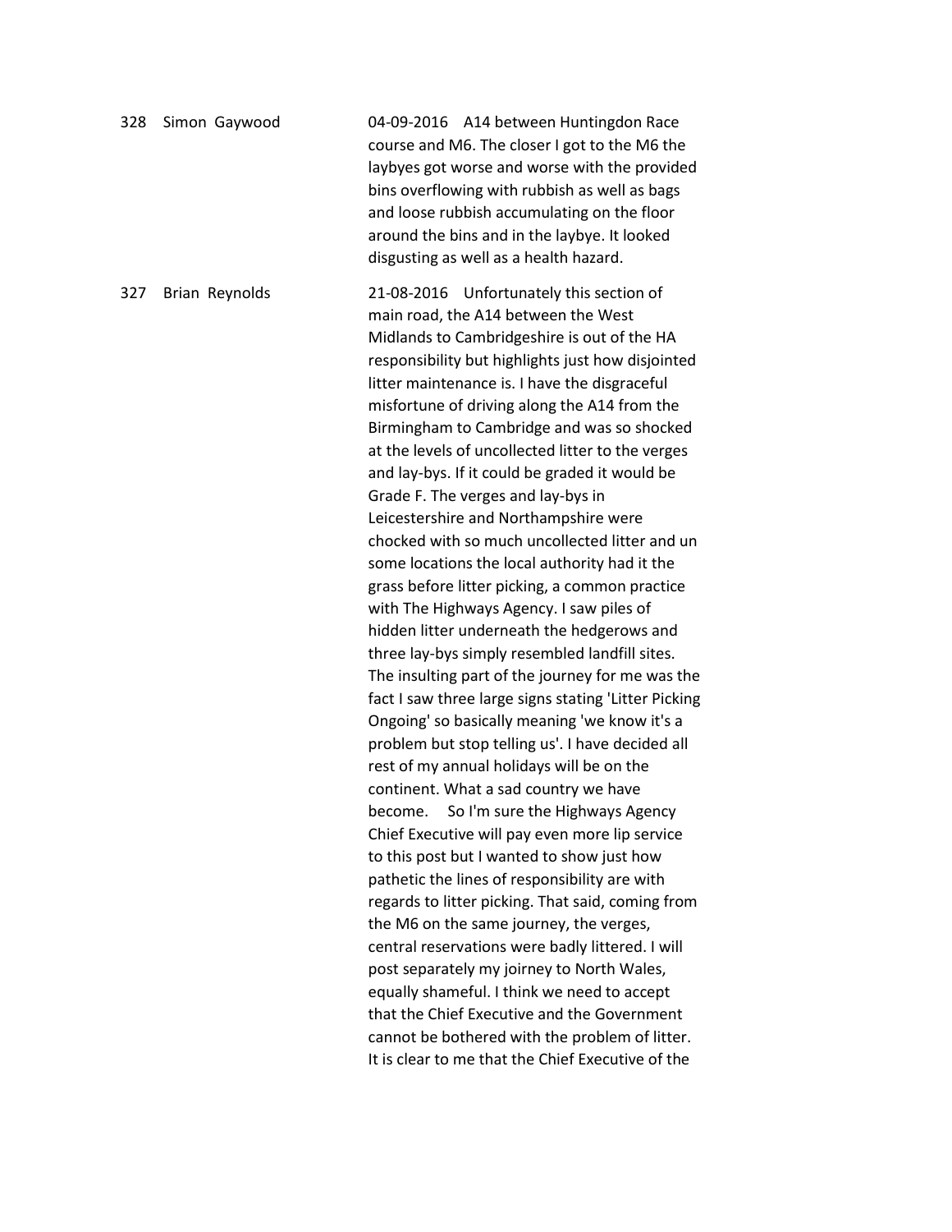328 Simon Gaywood

04-09-2016 A14 between Huntingdon Race course and M6. The closer I got to the M6 the laybyes got worse and worse with the provided bins overflowing with rubbish as well as bags and loose rubbish accumulating on the floor around the bins and in the laybye. It looked disgusting as well as a health hazard.

327 Brian Reynolds

21-08-2016 Unfortunately this section of main road, the A14 between the West Midlands to Cambridgeshire is out of the HA responsibility but highlights just how disjointed litter maintenance is. I have the disgraceful misfortune of driving along the A14 from the Birmingham to Cambridge and was so shocked at the levels of uncollected litter to the verges and lay-bys. If it could be graded it would be Grade F. The verges and lay-bys in Leicestershire and Northamptonshire were chocked with so much uncollected litter and un some locations the local authority had it the grass before litter picking, a common practice with The Highways Agency. I saw piles of hidden litter underneath the hedgerows and three lay-bys simply resembled landfill sites. The insulting part of the journey for me was the fact I saw three large signs stating 'Litter Picking Ongoing' so basically meaning 'we know it's a problem but stop telling us'. I have decided all rest of my annual holidays will be on the continent. What a sad country we have become. So I'm sure the Highways Agency Chief Executive will pay even more lip service to this post but I wanted to show just how pathetic the lines of responsibility are with regards to litter picking. That said, coming from the M6 on the same journey, the verges, central reservations were badly littered. I will post separately my joirney to North Wales, equally shameful. I think we need to accept that the Chief Executive and the Government cannot be bothered with the problem of litter. It is clear to me that the Chief Executive of the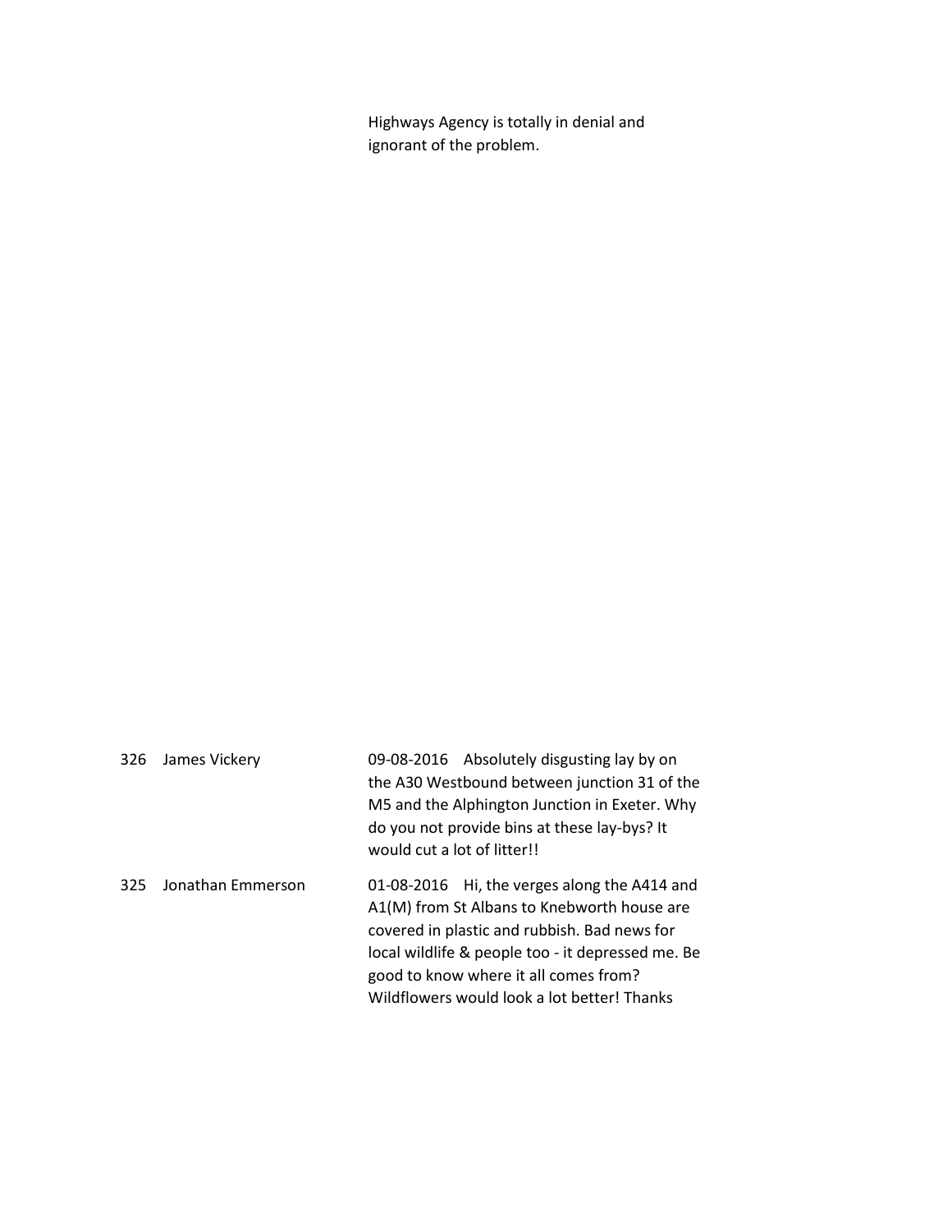Highways Agency is totally in denial and ignorant of the problem.

| | | |
|---|---|---|
| 326 | James Vickery | 09-08-2016 Absolutely disgusting lay by on the A30 Westbound between junction 31 of the M5 and the Alphington Junction in Exeter. Why do you not provide bins at these lay-bys? It would cut a lot of litter!! |
| 325 | Jonathan Emmerson | 01-08-2016 Hi, the verges along the A414 and A1(M) from St Albans to Knebworth house are covered in plastic and rubbish. Bad news for local wildlife & people too - it depressed me. Be good to know where it all comes from? Wildflowers would look a lot better! Thanks |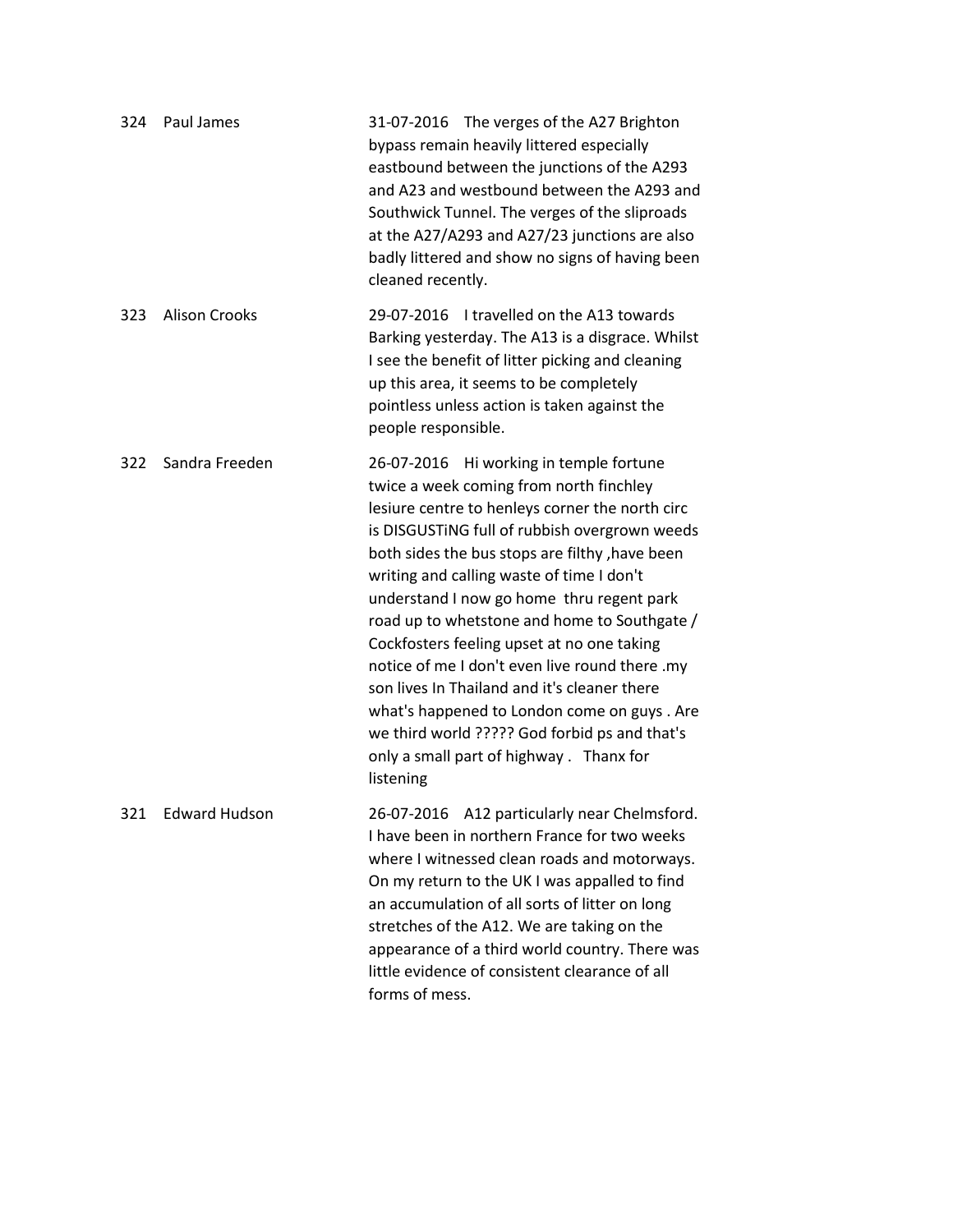| | | |
|---|---|---|
| 324 | Paul James | 31-07-2016 The verges of the A27 Brighton bypass remain heavily littered especially eastbound between the junctions of the A293 and A23 and westbound between the A293 and Southwick Tunnel. The verges of the sliproads at the A27/A293 and A27/23 junctions are also badly littered and show no signs of having been cleaned recently. |
| 323 | Alison Crooks | 29-07-2016 I travelled on the A13 towards Barking yesterday. The A13 is a disgrace. Whilst I see the benefit of litter picking and cleaning up this area, it seems to be completely pointless unless action is taken against the people responsible. |
| 322 | Sandra Freeden | 26-07-2016 Hi working in temple fortune twice a week coming from north finchley lesiure centre to henleys corner the north circ is DISGUSTiNG full of rubbish overgrown weeds both sides the bus stops are filthy ,have been writing and calling waste of time I don't understand I now go home thru regent park road up to whetstone and home to Southgate / Cockfosters feeling upset at no one taking notice of me I don't even live round there .my son lives In Thailand and it's cleaner there what's happened to London come on guys . Are we third world ????? God forbid ps and that's only a small part of highway . Thanx for listening |
| 321 | Edward Hudson | 26-07-2016 A12 particularly near Chelmsford. I have been in northern France for two weeks where I witnessed clean roads and motorways. On my return to the UK I was appalled to find an accumulation of all sorts of litter on long stretches of the A12. We are taking on the appearance of a third world country. There was little evidence of consistent clearance of all forms of mess. |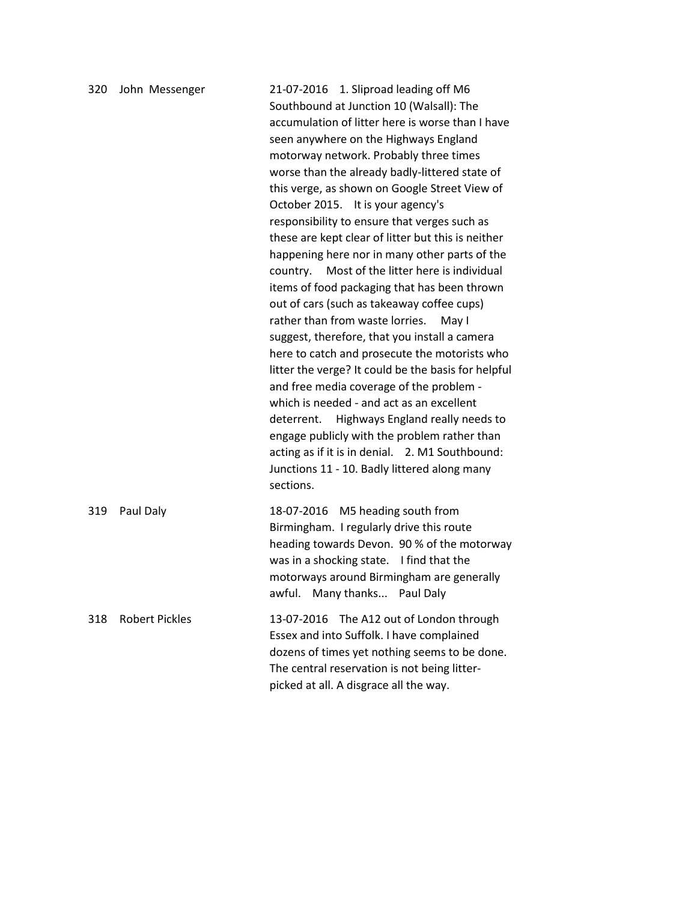| | | |
|---|---|---|
| 320 | John Messenger | 21-07-2016 1. Sliproad leading off M6 Southbound at Junction 10 (Walsall): The accumulation of litter here is worse than I have seen anywhere on the Highways England motorway network. Probably three times worse than the already badly-littered state of this verge, as shown on Google Street View of October 2015. It is your agency's responsibility to ensure that verges such as these are kept clear of litter but this is neither happening here nor in many other parts of the country. Most of the litter here is individual items of food packaging that has been thrown out of cars (such as takeaway coffee cups) rather than from waste lorries. May I suggest, therefore, that you install a camera here to catch and prosecute the motorists who litter the verge? It could be the basis for helpful and free media coverage of the problem - which is needed - and act as an excellent deterrent. Highways England really needs to engage publicly with the problem rather than acting as if it is in denial. 2. M1 Southbound: Junctions 11 - 10. Badly littered along many sections. |
| 319 | Paul Daly | 18-07-2016 M5 heading south from Birmingham. I regularly drive this route heading towards Devon. 90 % of the motorway was in a shocking state. I find that the motorways around Birmingham are generally awful. Many thanks... Paul Daly |
| 318 | Robert Pickles | 13-07-2016 The A12 out of London through Essex and into Suffolk. I have complained dozens of times yet nothing seems to be done. The central reservation is not being litter-picked at all. A disgrace all the way. |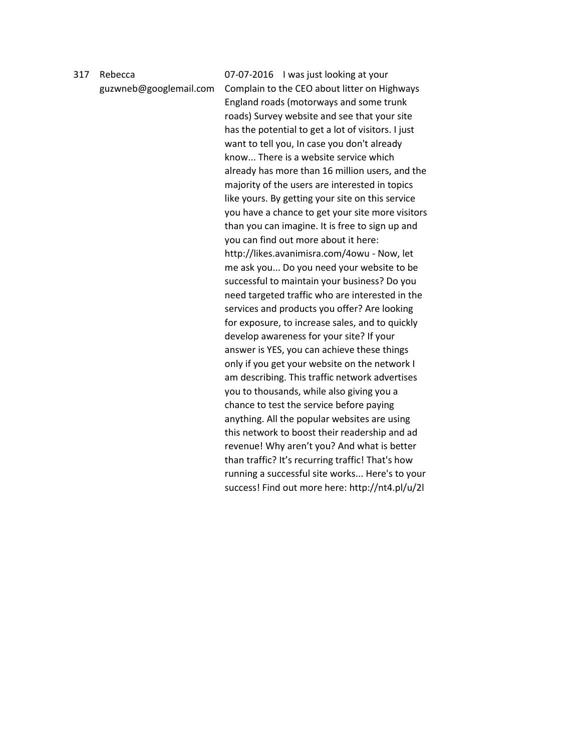| | | |
|---|---|---|
| 317 | Rebecca guzwneb@googlemail.com | 07-07-2016 I was just looking at your Complain to the CEO about litter on Highways England roads (motorways and some trunk roads) Survey website and see that your site has the potential to get a lot of visitors. I just want to tell you, In case you don't already know... There is a website service which already has more than 16 million users, and the majority of the users are interested in topics like yours. By getting your site on this service you have a chance to get your site more visitors than you can imagine. It is free to sign up and you can find out more about it here: http://likes.avanimisra.com/4owu - Now, let me ask you... Do you need your website to be successful to maintain your business? Do you need targeted traffic who are interested in the services and products you offer? Are looking for exposure, to increase sales, and to quickly develop awareness for your site? If your answer is YES, you can achieve these things only if you get your website on the network I am describing. This traffic network advertises you to thousands, while also giving you a chance to test the service before paying anything. All the popular websites are using this network to boost their readership and ad revenue! Why aren't you? And what is better than traffic? It's recurring traffic! That's how running a successful site works... Here's to your success! Find out more here: http://nt4.pl/u/2l |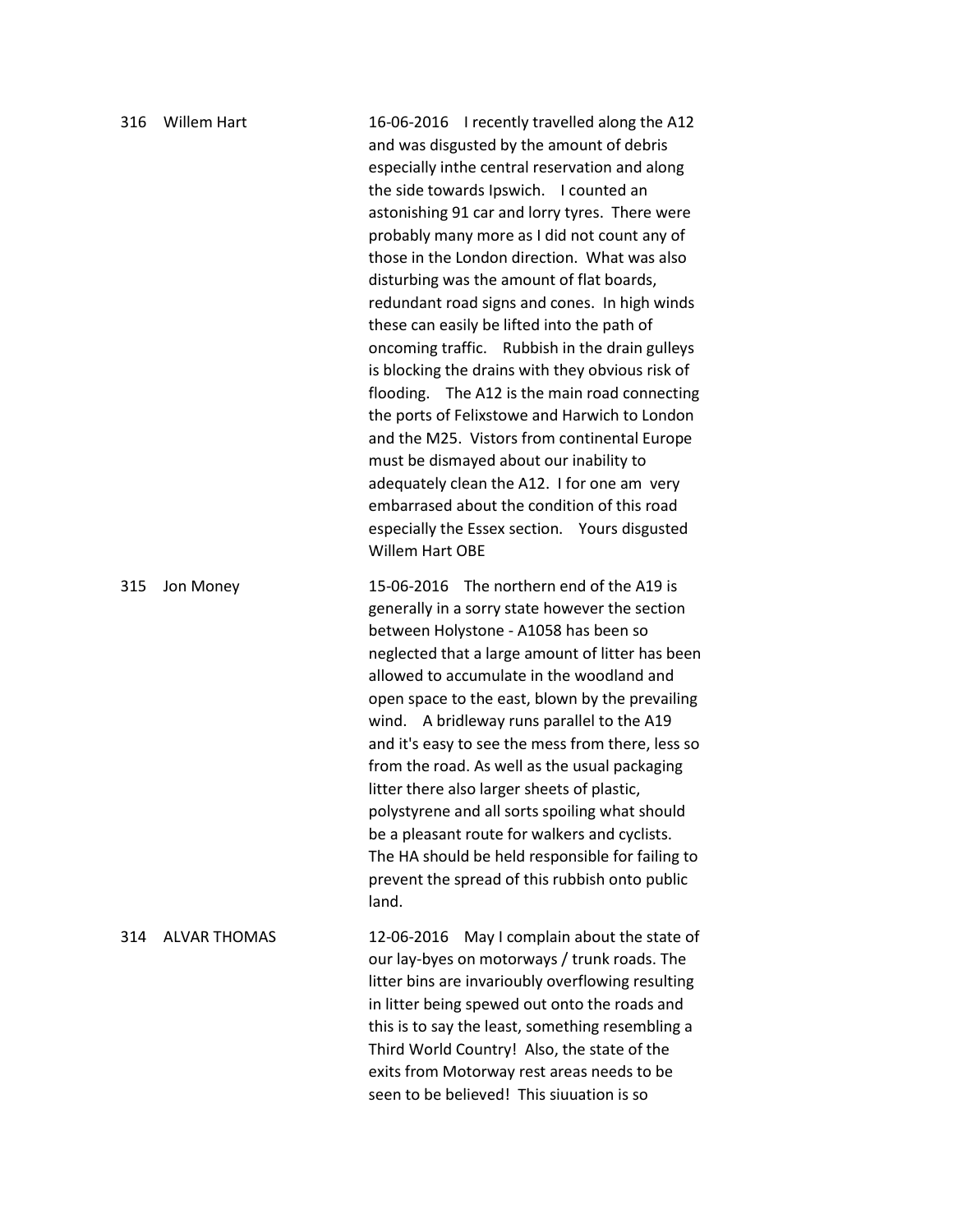316 Willem Hart

16-06-2016 I recently travelled along the A12 and was disgusted by the amount of debris especially inthe central reservation and along the side towards Ipswich. I counted an astonishing 91 car and lorry tyres. There were probably many more as I did not count any of those in the London direction. What was also disturbing was the amount of flat boards, redundant road signs and cones. In high winds these can easily be lifted into the path of oncoming traffic. Rubbish in the drain gulleys is blocking the drains with they obvious risk of flooding. The A12 is the main road connecting the ports of Felixstowe and Harwich to London and the M25. Vistors from continental Europe must be dismayed about our inability to adequately clean the A12. I for one am very embarrased about the condition of this road especially the Essex section. Yours disgusted Willem Hart OBE

315 Jon Money

15-06-2016 The northern end of the A19 is generally in a sorry state however the section between Holystone - A1058 has been so neglected that a large amount of litter has been allowed to accumulate in the woodland and open space to the east, blown by the prevailing wind. A bridleway runs parallel to the A19 and it's easy to see the mess from there, less so from the road. As well as the usual packaging litter there also larger sheets of plastic, polystyrene and all sorts spoiling what should be a pleasant route for walkers and cyclists. The HA should be held responsible for failing to prevent the spread of this rubbish onto public land.

314 ALVAR THOMAS

12-06-2016 May I complain about the state of our lay-byes on motorways / trunk roads. The litter bins are invarioubly overflowing resulting in litter being spewed out onto the roads and this is to say the least, something resembling a Third World Country! Also, the state of the exits from Motorway rest areas needs to be seen to be believed! This siuuation is so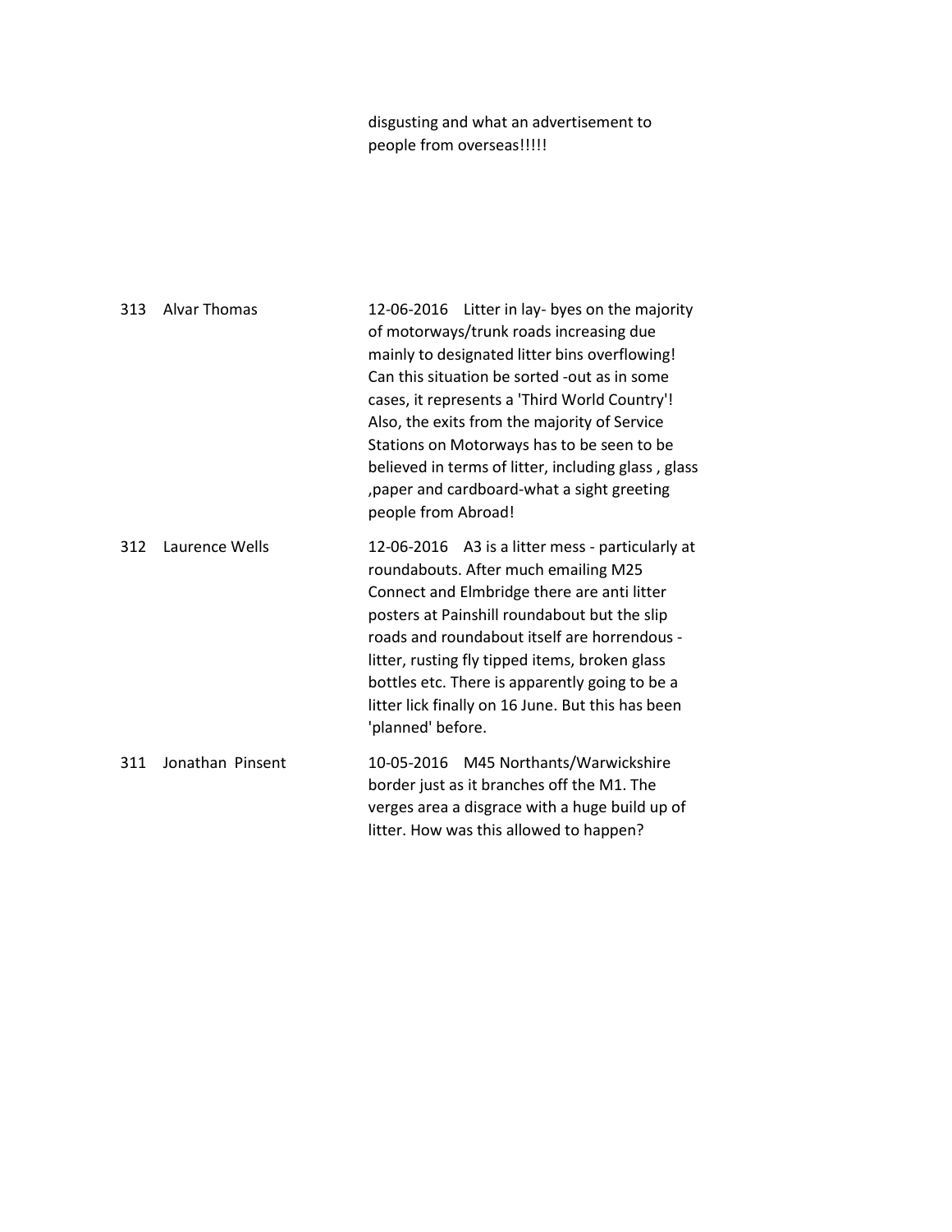disgusting and what an advertisement to people from overseas!!!!!

| | | |
|---|---|---|
| 313 | Alvar Thomas | 12-06-2016 Litter in lay- byes on the majority of motorways/trunk roads increasing due mainly to designated litter bins overflowing! Can this situation be sorted -out as in some cases, it represents a 'Third World Country'! Also, the exits from the majority of Service Stations on Motorways has to be seen to be believed in terms of litter, including glass , glass ,paper and cardboard-what a sight greeting people from Abroad! |
| 312 | Laurence Wells | 12-06-2016 A3 is a litter mess - particularly at roundabouts. After much emailing M25 Connect and Elmbridge there are anti litter posters at Painshill roundabout but the slip roads and roundabout itself are horrendous - litter, rusting fly tipped items, broken glass bottles etc. There is apparently going to be a litter lick finally on 16 June. But this has been 'planned' before. |
| 311 | Jonathan Pinsent | 10-05-2016 M45 Northants/Warwickshire border just as it branches off the M1. The verges area a disgrace with a huge build up of litter. How was this allowed to happen? |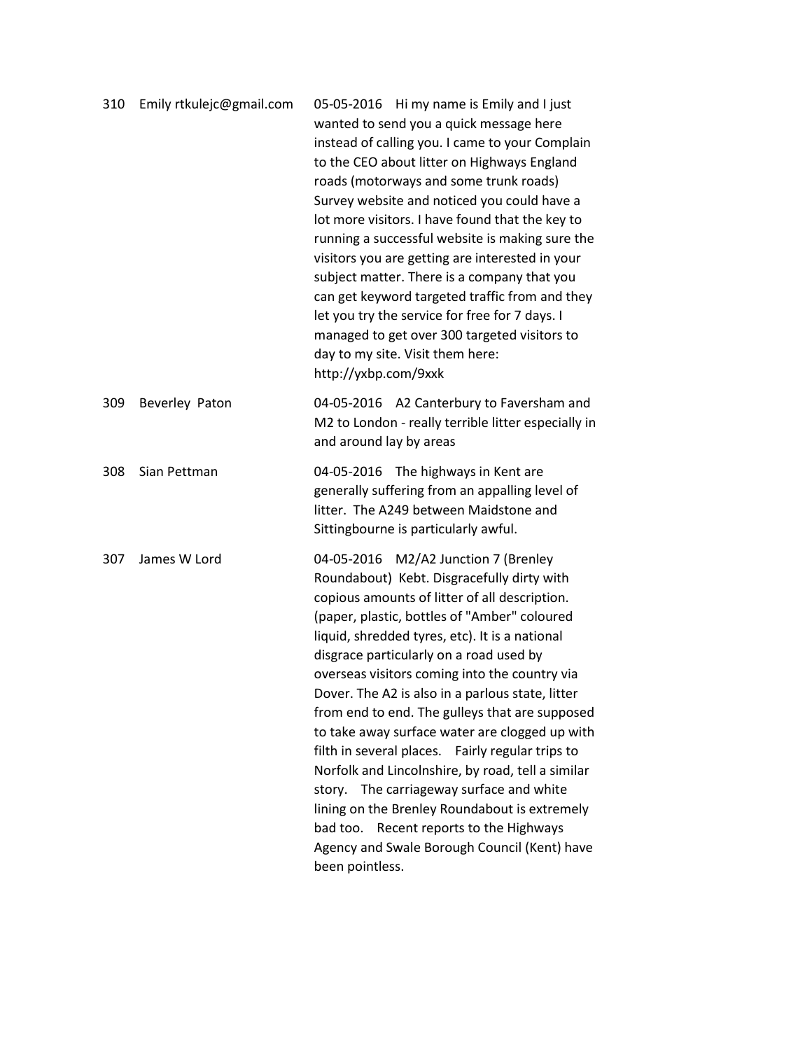| | | |
|---|---|---|
| 310 | Emily rtkulejc@gmail.com | 05-05-2016 Hi my name is Emily and I just wanted to send you a quick message here instead of calling you. I came to your Complain to the CEO about litter on Highways England roads (motorways and some trunk roads) Survey website and noticed you could have a lot more visitors. I have found that the key to running a successful website is making sure the visitors you are getting are interested in your subject matter. There is a company that you can get keyword targeted traffic from and they let you try the service for free for 7 days. I managed to get over 300 targeted visitors to day to my site. Visit them here: http://yxbp.com/9xxk |
| 309 | Beverley Paton | 04-05-2016 A2 Canterbury to Faversham and M2 to London - really terrible litter especially in and around lay by areas |
| 308 | Sian Pettman | 04-05-2016 The highways in Kent are generally suffering from an appalling level of litter. The A249 between Maidstone and Sittingbourne is particularly awful. |
| 307 | James W Lord | 04-05-2016 M2/A2 Junction 7 (Brenley Roundabout) Kebt. Disgracefully dirty with copious amounts of litter of all description. (paper, plastic, bottles of "Amber" coloured liquid, shredded tyres, etc). It is a national disgrace particularly on a road used by overseas visitors coming into the country via Dover. The A2 is also in a parlous state, litter from end to end. The gulleys that are supposed to take away surface water are clogged up with filth in several places. Fairly regular trips to Norfolk and Lincolnshire, by road, tell a similar story. The carriageway surface and white lining on the Brenley Roundabout is extremely bad too. Recent reports to the Highways Agency and Swale Borough Council (Kent) have been pointless. |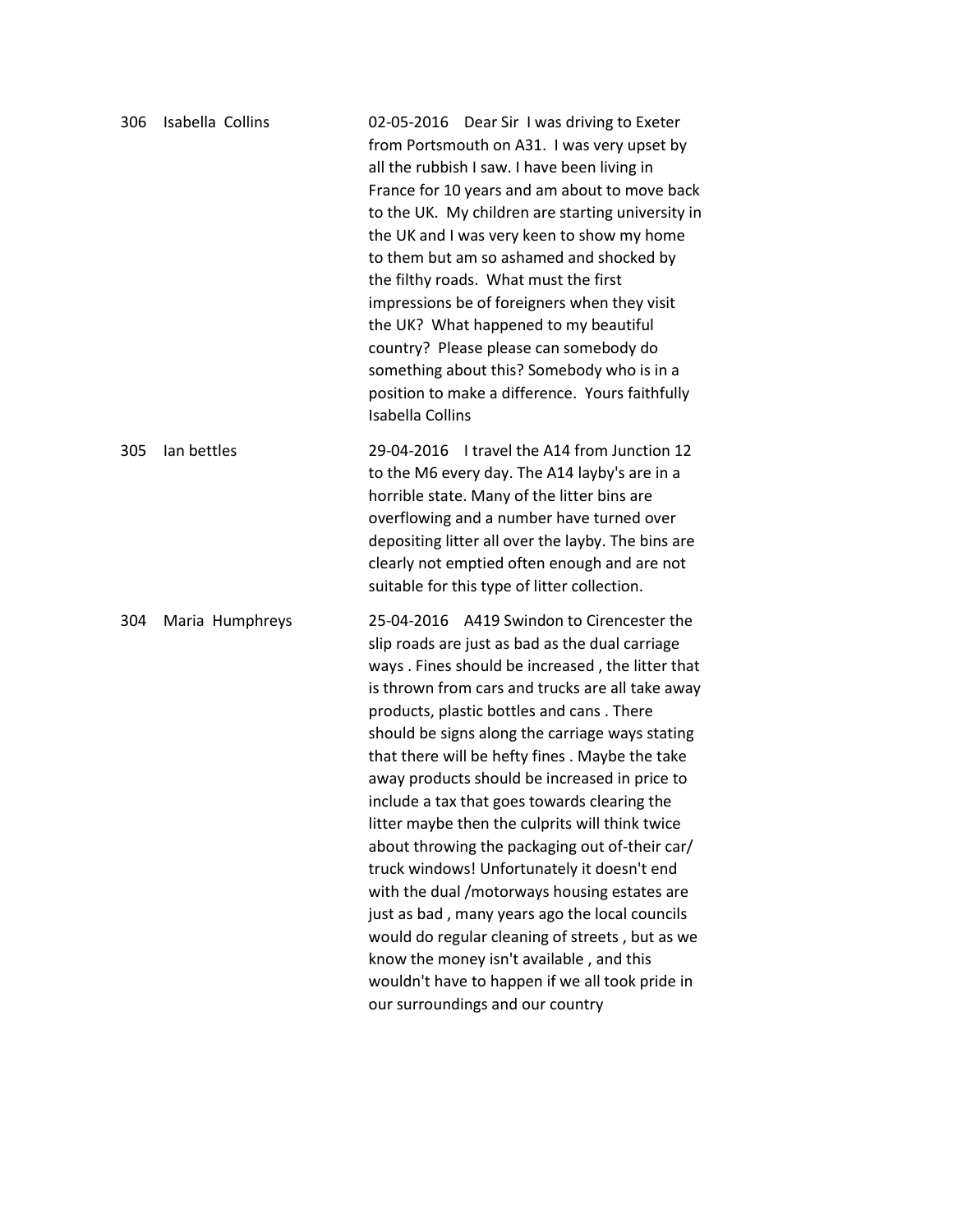| | | |
|---|---|---|
| 306 | Isabella Collins | 02-05-2016 Dear Sir I was driving to Exeter from Portsmouth on A31. I was very upset by all the rubbish I saw. I have been living in France for 10 years and am about to move back to the UK. My children are starting university in the UK and I was very keen to show my home to them but am so ashamed and shocked by the filthy roads. What must the first impressions be of foreigners when they visit the UK? What happened to my beautiful country? Please please can somebody do something about this? Somebody who is in a position to make a difference. Yours faithfully Isabella Collins |
| 305 | Ian bettles | 29-04-2016 I travel the A14 from Junction 12 to the M6 every day. The A14 layby's are in a horrible state. Many of the litter bins are overflowing and a number have turned over depositing litter all over the layby. The bins are clearly not emptied often enough and are not suitable for this type of litter collection. |
| 304 | Maria Humphreys | 25-04-2016 A419 Swindon to Cirencester the slip roads are just as bad as the dual carriage ways . Fines should be increased , the litter that is thrown from cars and trucks are all take away products, plastic bottles and cans . There should be signs along the carriage ways stating that there will be hefty fines . Maybe the take away products should be increased in price to include a tax that goes towards clearing the litter maybe then the culprits will think twice about throwing the packaging out of-their car/ truck windows! Unfortunately it doesn't end with the dual /motorways housing estates are just as bad , many years ago the local councils would do regular cleaning of streets , but as we know the money isn't available , and this wouldn't have to happen if we all took pride in our surroundings and our country |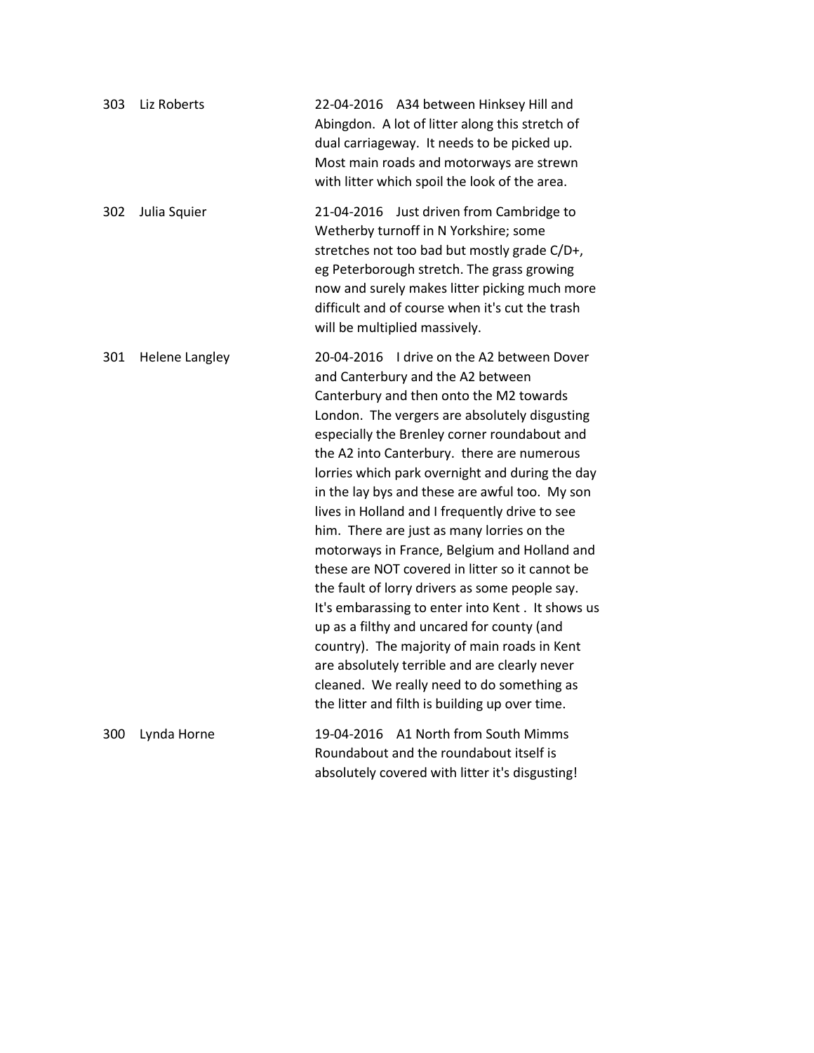| | | |
|---|---|---|
| 303 | Liz Roberts | 22-04-2016 A34 between Hinksey Hill and Abingdon. A lot of litter along this stretch of dual carriageway. It needs to be picked up. Most main roads and motorways are strewn with litter which spoil the look of the area. |
| 302 | Julia Squier | 21-04-2016 Just driven from Cambridge to Wetherby turnoff in N Yorkshire; some stretches not too bad but mostly grade C/D+, eg Peterborough stretch. The grass growing now and surely makes litter picking much more difficult and of course when it's cut the trash will be multiplied massively. |
| 301 | Helene Langley | 20-04-2016 I drive on the A2 between Dover and Canterbury and the A2 between Canterbury and then onto the M2 towards London. The vergers are absolutely disgusting especially the Brenley corner roundabout and the A2 into Canterbury. there are numerous lorries which park overnight and during the day in the lay bys and these are awful too. My son lives in Holland and I frequently drive to see him. There are just as many lorries on the motorways in France, Belgium and Holland and these are NOT covered in litter so it cannot be the fault of lorry drivers as some people say. It's embarassing to enter into Kent . It shows us up as a filthy and uncared for county (and country). The majority of main roads in Kent are absolutely terrible and are clearly never cleaned. We really need to do something as the litter and filth is building up over time. |
| 300 | Lynda Horne | 19-04-2016 A1 North from South Mimms Roundabout and the roundabout itself is absolutely covered with litter it's disgusting! |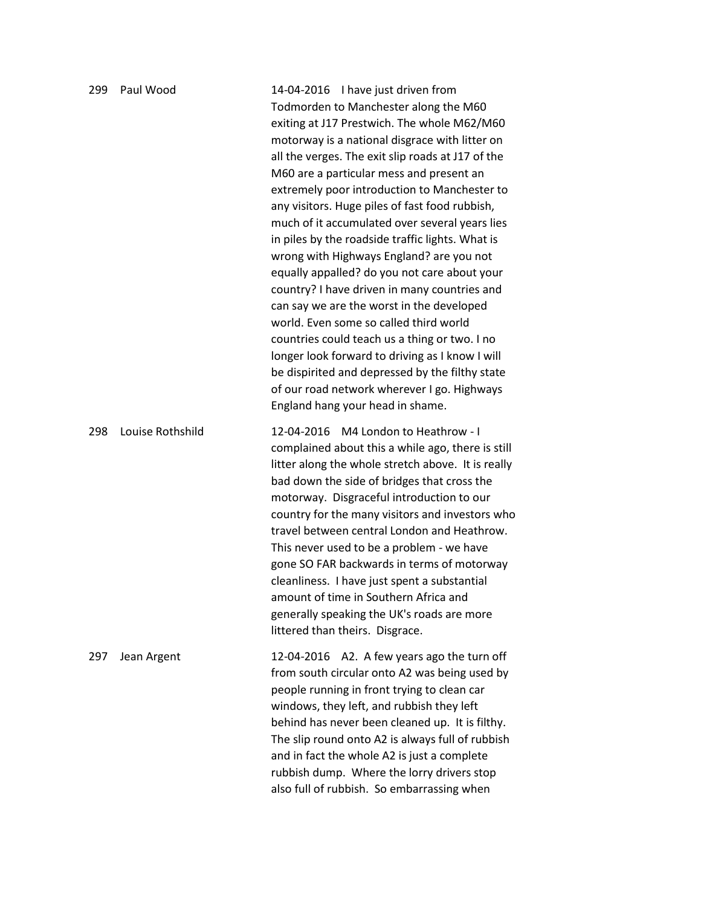299 Paul Wood

14-04-2016 I have just driven from Todmorden to Manchester along the M60 exiting at J17 Prestwich. The whole M62/M60 motorway is a national disgrace with litter on all the verges. The exit slip roads at J17 of the M60 are a particular mess and present an extremely poor introduction to Manchester to any visitors. Huge piles of fast food rubbish, much of it accumulated over several years lies in piles by the roadside traffic lights. What is wrong with Highways England? are you not equally appalled? do you not care about your country? I have driven in many countries and can say we are the worst in the developed world. Even some so called third world countries could teach us a thing or two. I no longer look forward to driving as I know I will be dispirited and depressed by the filthy state of our road network wherever I go. Highways England hang your head in shame.

298 Louise Rothshild

12-04-2016 M4 London to Heathrow - I complained about this a while ago, there is still litter along the whole stretch above. It is really bad down the side of bridges that cross the motorway. Disgraceful introduction to our country for the many visitors and investors who travel between central London and Heathrow. This never used to be a problem - we have gone SO FAR backwards in terms of motorway cleanliness. I have just spent a substantial amount of time in Southern Africa and generally speaking the UK's roads are more littered than theirs. Disgrace.

297 Jean Argent

12-04-2016 A2. A few years ago the turn off from south circular onto A2 was being used by people running in front trying to clean car windows, they left, and rubbish they left behind has never been cleaned up. It is filthy. The slip round onto A2 is always full of rubbish and in fact the whole A2 is just a complete rubbish dump. Where the lorry drivers stop also full of rubbish. So embarrassing when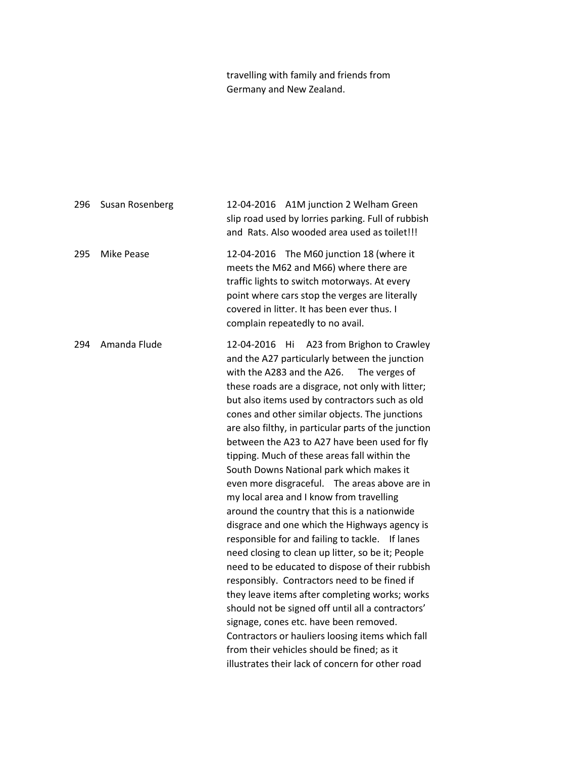travelling with family and friends from Germany and New Zealand.

| | | |
|---|---|---|
| 296 | Susan Rosenberg | 12-04-2016 A1M junction 2 Welham Green slip road used by lorries parking. Full of rubbish and Rats. Also wooded area used as toilet!!! |
| 295 | Mike Pease | 12-04-2016 The M60 junction 18 (where it meets the M62 and M66) where there are traffic lights to switch motorways. At every point where cars stop the verges are literally covered in litter. It has been ever thus. I complain repeatedly to no avail. |
| 294 | Amanda Flude | 12-04-2016 Hi A23 from Brighon to Crawley and the A27 particularly between the junction with the A283 and the A26. The verges of these roads are a disgrace, not only with litter; but also items used by contractors such as old cones and other similar objects. The junctions are also filthy, in particular parts of the junction between the A23 to A27 have been used for fly tipping. Much of these areas fall within the South Downs National park which makes it even more disgraceful. The areas above are in my local area and I know from travelling around the country that this is a nationwide disgrace and one which the Highways agency is responsible for and failing to tackle. If lanes need closing to clean up litter, so be it; People need to be educated to dispose of their rubbish responsibly. Contractors need to be fined if they leave items after completing works; works should not be signed off until all a contractors' signage, cones etc. have been removed. Contractors or hauliers loosing items which fall from their vehicles should be fined; as it illustrates their lack of concern for other road |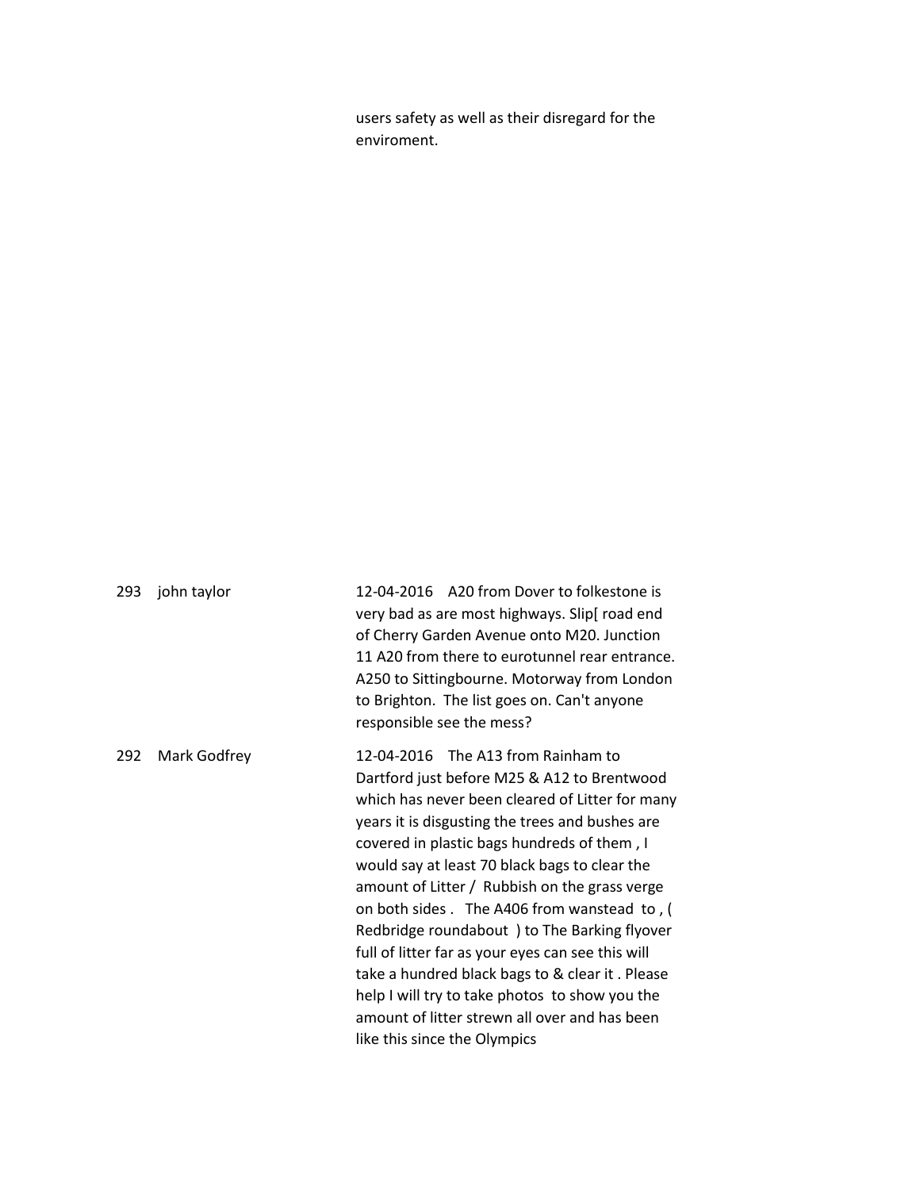users safety as well as their disregard for the enviroment.

| | | |
|---|---|---|
| 293 | john taylor | 12-04-2016 A20 from Dover to folkestone is very bad as are most highways. Slip[ road end of Cherry Garden Avenue onto M20. Junction 11 A20 from there to eurotunnel rear entrance. A250 to Sittingbourne. Motorway from London to Brighton. The list goes on. Can't anyone responsible see the mess? |
| 292 | Mark Godfrey | 12-04-2016 The A13 from Rainham to Dartford just before M25 & A12 to Brentwood which has never been cleared of Litter for many years it is disgusting the trees and bushes are covered in plastic bags hundreds of them , I would say at least 70 black bags to clear the amount of Litter / Rubbish on the grass verge on both sides . The A406 from wanstead to , ( Redbridge roundabout ) to The Barking flyover full of litter far as your eyes can see this will take a hundred black bags to & clear it . Please help I will try to take photos to show you the amount of litter strewn all over and has been like this since the Olympics |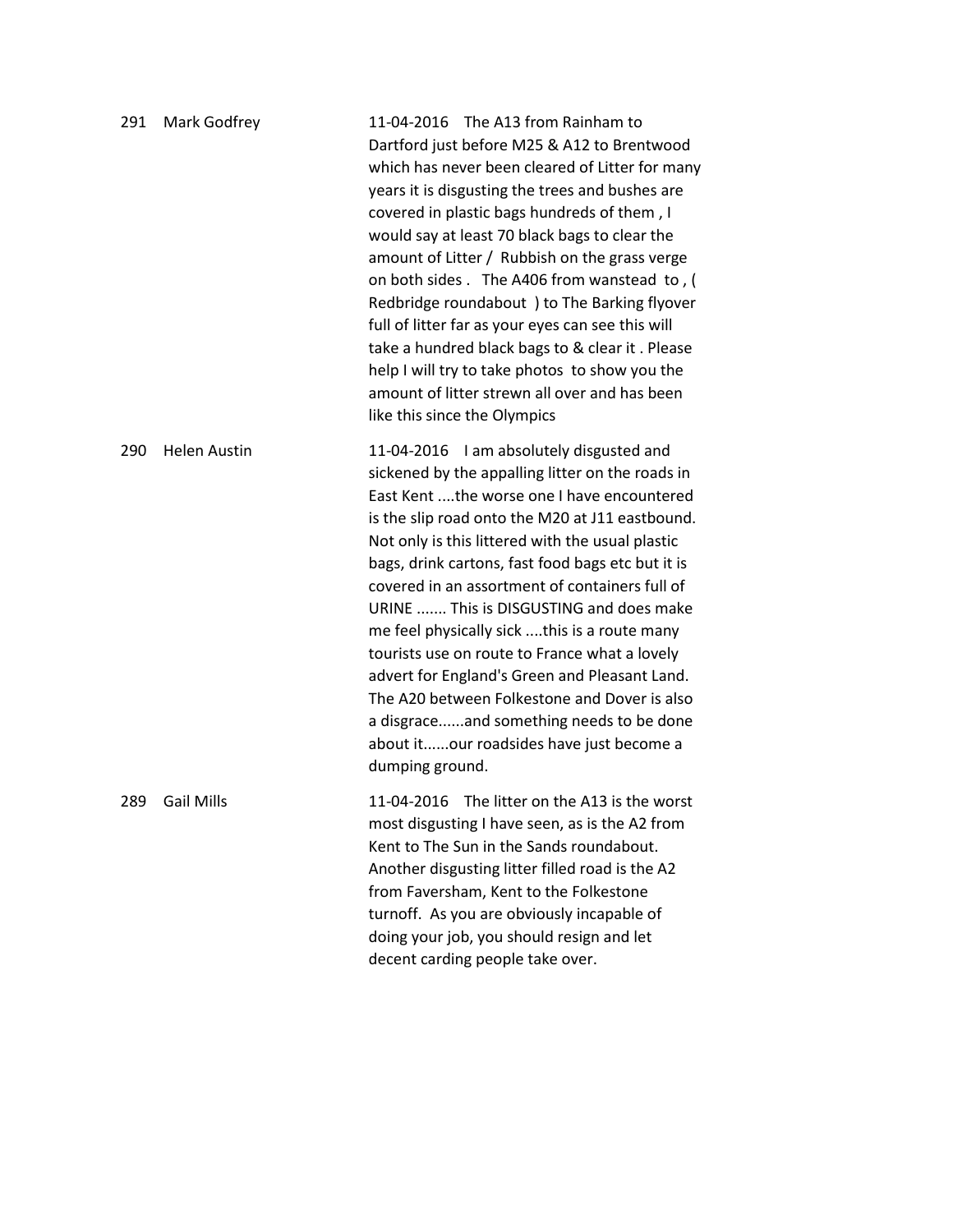| | | |
|---|---|---|
| 291 | Mark Godfrey | 11-04-2016 The A13 from Rainham to Dartford just before M25 & A12 to Brentwood which has never been cleared of Litter for many years it is disgusting the trees and bushes are covered in plastic bags hundreds of them , I would say at least 70 black bags to clear the amount of Litter / Rubbish on the grass verge on both sides . The A406 from wanstead to , ( Redbridge roundabout ) to The Barking flyover full of litter far as your eyes can see this will take a hundred black bags to & clear it . Please help I will try to take photos to show you the amount of litter strewn all over and has been like this since the Olympics |
| 290 | Helen Austin | 11-04-2016 I am absolutely disgusted and sickened by the appalling litter on the roads in East Kent ....the worse one I have encountered is the slip road onto the M20 at J11 eastbound. Not only is this littered with the usual plastic bags, drink cartons, fast food bags etc but it is covered in an assortment of containers full of URINE ....... This is DISGUSTING and does make me feel physically sick ....this is a route many tourists use on route to France what a lovely advert for England's Green and Pleasant Land. The A20 between Folkestone and Dover is also a disgrace......and something needs to be done about it......our roadsides have just become a dumping ground. |
| 289 | Gail Mills | 11-04-2016 The litter on the A13 is the worst most disgusting I have seen, as is the A2 from Kent to The Sun in the Sands roundabout. Another disgusting litter filled road is the A2 from Faversham, Kent to the Folkestone turnoff. As you are obviously incapable of doing your job, you should resign and let decent carding people take over. |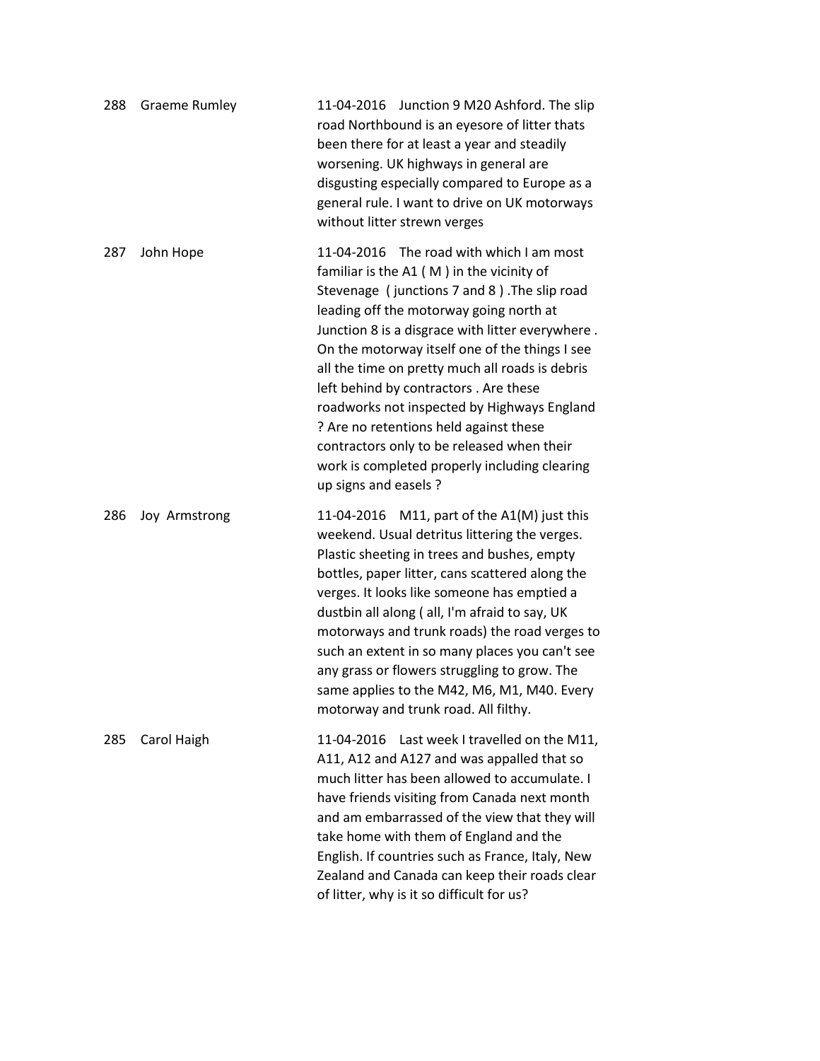| | | |
|---|---|---|
| 288 | Graeme Rumley | 11-04-2016 Junction 9 M20 Ashford. The slip road Northbound is an eyesore of litter thats been there for at least a year and steadily worsening. UK highways in general are disgusting especially compared to Europe as a general rule. I want to drive on UK motorways without litter strewn verges |
| 287 | John Hope | 11-04-2016 The road with which I am most familiar is the A1 ( M ) in the vicinity of Stevenage ( junctions 7 and 8 ) .The slip road leading off the motorway going north at Junction 8 is a disgrace with litter everywhere . On the motorway itself one of the things I see all the time on pretty much all roads is debris left behind by contractors . Are these roadworks not inspected by Highways England ? Are no retentions held against these contractors only to be released when their work is completed properly including clearing up signs and easels ? |
| 286 | Joy Armstrong | 11-04-2016 M11, part of the A1(M) just this weekend. Usual detritus littering the verges. Plastic sheeting in trees and bushes, empty bottles, paper litter, cans scattered along the verges. It looks like someone has emptied a dustbin all along ( all, I'm afraid to say, UK motorways and trunk roads) the road verges to such an extent in so many places you can't see any grass or flowers struggling to grow. The same applies to the M42, M6, M1, M40. Every motorway and trunk road. All filthy. |
| 285 | Carol Haigh | 11-04-2016 Last week I travelled on the M11, A11, A12 and A127 and was appalled that so much litter has been allowed to accumulate. I have friends visiting from Canada next month and am embarrassed of the view that they will take home with them of England and the English. If countries such as France, Italy, New Zealand and Canada can keep their roads clear of litter, why is it so difficult for us? |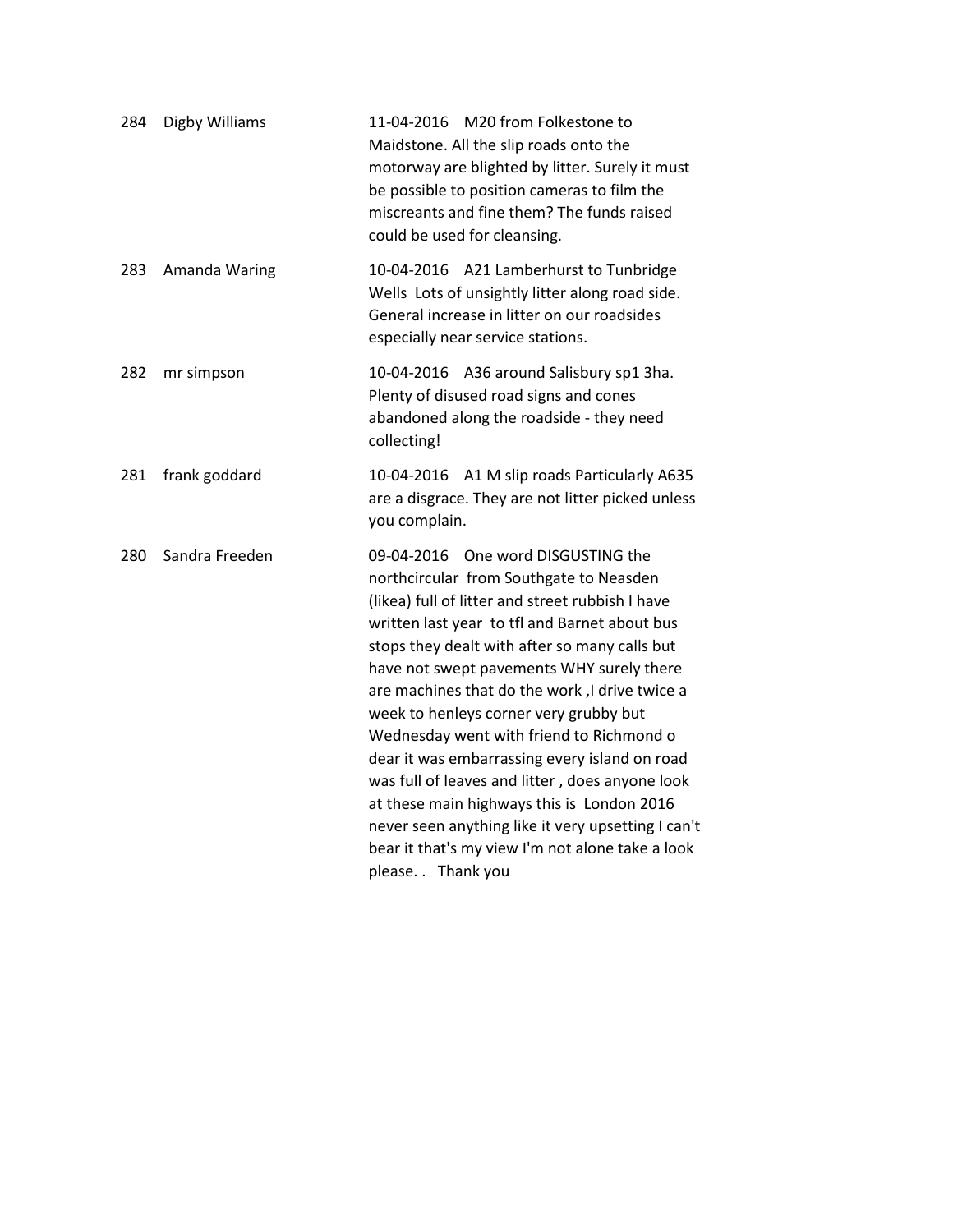| | | |
|---|---|---|
| 284 | Digby Williams | 11-04-2016 M20 from Folkestone to Maidstone. All the slip roads onto the motorway are blighted by litter. Surely it must be possible to position cameras to film the miscreants and fine them? The funds raised could be used for cleansing. |
| 283 | Amanda Waring | 10-04-2016 A21 Lamberhurst to Tunbridge Wells Lots of unsightly litter along road side. General increase in litter on our roadsides especially near service stations. |
| 282 | mr simpson | 10-04-2016 A36 around Salisbury sp1 3ha. Plenty of disused road signs and cones abandoned along the roadside - they need collecting! |
| 281 | frank goddard | 10-04-2016 A1 M slip roads Particularly A635 are a disgrace. They are not litter picked unless you complain. |
| 280 | Sandra Freeden | 09-04-2016 One word DISGUSTING the northcircular from Southgate to Neasden (likea) full of litter and street rubbish I have written last year to tfl and Barnet about bus stops they dealt with after so many calls but have not swept pavements WHY surely there are machines that do the work ,I drive twice a week to henleys corner very grubby but Wednesday went with friend to Richmond o dear it was embarrassing every island on road was full of leaves and litter , does anyone look at these main highways this is London 2016 never seen anything like it very upsetting I can't bear it that's my view I'm not alone take a look please. . Thank you |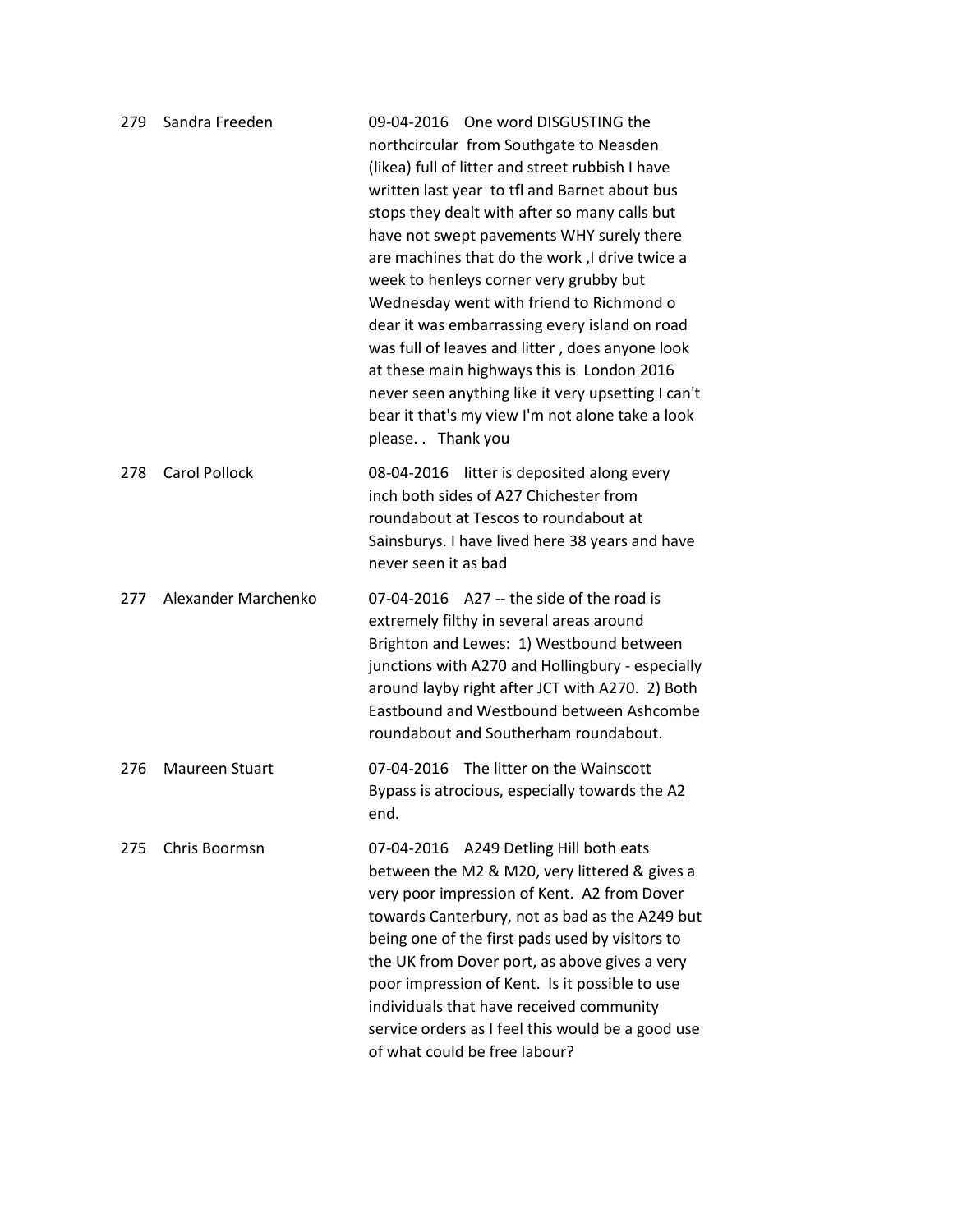| | | |
|---|---|---|
| 279 | Sandra Freeden | 09-04-2016 One word DISGUSTING the northcircular from Southgate to Neasden (likea) full of litter and street rubbish I have written last year to tfl and Barnet about bus stops they dealt with after so many calls but have not swept pavements WHY surely there are machines that do the work ,I drive twice a week to henleys corner very grubby but Wednesday went with friend to Richmond o dear it was embarrassing every island on road was full of leaves and litter , does anyone look at these main highways this is London 2016 never seen anything like it very upsetting I can't bear it that's my view I'm not alone take a look please. . Thank you |
| 278 | Carol Pollock | 08-04-2016 litter is deposited along every inch both sides of A27 Chichester from roundabout at Tescos to roundabout at Sainsburys. I have lived here 38 years and have never seen it as bad |
| 277 | Alexander Marchenko | 07-04-2016 A27 -- the side of the road is extremely filthy in several areas around Brighton and Lewes: 1) Westbound between junctions with A270 and Hollingbury - especially around layby right after JCT with A270. 2) Both Eastbound and Westbound between Ashcombe roundabout and Southerham roundabout. |
| 276 | Maureen Stuart | 07-04-2016 The litter on the Wainscott Bypass is atrocious, especially towards the A2 end. |
| 275 | Chris Boormsn | 07-04-2016 A249 Detling Hill both eats between the M2 & M20, very littered & gives a very poor impression of Kent. A2 from Dover towards Canterbury, not as bad as the A249 but being one of the first pads used by visitors to the UK from Dover port, as above gives a very poor impression of Kent. Is it possible to use individuals that have received community service orders as I feel this would be a good use of what could be free labour? |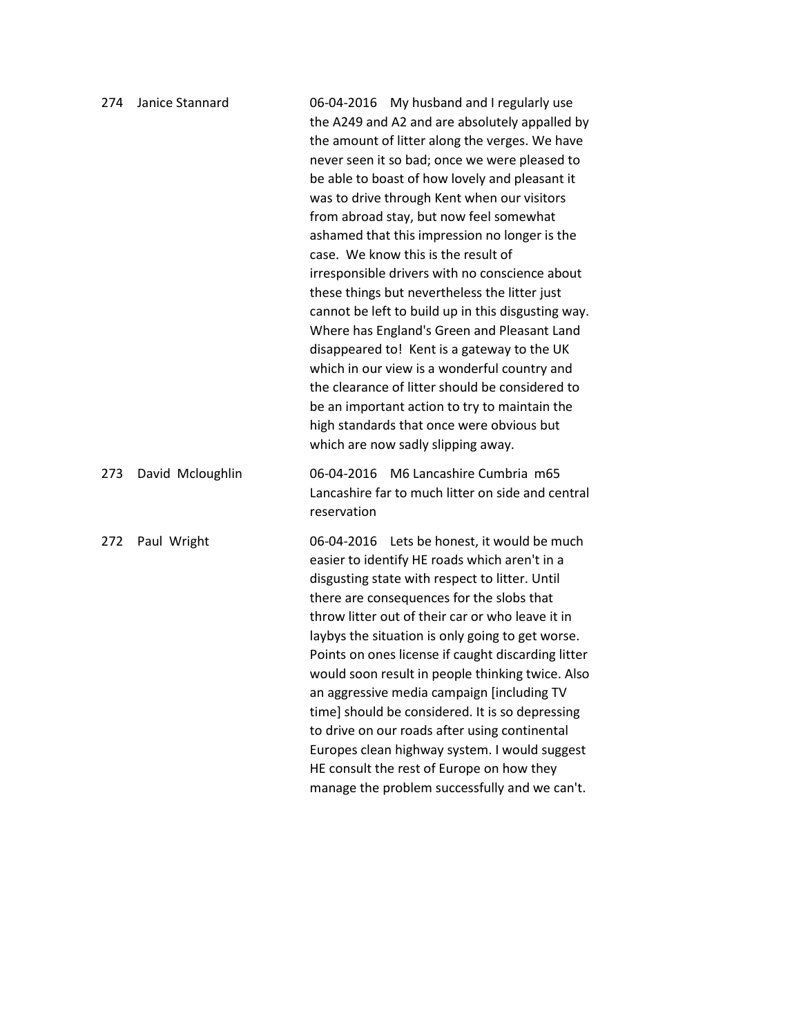| | | |
|---|---|---|
| 274 | Janice Stannard | 06-04-2016 My husband and I regularly use the A249 and A2 and are absolutely appalled by the amount of litter along the verges. We have never seen it so bad; once we were pleased to be able to boast of how lovely and pleasant it was to drive through Kent when our visitors from abroad stay, but now feel somewhat ashamed that this impression no longer is the case. We know this is the result of irresponsible drivers with no conscience about these things but nevertheless the litter just cannot be left to build up in this disgusting way. Where has England's Green and Pleasant Land disappeared to! Kent is a gateway to the UK which in our view is a wonderful country and the clearance of litter should be considered to be an important action to try to maintain the high standards that once were obvious but which are now sadly slipping away. |
| 273 | David Mcloughlin | 06-04-2016 M6 Lancashire Cumbria m65 Lancashire far to much litter on side and central reservation |
| 272 | Paul Wright | 06-04-2016 Lets be honest, it would be much easier to identify HE roads which aren't in a disgusting state with respect to litter. Until there are consequences for the slobs that throw litter out of their car or who leave it in laybys the situation is only going to get worse. Points on ones license if caught discarding litter would soon result in people thinking twice. Also an aggressive media campaign [including TV time] should be considered. It is so depressing to drive on our roads after using continental Europes clean highway system. I would suggest HE consult the rest of Europe on how they manage the problem successfully and we can't. |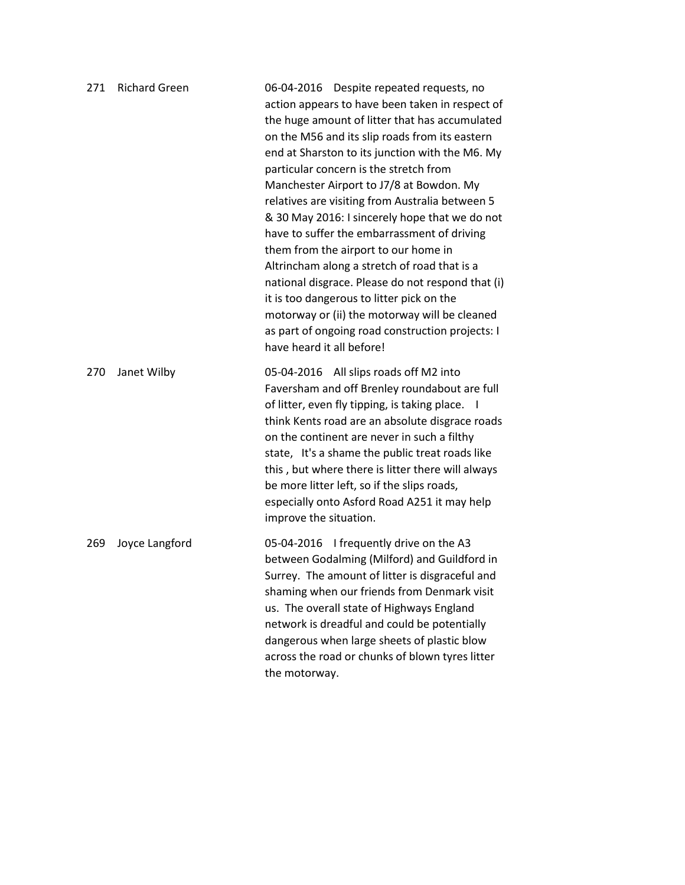| | | |
|---|---|---|
| 271 | Richard Green | 06-04-2016 Despite repeated requests, no action appears to have been taken in respect of the huge amount of litter that has accumulated on the M56 and its slip roads from its eastern end at Sharston to its junction with the M6. My particular concern is the stretch from Manchester Airport to J7/8 at Bowdon. My relatives are visiting from Australia between 5 & 30 May 2016: I sincerely hope that we do not have to suffer the embarrassment of driving them from the airport to our home in Altrincham along a stretch of road that is a national disgrace. Please do not respond that (i) it is too dangerous to litter pick on the motorway or (ii) the motorway will be cleaned as part of ongoing road construction projects: I have heard it all before! |
| 270 | Janet Wilby | 05-04-2016 All slips roads off M2 into Faversham and off Brenley roundabout are full of litter, even fly tipping, is taking place. I think Kents road are an absolute disgrace roads on the continent are never in such a filthy state, It's a shame the public treat roads like this , but where there is litter there will always be more litter left, so if the slips roads, especially onto Asford Road A251 it may help improve the situation. |
| 269 | Joyce Langford | 05-04-2016 I frequently drive on the A3 between Godalming (Milford) and Guildford in Surrey. The amount of litter is disgraceful and shaming when our friends from Denmark visit us. The overall state of Highways England network is dreadful and could be potentially dangerous when large sheets of plastic blow across the road or chunks of blown tyres litter the motorway. |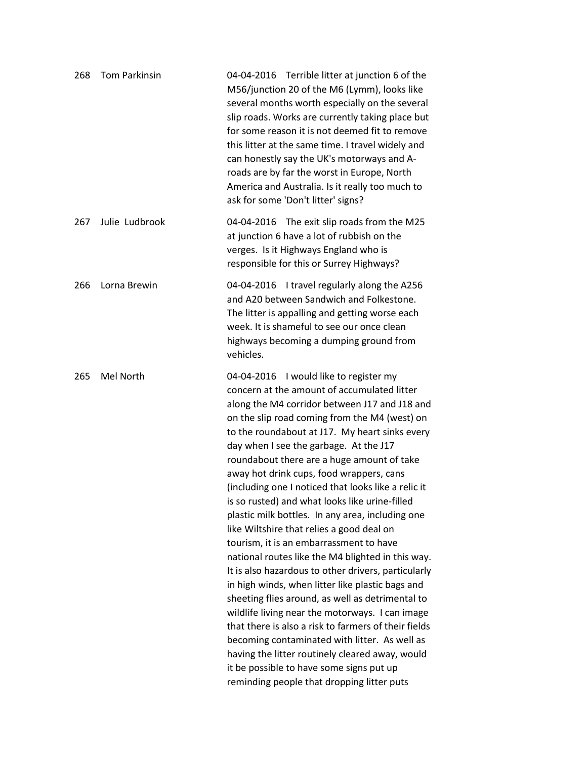| | | |
|---|---|---|
| 268 | Tom Parkinsin | 04-04-2016 Terrible litter at junction 6 of the M56/junction 20 of the M6 (Lymm), looks like several months worth especially on the several slip roads. Works are currently taking place but for some reason it is not deemed fit to remove this litter at the same time. I travel widely and can honestly say the UK's motorways and A-roads are by far the worst in Europe, North America and Australia. Is it really too much to ask for some 'Don't litter' signs? |
| 267 | Julie Ludbrook | 04-04-2016 The exit slip roads from the M25 at junction 6 have a lot of rubbish on the verges. Is it Highways England who is responsible for this or Surrey Highways? |
| 266 | Lorna Brewin | 04-04-2016 I travel regularly along the A256 and A20 between Sandwich and Folkestone. The litter is appalling and getting worse each week. It is shameful to see our once clean highways becoming a dumping ground from vehicles. |
| 265 | Mel North | 04-04-2016 I would like to register my concern at the amount of accumulated litter along the M4 corridor between J17 and J18 and on the slip road coming from the M4 (west) on to the roundabout at J17. My heart sinks every day when I see the garbage. At the J17 roundabout there are a huge amount of take away hot drink cups, food wrappers, cans (including one I noticed that looks like a relic it is so rusted) and what looks like urine-filled plastic milk bottles. In any area, including one like Wiltshire that relies a good deal on tourism, it is an embarrassment to have national routes like the M4 blighted in this way. It is also hazardous to other drivers, particularly in high winds, when litter like plastic bags and sheeting flies around, as well as detrimental to wildlife living near the motorways. I can image that there is also a risk to farmers of their fields becoming contaminated with litter. As well as having the litter routinely cleared away, would it be possible to have some signs put up reminding people that dropping litter puts |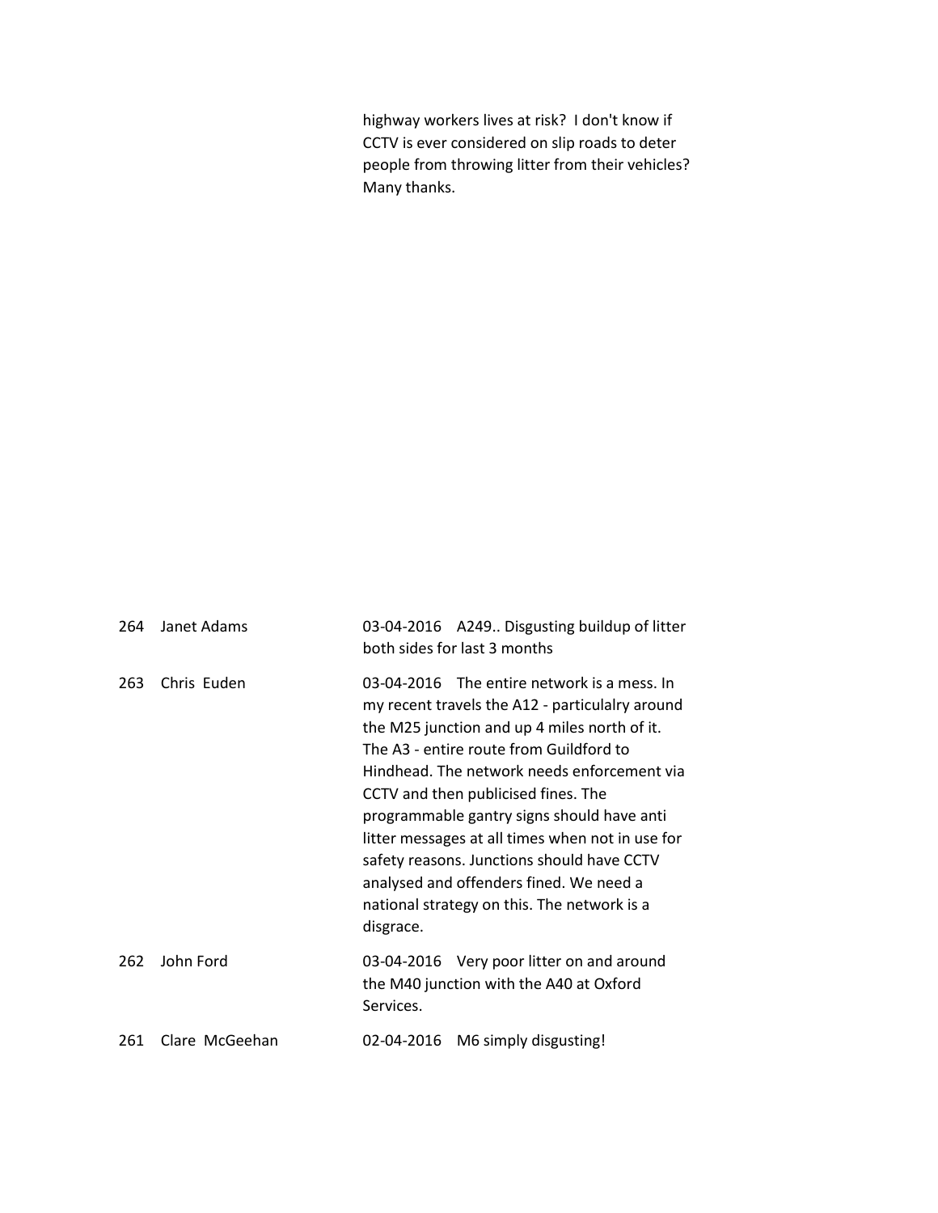highway workers lives at risk? I don't know if CCTV is ever considered on slip roads to deter people from throwing litter from their vehicles? Many thanks.

| | | |
|---|---|---|
| 264 | Janet Adams | 03-04-2016 A249.. Disgusting buildup of litter both sides for last 3 months |
| 263 | Chris Euden | 03-04-2016 The entire network is a mess. In my recent travels the A12 - particulalry around the M25 junction and up 4 miles north of it. The A3 - entire route from Guildford to Hindhead. The network needs enforcement via CCTV and then publicised fines. The programmable gantry signs should have anti litter messages at all times when not in use for safety reasons. Junctions should have CCTV analysed and offenders fined. We need a national strategy on this. The network is a disgrace. |
| 262 | John Ford | 03-04-2016 Very poor litter on and around the M40 junction with the A40 at Oxford Services. |
| 261 | Clare McGeehan | 02-04-2016 M6 simply disgusting! |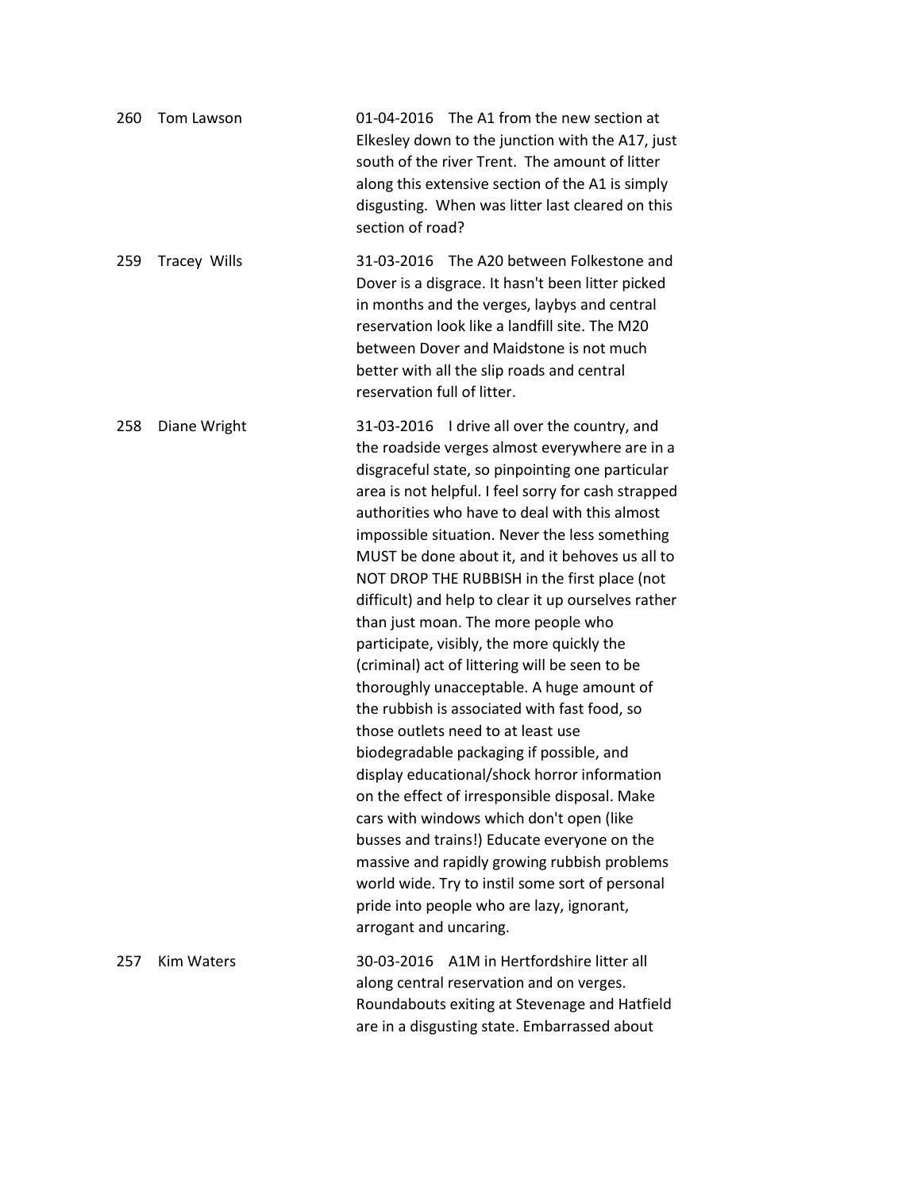| | | |
|---|---|---|
| 260 | Tom Lawson | 01-04-2016 The A1 from the new section at Elkesley down to the junction with the A17, just south of the river Trent. The amount of litter along this extensive section of the A1 is simply disgusting. When was litter last cleared on this section of road? |
| 259 | Tracey Wills | 31-03-2016 The A20 between Folkestone and Dover is a disgrace. It hasn't been litter picked in months and the verges, laybys and central reservation look like a landfill site. The M20 between Dover and Maidstone is not much better with all the slip roads and central reservation full of litter. |
| 258 | Diane Wright | 31-03-2016 I drive all over the country, and the roadside verges almost everywhere are in a disgraceful state, so pinpointing one particular area is not helpful. I feel sorry for cash strapped authorities who have to deal with this almost impossible situation. Never the less something MUST be done about it, and it behoves us all to NOT DROP THE RUBBISH in the first place (not difficult) and help to clear it up ourselves rather than just moan. The more people who participate, visibly, the more quickly the (criminal) act of littering will be seen to be thoroughly unacceptable. A huge amount of the rubbish is associated with fast food, so those outlets need to at least use biodegradable packaging if possible, and display educational/shock horror information on the effect of irresponsible disposal. Make cars with windows which don't open (like busses and trains!) Educate everyone on the massive and rapidly growing rubbish problems world wide. Try to instil some sort of personal pride into people who are lazy, ignorant, arrogant and uncaring. |
| 257 | Kim Waters | 30-03-2016 A1M in Hertfordshire litter all along central reservation and on verges. Roundabouts exiting at Stevenage and Hatfield are in a disgusting state. Embarrassed about |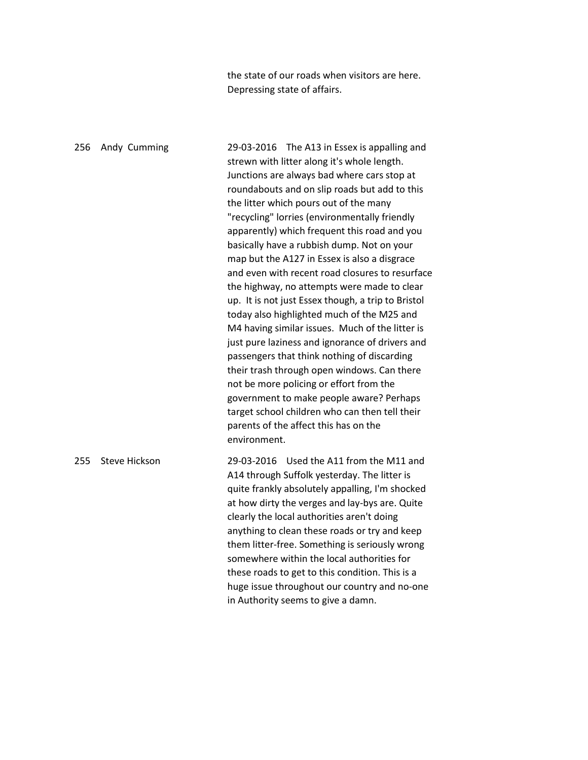the state of our roads when visitors are here. Depressing state of affairs.

256 Andy Cumming 29-03-2016 The A13 in Essex is appalling and strewn with litter along it's whole length. Junctions are always bad where cars stop at roundabouts and on slip roads but add to this the litter which pours out of the many "recycling" lorries (environmentally friendly apparently) which frequent this road and you basically have a rubbish dump. Not on your map but the A127 in Essex is also a disgrace and even with recent road closures to resurface the highway, no attempts were made to clear up. It is not just Essex though, a trip to Bristol today also highlighted much of the M25 and M4 having similar issues. Much of the litter is just pure laziness and ignorance of drivers and passengers that think nothing of discarding their trash through open windows. Can there not be more policing or effort from the government to make people aware? Perhaps target school children who can then tell their parents of the affect this has on the environment.

255 Steve Hickson 29-03-2016 Used the A11 from the M11 and A14 through Suffolk yesterday. The litter is quite frankly absolutely appalling, I'm shocked at how dirty the verges and lay-bys are. Quite clearly the local authorities aren't doing anything to clean these roads or try and keep them litter-free. Something is seriously wrong somewhere within the local authorities for these roads to get to this condition. This is a huge issue throughout our country and no-one in Authority seems to give a damn.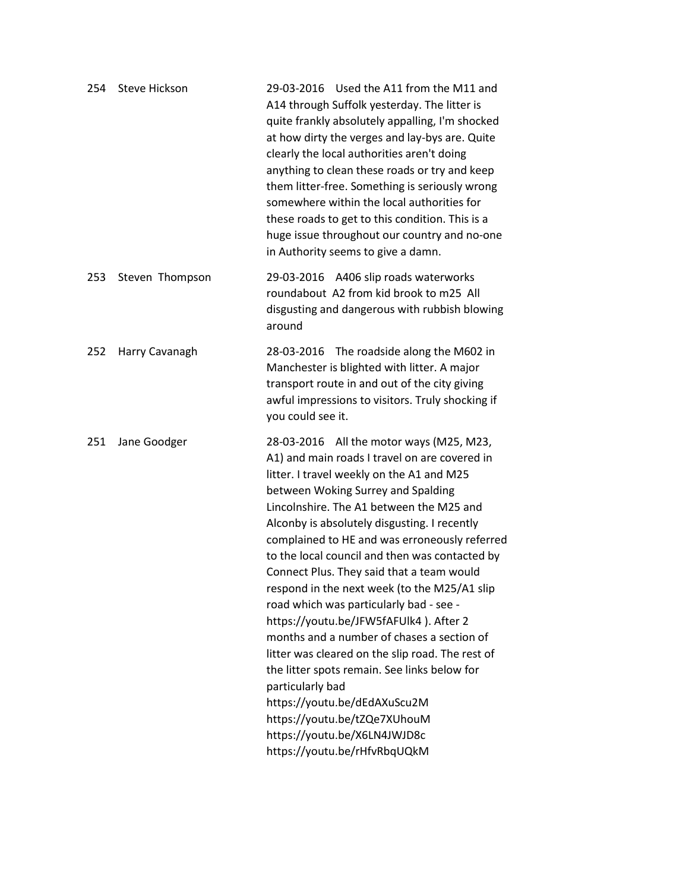| | | |
|---|---|---|
| 254 | Steve Hickson | 29-03-2016 Used the A11 from the M11 and A14 through Suffolk yesterday. The litter is quite frankly absolutely appalling, I'm shocked at how dirty the verges and lay-bys are. Quite clearly the local authorities aren't doing anything to clean these roads or try and keep them litter-free. Something is seriously wrong somewhere within the local authorities for these roads to get to this condition. This is a huge issue throughout our country and no-one in Authority seems to give a damn. |
| 253 | Steven Thompson | 29-03-2016 A406 slip roads waterworks roundabout A2 from kid brook to m25 All disgusting and dangerous with rubbish blowing around |
| 252 | Harry Cavanagh | 28-03-2016 The roadside along the M602 in Manchester is blighted with litter. A major transport route in and out of the city giving awful impressions to visitors. Truly shocking if you could see it. |
| 251 | Jane Goodger | 28-03-2016 All the motor ways (M25, M23, A1) and main roads I travel on are covered in litter. I travel weekly on the A1 and M25 between Woking Surrey and Spalding Lincolnshire. The A1 between the M25 and Alconby is absolutely disgusting. I recently complained to HE and was erroneously referred to the local council and then was contacted by Connect Plus. They said that a team would respond in the next week (to the M25/A1 slip road which was particularly bad - see - https://youtu.be/JFW5fAFUlk4 ). After 2 months and a number of chases a section of litter was cleared on the slip road. The rest of the litter spots remain. See links below for particularly bad https://youtu.be/dEdAXuScu2M https://youtu.be/tZQe7XUhouM https://youtu.be/X6LN4JWJD8c https://youtu.be/rHfvRbqUQkM |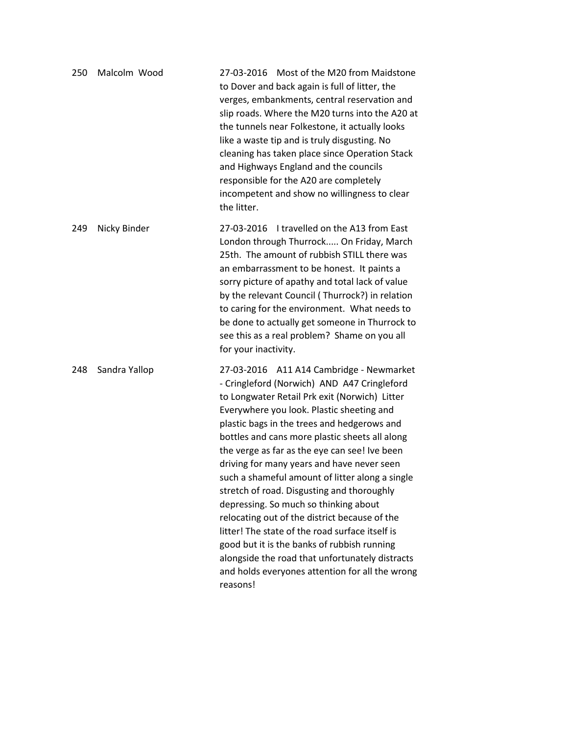| | | |
|---|---|---|
| 250 | Malcolm Wood | 27-03-2016 Most of the M20 from Maidstone to Dover and back again is full of litter, the verges, embankments, central reservation and slip roads. Where the M20 turns into the A20 at the tunnels near Folkestone, it actually looks like a waste tip and is truly disgusting. No cleaning has taken place since Operation Stack and Highways England and the councils responsible for the A20 are completely incompetent and show no willingness to clear the litter. |
| 249 | Nicky Binder | 27-03-2016 I travelled on the A13 from East London through Thurrock..... On Friday, March 25th. The amount of rubbish STILL there was an embarrassment to be honest. It paints a sorry picture of apathy and total lack of value by the relevant Council ( Thurrock?) in relation to caring for the environment. What needs to be done to actually get someone in Thurrock to see this as a real problem? Shame on you all for your inactivity. |
| 248 | Sandra Yallop | 27-03-2016 A11 A14 Cambridge - Newmarket - Cringleford (Norwich) AND A47 Cringleford to Longwater Retail Prk exit (Norwich) Litter Everywhere you look. Plastic sheeting and plastic bags in the trees and hedgerows and bottles and cans more plastic sheets all along the verge as far as the eye can see! Ive been driving for many years and have never seen such a shameful amount of litter along a single stretch of road. Disgusting and thoroughly depressing. So much so thinking about relocating out of the district because of the litter! The state of the road surface itself is good but it is the banks of rubbish running alongside the road that unfortunately distracts and holds everyones attention for all the wrong reasons! |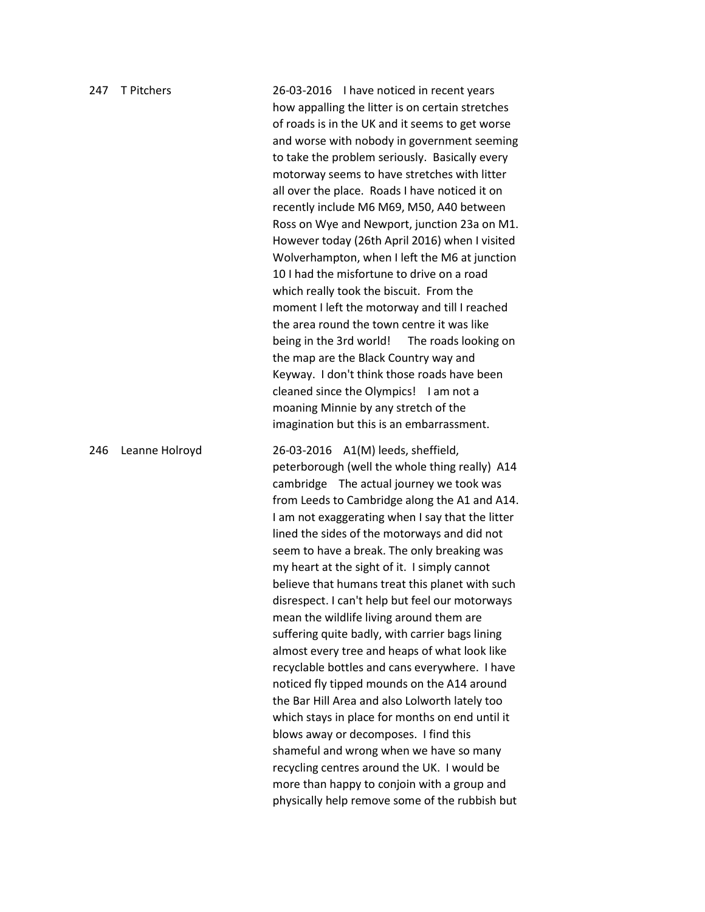247 T Pitchers

26-03-2016 I have noticed in recent years how appalling the litter is on certain stretches of roads is in the UK and it seems to get worse and worse with nobody in government seeming to take the problem seriously. Basically every motorway seems to have stretches with litter all over the place. Roads I have noticed it on recently include M6 M69, M50, A40 between Ross on Wye and Newport, junction 23a on M1. However today (26th April 2016) when I visited Wolverhampton, when I left the M6 at junction 10 I had the misfortune to drive on a road which really took the biscuit. From the moment I left the motorway and till I reached the area round the town centre it was like being in the 3rd world! The roads looking on the map are the Black Country way and Keyway. I don't think those roads have been cleaned since the Olympics! I am not a moaning Minnie by any stretch of the imagination but this is an embarrassment.

246 Leanne Holroyd

26-03-2016 A1(M) leeds, sheffield, peterborough (well the whole thing really) A14 cambridge The actual journey we took was from Leeds to Cambridge along the A1 and A14. I am not exaggerating when I say that the litter lined the sides of the motorways and did not seem to have a break. The only breaking was my heart at the sight of it. I simply cannot believe that humans treat this planet with such disrespect. I can't help but feel our motorways mean the wildlife living around them are suffering quite badly, with carrier bags lining almost every tree and heaps of what look like recyclable bottles and cans everywhere. I have noticed fly tipped mounds on the A14 around the Bar Hill Area and also Lolworth lately too which stays in place for months on end until it blows away or decomposes. I find this shameful and wrong when we have so many recycling centres around the UK. I would be more than happy to conjoin with a group and physically help remove some of the rubbish but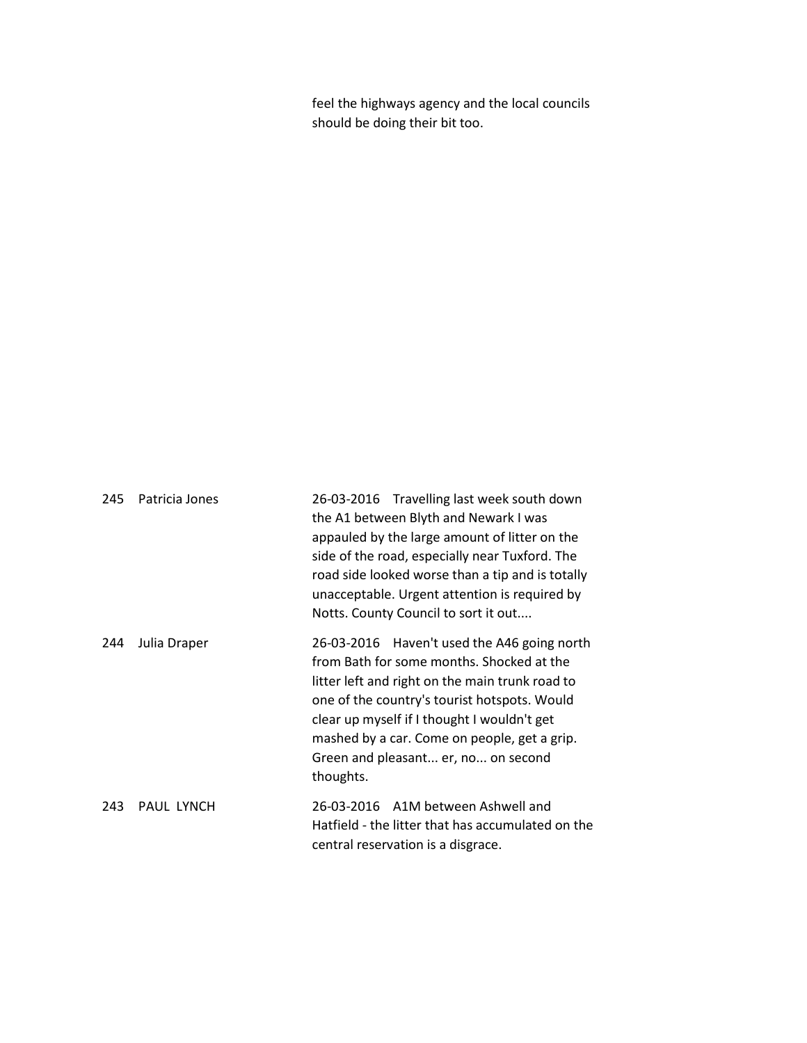| | | |
|---|---|---|
| | | feel the highways agency and the local councils should be doing their bit too. |
| 245 | Patricia Jones | 26-03-2016 Travelling last week south down the A1 between Blyth and Newark I was appauled by the large amount of litter on the side of the road, especially near Tuxford. The road side looked worse than a tip and is totally unacceptable. Urgent attention is required by Notts. County Council to sort it out.... |
| 244 | Julia Draper | 26-03-2016 Haven't used the A46 going north from Bath for some months. Shocked at the litter left and right on the main trunk road to one of the country's tourist hotspots. Would clear up myself if I thought I wouldn't get mashed by a car. Come on people, get a grip. Green and pleasant... er, no... on second thoughts. |
| 243 | PAUL LYNCH | 26-03-2016 A1M between Ashwell and Hatfield - the litter that has accumulated on the central reservation is a disgrace. |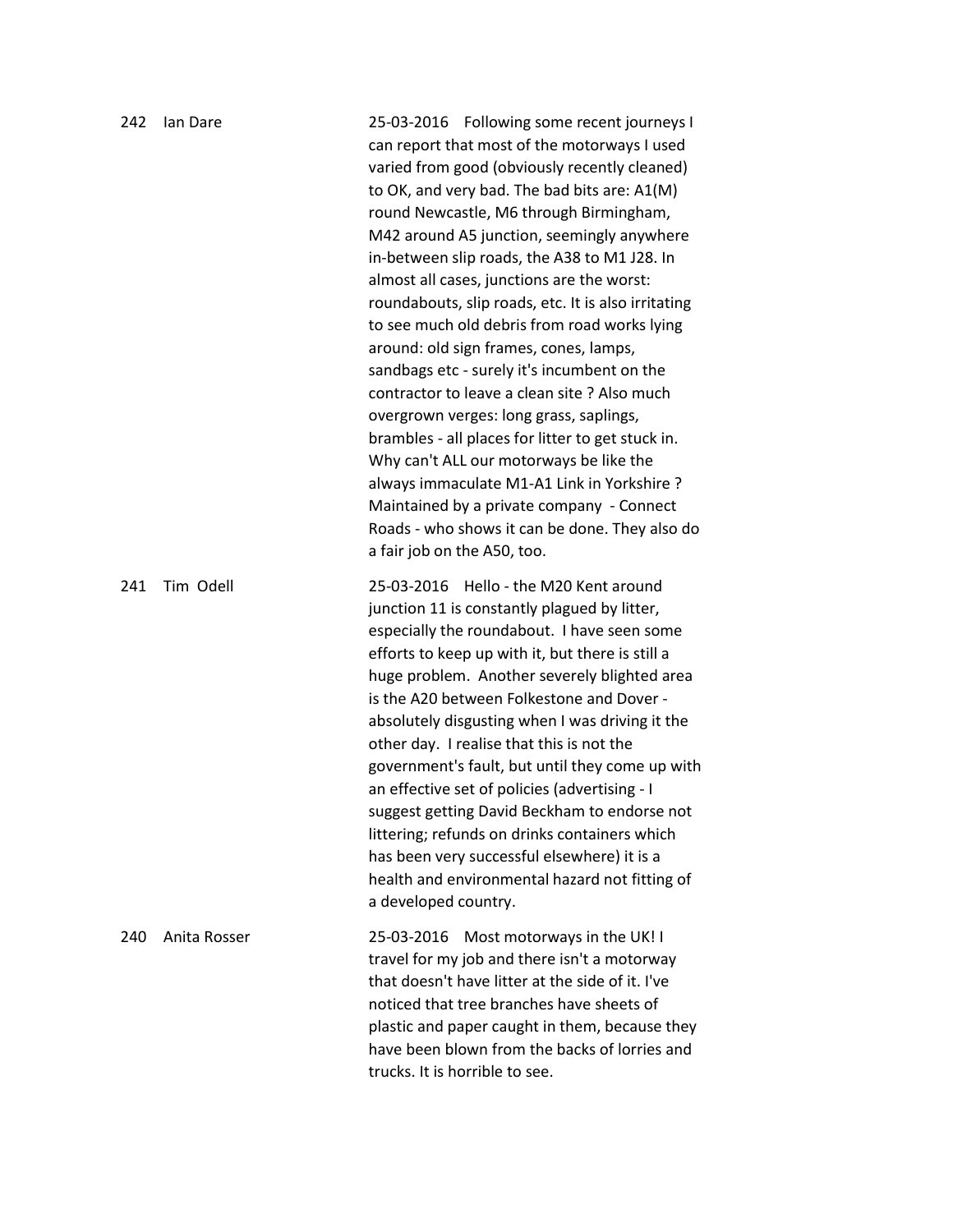| | | |
|---|---|---|
| 242 | Ian Dare | 25-03-2016 Following some recent journeys I can report that most of the motorways I used varied from good (obviously recently cleaned) to OK, and very bad. The bad bits are: A1(M) round Newcastle, M6 through Birmingham, M42 around A5 junction, seemingly anywhere in-between slip roads, the A38 to M1 J28. In almost all cases, junctions are the worst: roundabouts, slip roads, etc. It is also irritating to see much old debris from road works lying around: old sign frames, cones, lamps, sandbags etc - surely it's incumbent on the contractor to leave a clean site ? Also much overgrown verges: long grass, saplings, brambles - all places for litter to get stuck in. Why can't ALL our motorways be like the always immaculate M1-A1 Link in Yorkshire ? Maintained by a private company - Connect Roads - who shows it can be done. They also do a fair job on the A50, too. |
| 241 | Tim Odell | 25-03-2016 Hello - the M20 Kent around junction 11 is constantly plagued by litter, especially the roundabout. I have seen some efforts to keep up with it, but there is still a huge problem. Another severely blighted area is the A20 between Folkestone and Dover - absolutely disgusting when I was driving it the other day. I realise that this is not the government's fault, but until they come up with an effective set of policies (advertising - I suggest getting David Beckham to endorse not littering; refunds on drinks containers which has been very successful elsewhere) it is a health and environmental hazard not fitting of a developed country. |
| 240 | Anita Rosser | 25-03-2016 Most motorways in the UK! I travel for my job and there isn't a motorway that doesn't have litter at the side of it. I've noticed that tree branches have sheets of plastic and paper caught in them, because they have been blown from the backs of lorries and trucks. It is horrible to see. |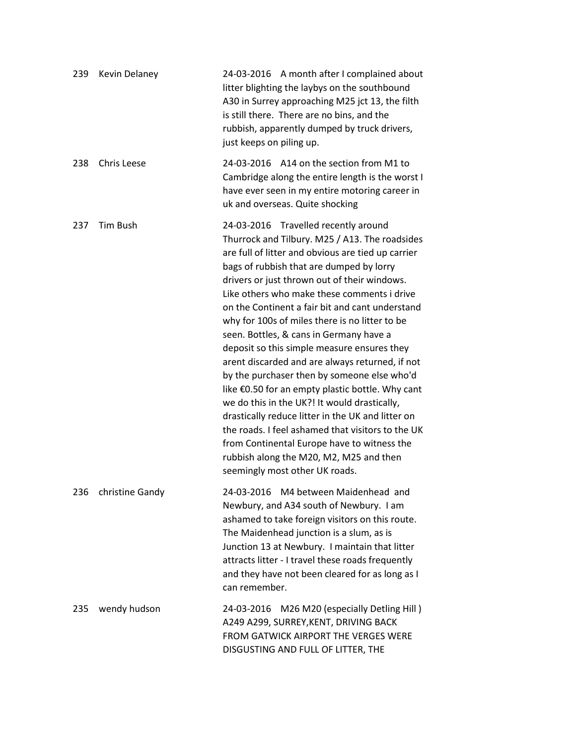| | | |
|---|---|---|
| 239 | Kevin Delaney | 24-03-2016 A month after I complained about litter blighting the laybys on the southbound A30 in Surrey approaching M25 jct 13, the filth is still there. There are no bins, and the rubbish, apparently dumped by truck drivers, just keeps on piling up. |
| 238 | Chris Leese | 24-03-2016 A14 on the section from M1 to Cambridge along the entire length is the worst I have ever seen in my entire motoring career in uk and overseas. Quite shocking |
| 237 | Tim Bush | 24-03-2016 Travelled recently around Thurrock and Tilbury. M25 / A13. The roadsides are full of litter and obvious are tied up carrier bags of rubbish that are dumped by lorry drivers or just thrown out of their windows. Like others who make these comments i drive on the Continent a fair bit and cant understand why for 100s of miles there is no litter to be seen. Bottles, & cans in Germany have a deposit so this simple measure ensures they arent discarded and are always returned, if not by the purchaser then by someone else who'd like €0.50 for an empty plastic bottle. Why cant we do this in the UK?! It would drastically, drastically reduce litter in the UK and litter on the roads. I feel ashamed that visitors to the UK from Continental Europe have to witness the rubbish along the M20, M2, M25 and then seemingly most other UK roads. |
| 236 | christine Gandy | 24-03-2016 M4 between Maidenhead and Newbury, and A34 south of Newbury. I am ashamed to take foreign visitors on this route. The Maidenhead junction is a slum, as is Junction 13 at Newbury. I maintain that litter attracts litter - I travel these roads frequently and they have not been cleared for as long as I can remember. |
| 235 | wendy hudson | 24-03-2016 M26 M20 (especially Detling Hill ) A249 A299, SURREY,KENT, DRIVING BACK FROM GATWICK AIRPORT THE VERGES WERE DISGUSTING AND FULL OF LITTER, THE |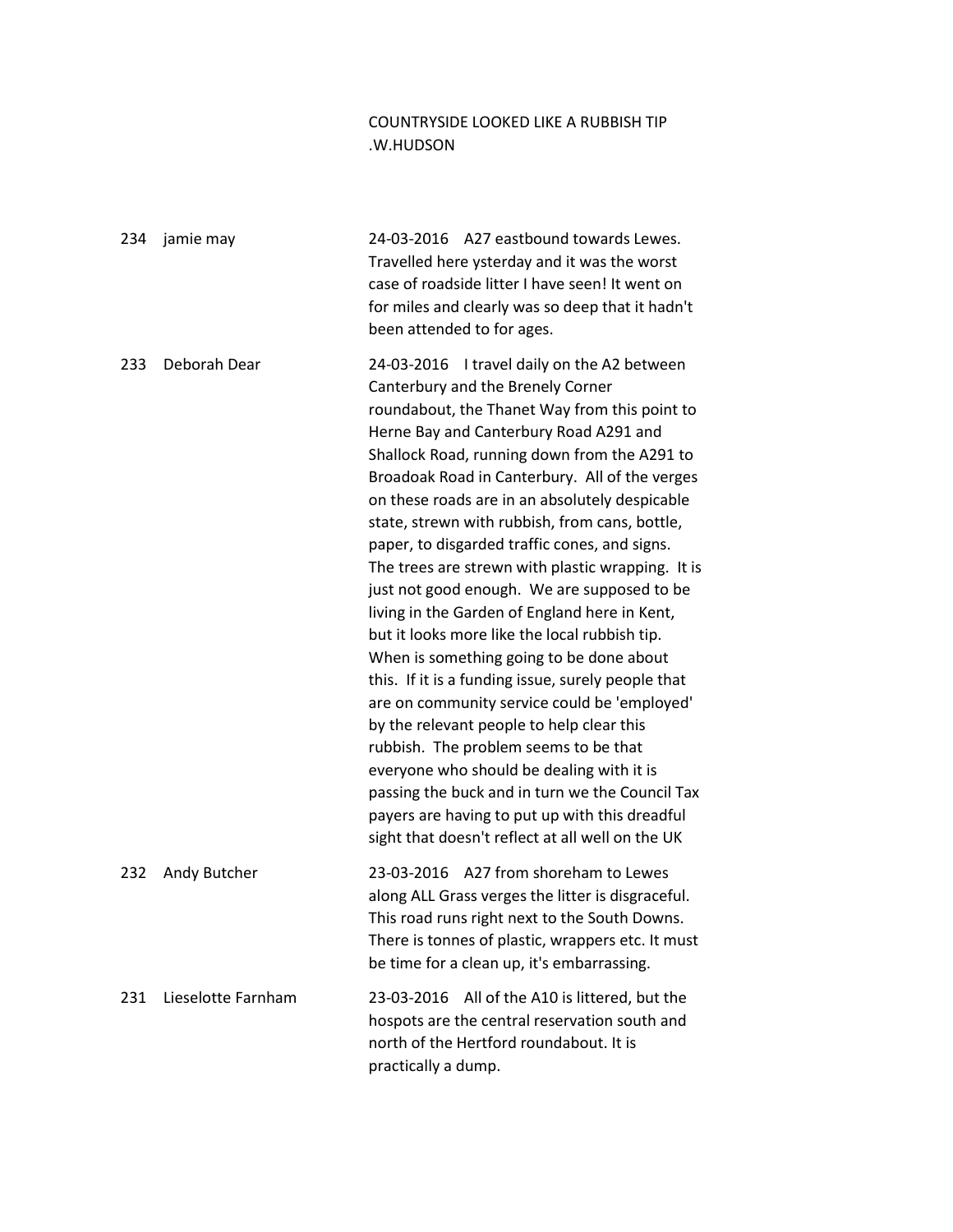COUNTRYSIDE LOOKED LIKE A RUBBISH TIP
.W.HUDSON

| | | |
|---|---|---|
| 234 | jamie may | 24-03-2016 A27 eastbound towards Lewes. Travelled here ysterday and it was the worst case of roadside litter I have seen! It went on for miles and clearly was so deep that it hadn't been attended to for ages. |
| 233 | Deborah Dear | 24-03-2016 I travel daily on the A2 between Canterbury and the Brenely Corner roundabout, the Thanet Way from this point to Herne Bay and Canterbury Road A291 and Shallock Road, running down from the A291 to Broadoak Road in Canterbury. All of the verges on these roads are in an absolutely despicable state, strewn with rubbish, from cans, bottle, paper, to disgarded traffic cones, and signs. The trees are strewn with plastic wrapping. It is just not good enough. We are supposed to be living in the Garden of England here in Kent, but it looks more like the local rubbish tip. When is something going to be done about this. If it is a funding issue, surely people that are on community service could be 'employed' by the relevant people to help clear this rubbish. The problem seems to be that everyone who should be dealing with it is passing the buck and in turn we the Council Tax payers are having to put up with this dreadful sight that doesn't reflect at all well on the UK |
| 232 | Andy Butcher | 23-03-2016 A27 from shoreham to Lewes along ALL Grass verges the litter is disgraceful. This road runs right next to the South Downs. There is tonnes of plastic, wrappers etc. It must be time for a clean up, it's embarrassing. |
| 231 | Lieselotte Farnham | 23-03-2016 All of the A10 is littered, but the hospots are the central reservation south and north of the Hertford roundabout. It is practically a dump. |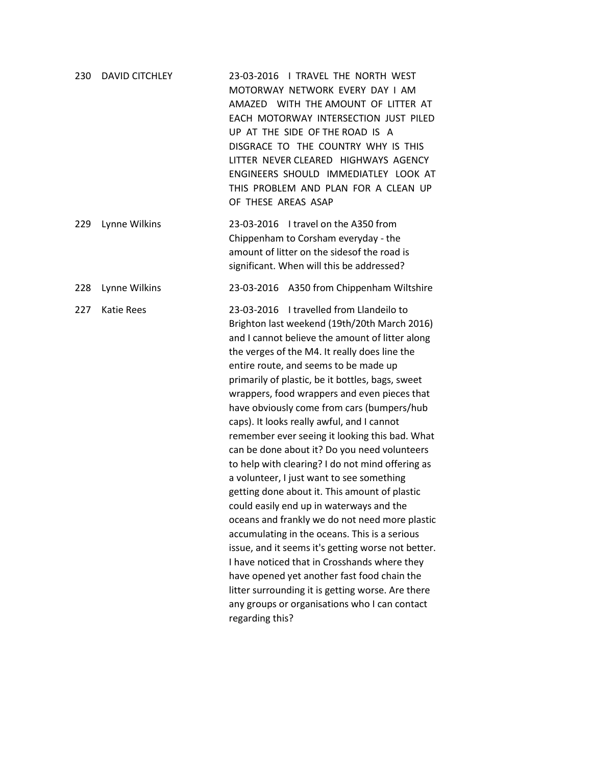| | | |
|---|---|---|
| 230 | DAVID CITCHLEY | 23-03-2016 I TRAVEL THE NORTH WEST MOTORWAY NETWORK EVERY DAY I AM AMAZED WITH THE AMOUNT OF LITTER AT EACH MOTORWAY INTERSECTION JUST PILED UP AT THE SIDE OF THE ROAD IS A DISGRACE TO THE COUNTRY WHY IS THIS LITTER NEVER CLEARED HIGHWAYS AGENCY ENGINEERS SHOULD IMMEDIATLEY LOOK AT THIS PROBLEM AND PLAN FOR A CLEAN UP OF THESE AREAS ASAP |
| 229 | Lynne Wilkins | 23-03-2016 I travel on the A350 from Chippenham to Corsham everyday - the amount of litter on the sidesof the road is significant. When will this be addressed? |
| 228 | Lynne Wilkins | 23-03-2016 A350 from Chippenham Wiltshire |
| 227 | Katie Rees | 23-03-2016 I travelled from Llandeilo to Brighton last weekend (19th/20th March 2016) and I cannot believe the amount of litter along the verges of the M4. It really does line the entire route, and seems to be made up primarily of plastic, be it bottles, bags, sweet wrappers, food wrappers and even pieces that have obviously come from cars (bumpers/hub caps). It looks really awful, and I cannot remember ever seeing it looking this bad. What can be done about it? Do you need volunteers to help with clearing? I do not mind offering as a volunteer, I just want to see something getting done about it. This amount of plastic could easily end up in waterways and the oceans and frankly we do not need more plastic accumulating in the oceans. This is a serious issue, and it seems it's getting worse not better. I have noticed that in Crosshands where they have opened yet another fast food chain the litter surrounding it is getting worse. Are there any groups or organisations who I can contact regarding this? |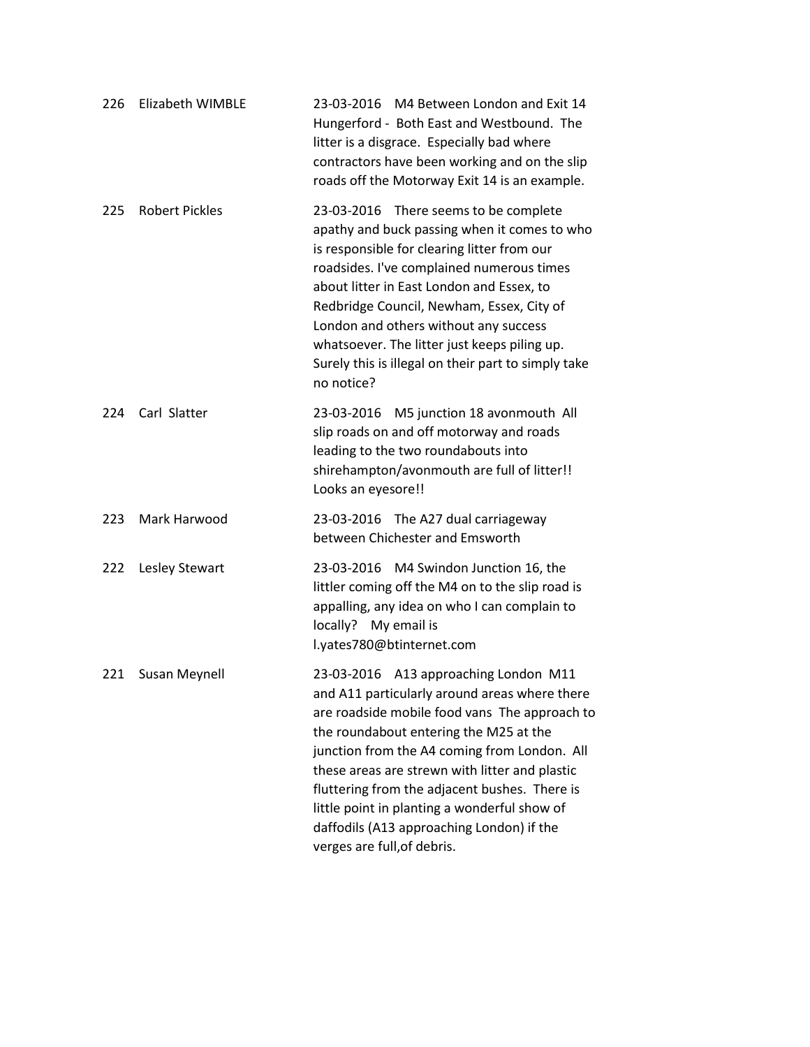| | | |
|---|---|---|
| 226 | Elizabeth WIMBLE | 23-03-2016 M4 Between London and Exit 14 Hungerford - Both East and Westbound. The litter is a disgrace. Especially bad where contractors have been working and on the slip roads off the Motorway Exit 14 is an example. |
| 225 | Robert Pickles | 23-03-2016 There seems to be complete apathy and buck passing when it comes to who is responsible for clearing litter from our roadsides. I've complained numerous times about litter in East London and Essex, to Redbridge Council, Newham, Essex, City of London and others without any success whatsoever. The litter just keeps piling up. Surely this is illegal on their part to simply take no notice? |
| 224 | Carl Slatter | 23-03-2016 M5 junction 18 avonmouth All slip roads on and off motorway and roads leading to the two roundabouts into shirehampton/avonmouth are full of litter!! Looks an eyesore!! |
| 223 | Mark Harwood | 23-03-2016 The A27 dual carriageway between Chichester and Emsworth |
| 222 | Lesley Stewart | 23-03-2016 M4 Swindon Junction 16, the littler coming off the M4 on to the slip road is appalling, any idea on who I can complain to locally? My email is l.yates780@btinternet.com |
| 221 | Susan Meynell | 23-03-2016 A13 approaching London M11 and A11 particularly around areas where there are roadside mobile food vans The approach to the roundabout entering the M25 at the junction from the A4 coming from London. All these areas are strewn with litter and plastic fluttering from the adjacent bushes. There is little point in planting a wonderful show of daffodils (A13 approaching London) if the verges are full,of debris. |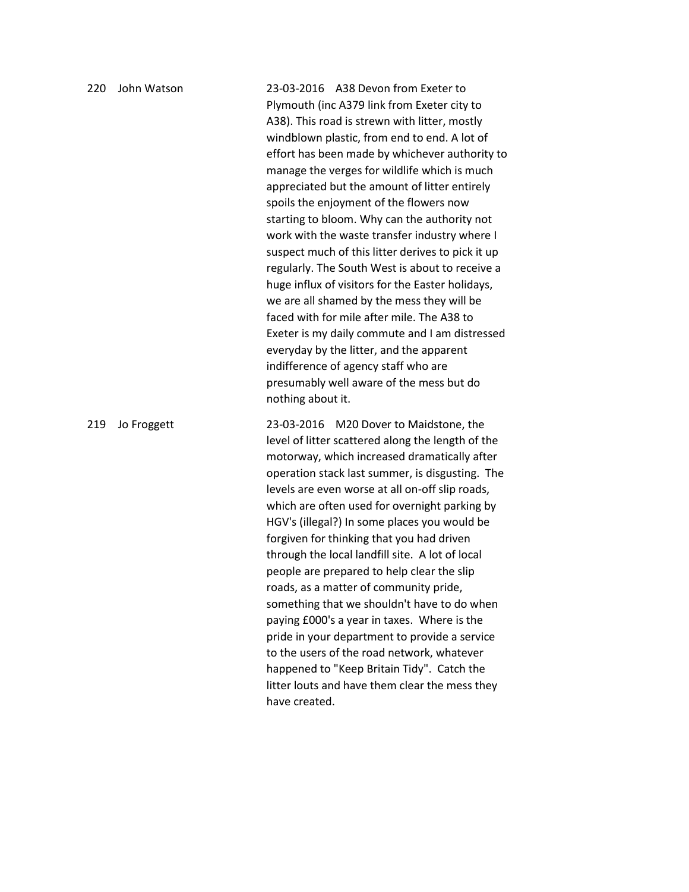| | | |
|---|---|---|
| 220 | John Watson | 23-03-2016 A38 Devon from Exeter to Plymouth (inc A379 link from Exeter city to A38). This road is strewn with litter, mostly windblown plastic, from end to end. A lot of effort has been made by whichever authority to manage the verges for wildlife which is much appreciated but the amount of litter entirely spoils the enjoyment of the flowers now starting to bloom. Why can the authority not work with the waste transfer industry where I suspect much of this litter derives to pick it up regularly. The South West is about to receive a huge influx of visitors for the Easter holidays, we are all shamed by the mess they will be faced with for mile after mile. The A38 to Exeter is my daily commute and I am distressed everyday by the litter, and the apparent indifference of agency staff who are presumably well aware of the mess but do nothing about it. |
| 219 | Jo Froggett | 23-03-2016 M20 Dover to Maidstone, the level of litter scattered along the length of the motorway, which increased dramatically after operation stack last summer, is disgusting. The levels are even worse at all on-off slip roads, which are often used for overnight parking by HGV's (illegal?) In some places you would be forgiven for thinking that you had driven through the local landfill site. A lot of local people are prepared to help clear the slip roads, as a matter of community pride, something that we shouldn't have to do when paying £000's a year in taxes. Where is the pride in your department to provide a service to the users of the road network, whatever happened to "Keep Britain Tidy". Catch the litter louts and have them clear the mess they have created. |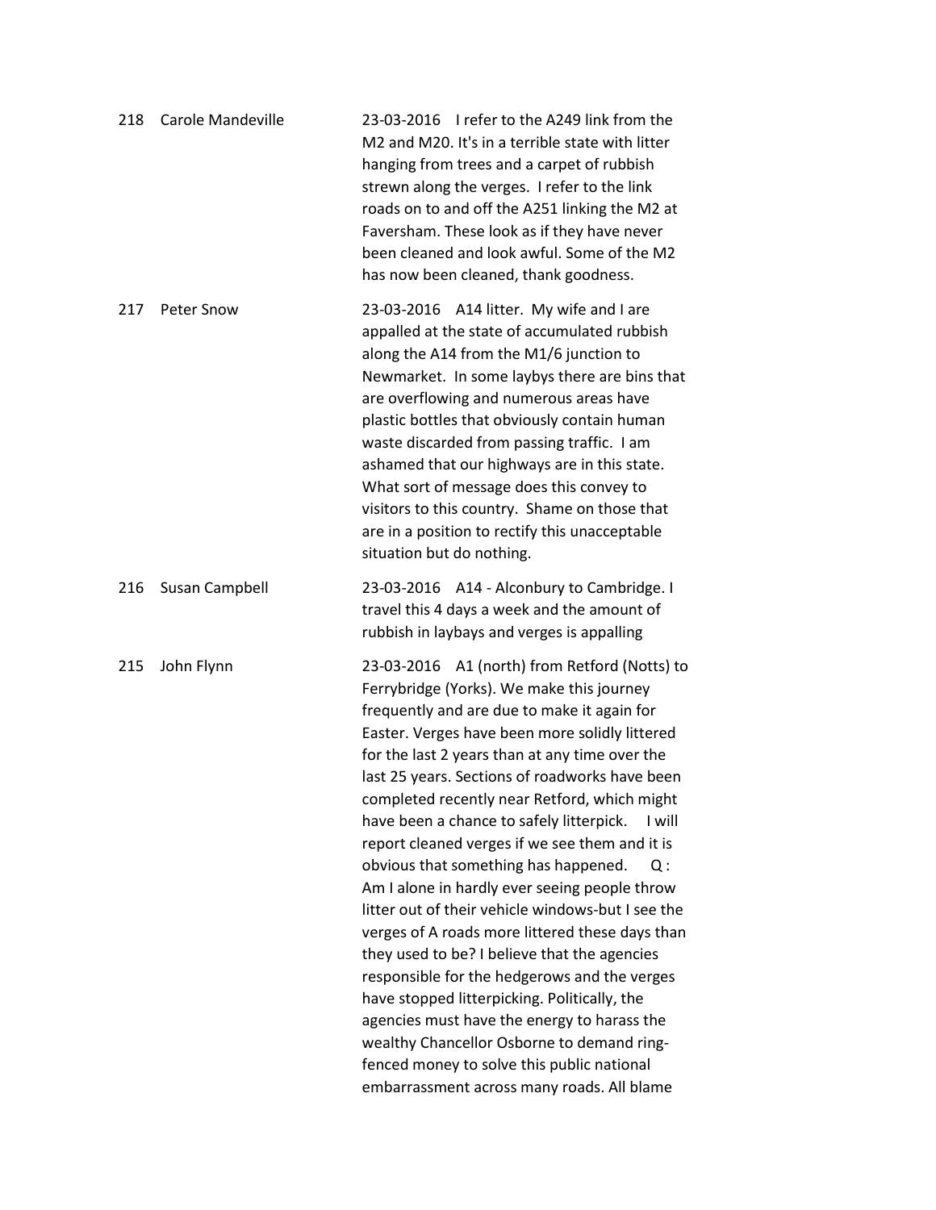| | | |
|---|---|---|
| 218 | Carole Mandeville | 23-03-2016 I refer to the A249 link from the M2 and M20. It's in a terrible state with litter hanging from trees and a carpet of rubbish strewn along the verges. I refer to the link roads on to and off the A251 linking the M2 at Faversham. These look as if they have never been cleaned and look awful. Some of the M2 has now been cleaned, thank goodness. |
| 217 | Peter Snow | 23-03-2016 A14 litter. My wife and I are appalled at the state of accumulated rubbish along the A14 from the M1/6 junction to Newmarket. In some laybys there are bins that are overflowing and numerous areas have plastic bottles that obviously contain human waste discarded from passing traffic. I am ashamed that our highways are in this state. What sort of message does this convey to visitors to this country. Shame on those that are in a position to rectify this unacceptable situation but do nothing. |
| 216 | Susan Campbell | 23-03-2016 A14 - Alconbury to Cambridge. I travel this 4 days a week and the amount of rubbish in laybays and verges is appalling |
| 215 | John Flynn | 23-03-2016 A1 (north) from Retford (Notts) to Ferrybridge (Yorks). We make this journey frequently and are due to make it again for Easter. Verges have been more solidly littered for the last 2 years than at any time over the last 25 years. Sections of roadworks have been completed recently near Retford, which might have been a chance to safely litterpick. I will report cleaned verges if we see them and it is obvious that something has happened. Q : Am I alone in hardly ever seeing people throw litter out of their vehicle windows-but I see the verges of A roads more littered these days than they used to be? I believe that the agencies responsible for the hedgerows and the verges have stopped litterpicking. Politically, the agencies must have the energy to harass the wealthy Chancellor Osborne to demand ring-fenced money to solve this public national embarrassment across many roads. All blame |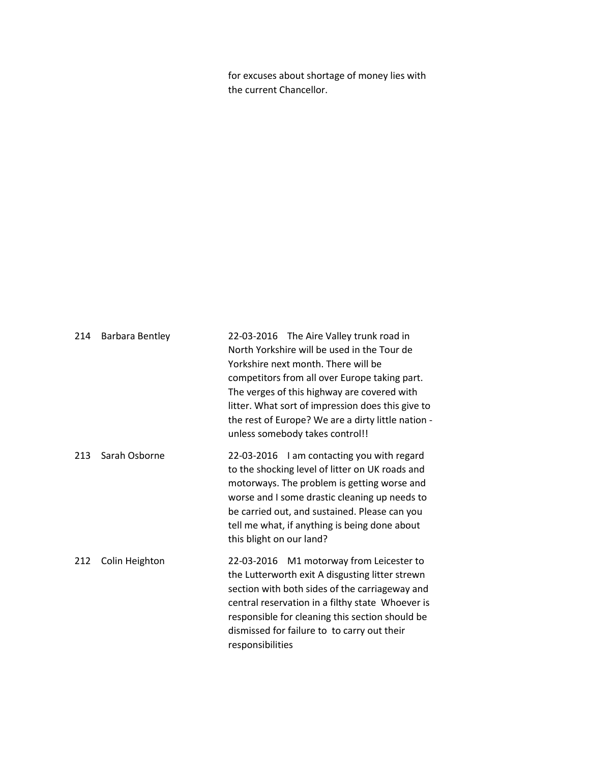for excuses about shortage of money lies with the current Chancellor.

| | | |
|---|---|---|
| 214 | Barbara Bentley | 22-03-2016 The Aire Valley trunk road in North Yorkshire will be used in the Tour de Yorkshire next month. There will be competitors from all over Europe taking part. The verges of this highway are covered with litter. What sort of impression does this give to the rest of Europe? We are a dirty little nation - unless somebody takes control!! |
| 213 | Sarah Osborne | 22-03-2016 I am contacting you with regard to the shocking level of litter on UK roads and motorways. The problem is getting worse and worse and I some drastic cleaning up needs to be carried out, and sustained. Please can you tell me what, if anything is being done about this blight on our land? |
| 212 | Colin Heighton | 22-03-2016 M1 motorway from Leicester to the Lutterworth exit A disgusting litter strewn section with both sides of the carriageway and central reservation in a filthy state Whoever is responsible for cleaning this section should be dismissed for failure to to carry out their responsibilities |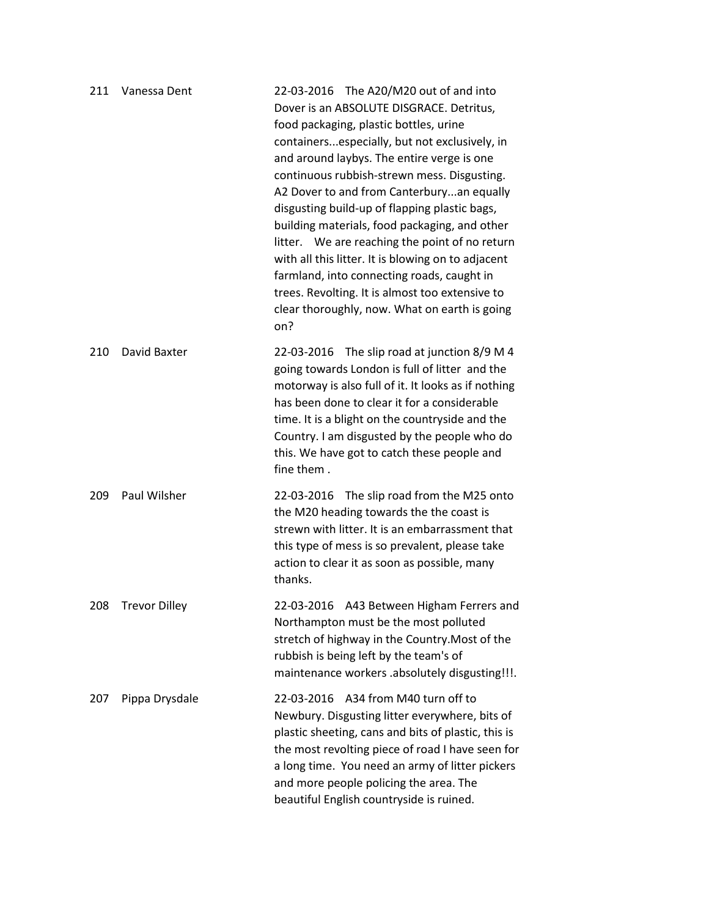| | | |
|---|---|---|
| 211 | Vanessa Dent | 22-03-2016 The A20/M20 out of and into Dover is an ABSOLUTE DISGRACE. Detritus, food packaging, plastic bottles, urine containers...especially, but not exclusively, in and around laybys. The entire verge is one continuous rubbish-strewn mess. Disgusting. A2 Dover to and from Canterbury...an equally disgusting build-up of flapping plastic bags, building materials, food packaging, and other litter. We are reaching the point of no return with all this litter. It is blowing on to adjacent farmland, into connecting roads, caught in trees. Revolting. It is almost too extensive to clear thoroughly, now. What on earth is going on? |
| 210 | David Baxter | 22-03-2016 The slip road at junction 8/9 M 4 going towards London is full of litter and the motorway is also full of it. It looks as if nothing has been done to clear it for a considerable time. It is a blight on the countryside and the Country. I am disgusted by the people who do this. We have got to catch these people and fine them . |
| 209 | Paul Wilsher | 22-03-2016 The slip road from the M25 onto the M20 heading towards the the coast is strewn with litter. It is an embarrassment that this type of mess is so prevalent, please take action to clear it as soon as possible, many thanks. |
| 208 | Trevor Dilley | 22-03-2016 A43 Between Higham Ferrers and Northampton must be the most polluted stretch of highway in the Country.Most of the rubbish is being left by the team's of maintenance workers .absolutely disgusting!!!. |
| 207 | Pippa Drysdale | 22-03-2016 A34 from M40 turn off to Newbury. Disgusting litter everywhere, bits of plastic sheeting, cans and bits of plastic, this is the most revolting piece of road I have seen for a long time. You need an army of litter pickers and more people policing the area. The beautiful English countryside is ruined. |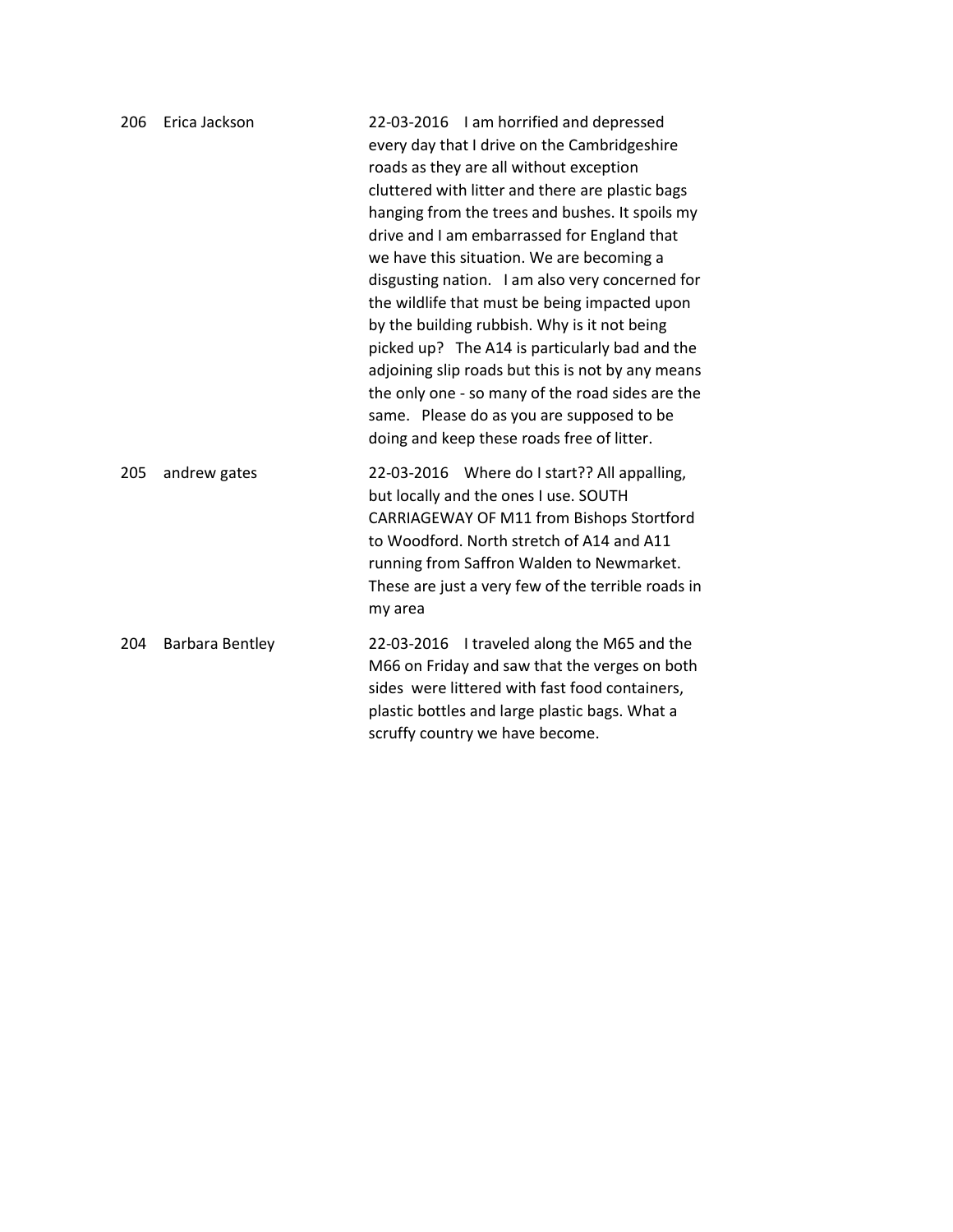| | | |
|---|---|---|
| 206 | Erica Jackson | 22-03-2016 I am horrified and depressed every day that I drive on the Cambridgeshire roads as they are all without exception cluttered with litter and there are plastic bags hanging from the trees and bushes. It spoils my drive and I am embarrassed for England that we have this situation. We are becoming a disgusting nation. I am also very concerned for the wildlife that must be being impacted upon by the building rubbish. Why is it not being picked up? The A14 is particularly bad and the adjoining slip roads but this is not by any means the only one - so many of the road sides are the same. Please do as you are supposed to be doing and keep these roads free of litter. |
| 205 | andrew gates | 22-03-2016 Where do I start?? All appalling, but locally and the ones I use. SOUTH CARRIAGEWAY OF M11 from Bishops Stortford to Woodford. North stretch of A14 and A11 running from Saffron Walden to Newmarket. These are just a very few of the terrible roads in my area |
| 204 | Barbara Bentley | 22-03-2016 I traveled along the M65 and the M66 on Friday and saw that the verges on both sides were littered with fast food containers, plastic bottles and large plastic bags. What a scruffy country we have become. |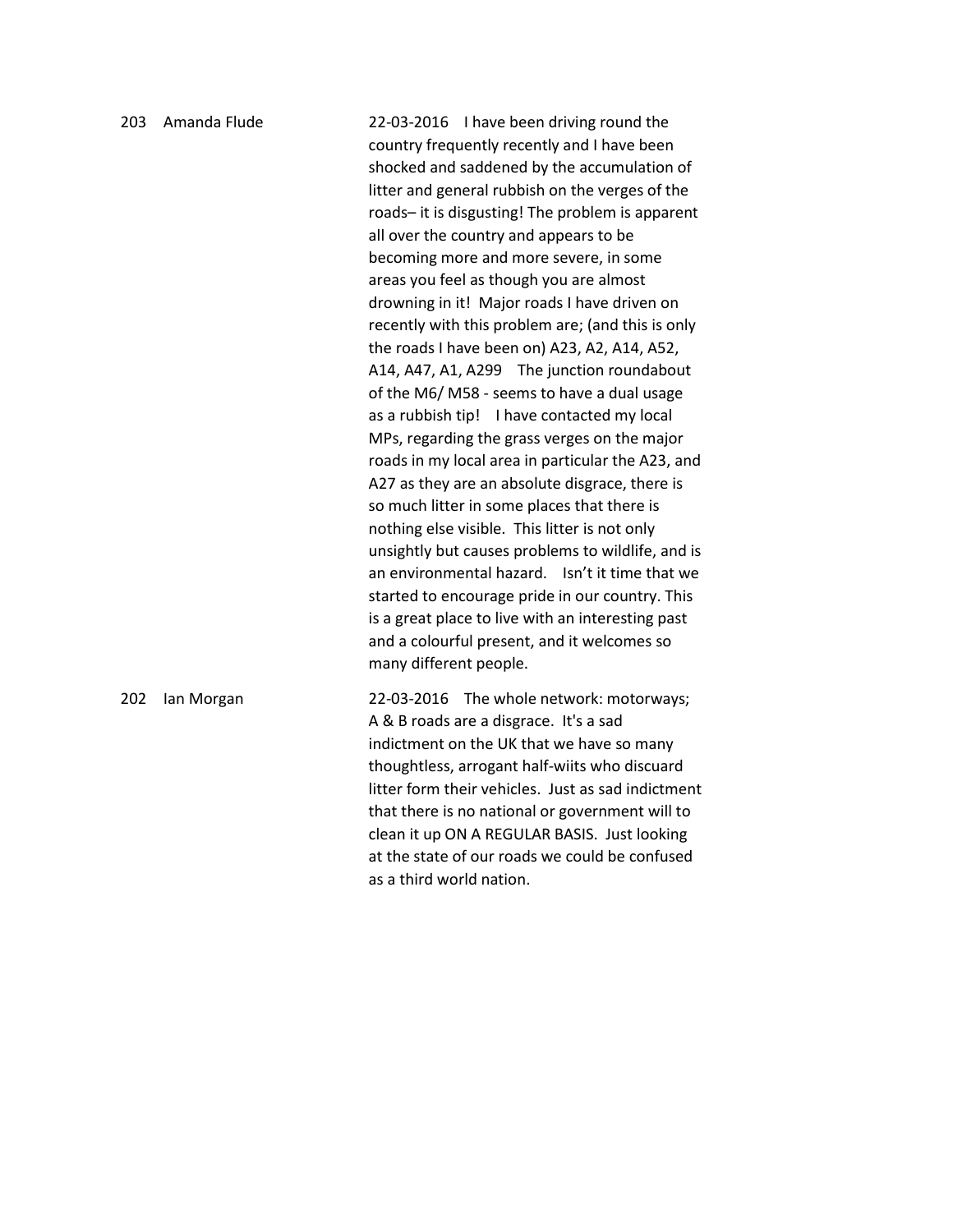| | | |
|---|---|---|
| 203 | Amanda Flude | 22-03-2016 I have been driving round the country frequently recently and I have been shocked and saddened by the accumulation of litter and general rubbish on the verges of the roads– it is disgusting! The problem is apparent all over the country and appears to be becoming more and more severe, in some areas you feel as though you are almost drowning in it! Major roads I have driven on recently with this problem are; (and this is only the roads I have been on) A23, A2, A14, A52, A14, A47, A1, A299 The junction roundabout of the M6/ M58 - seems to have a dual usage as a rubbish tip! I have contacted my local MPs, regarding the grass verges on the major roads in my local area in particular the A23, and A27 as they are an absolute disgrace, there is so much litter in some places that there is nothing else visible. This litter is not only unsightly but causes problems to wildlife, and is an environmental hazard. Isn't it time that we started to encourage pride in our country. This is a great place to live with an interesting past and a colourful present, and it welcomes so many different people. |
| 202 | Ian Morgan | 22-03-2016 The whole network: motorways; A & B roads are a disgrace. It's a sad indictment on the UK that we have so many thoughtless, arrogant half-wiits who discuard litter form their vehicles. Just as sad indictment that there is no national or government will to clean it up ON A REGULAR BASIS. Just looking at the state of our roads we could be confused as a third world nation. |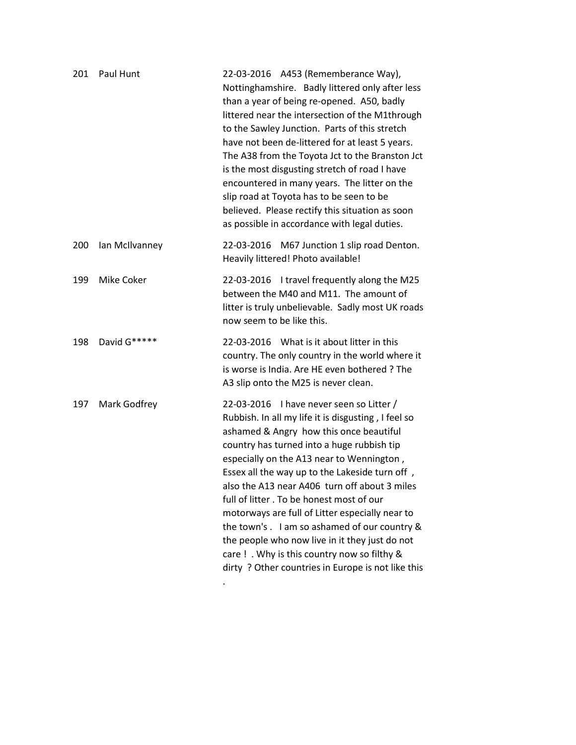| | | |
|---|---|---|
| 201 | Paul Hunt | 22-03-2016 A453 (Rememberance Way), Nottinghamshire. Badly littered only after less than a year of being re-opened. A50, badly littered near the intersection of the M1through to the Sawley Junction. Parts of this stretch have not been de-littered for at least 5 years. The A38 from the Toyota Jct to the Branston Jct is the most disgusting stretch of road I have encountered in many years. The litter on the slip road at Toyota has to be seen to be believed. Please rectify this situation as soon as possible in accordance with legal duties. |
| 200 | Ian McIlvanney | 22-03-2016 M67 Junction 1 slip road Denton. Heavily littered! Photo available! |
| 199 | Mike Coker | 22-03-2016 I travel frequently along the M25 between the M40 and M11. The amount of litter is truly unbelievable. Sadly most UK roads now seem to be like this. |
| 198 | David G***** | 22-03-2016 What is it about litter in this country. The only country in the world where it is worse is India. Are HE even bothered ? The A3 slip onto the M25 is never clean. |
| 197 | Mark Godfrey | 22-03-2016 I have never seen so Litter / Rubbish. In all my life it is disgusting , I feel so ashamed & Angry how this once beautiful country has turned into a huge rubbish tip especially on the A13 near to Wennington , Essex all the way up to the Lakeside turn off , also the A13 near A406 turn off about 3 miles full of litter . To be honest most of our motorways are full of Litter especially near to the town's . I am so ashamed of our country & the people who now live in it they just do not care ! . Why is this country now so filthy & dirty ? Other countries in Europe is not like this . |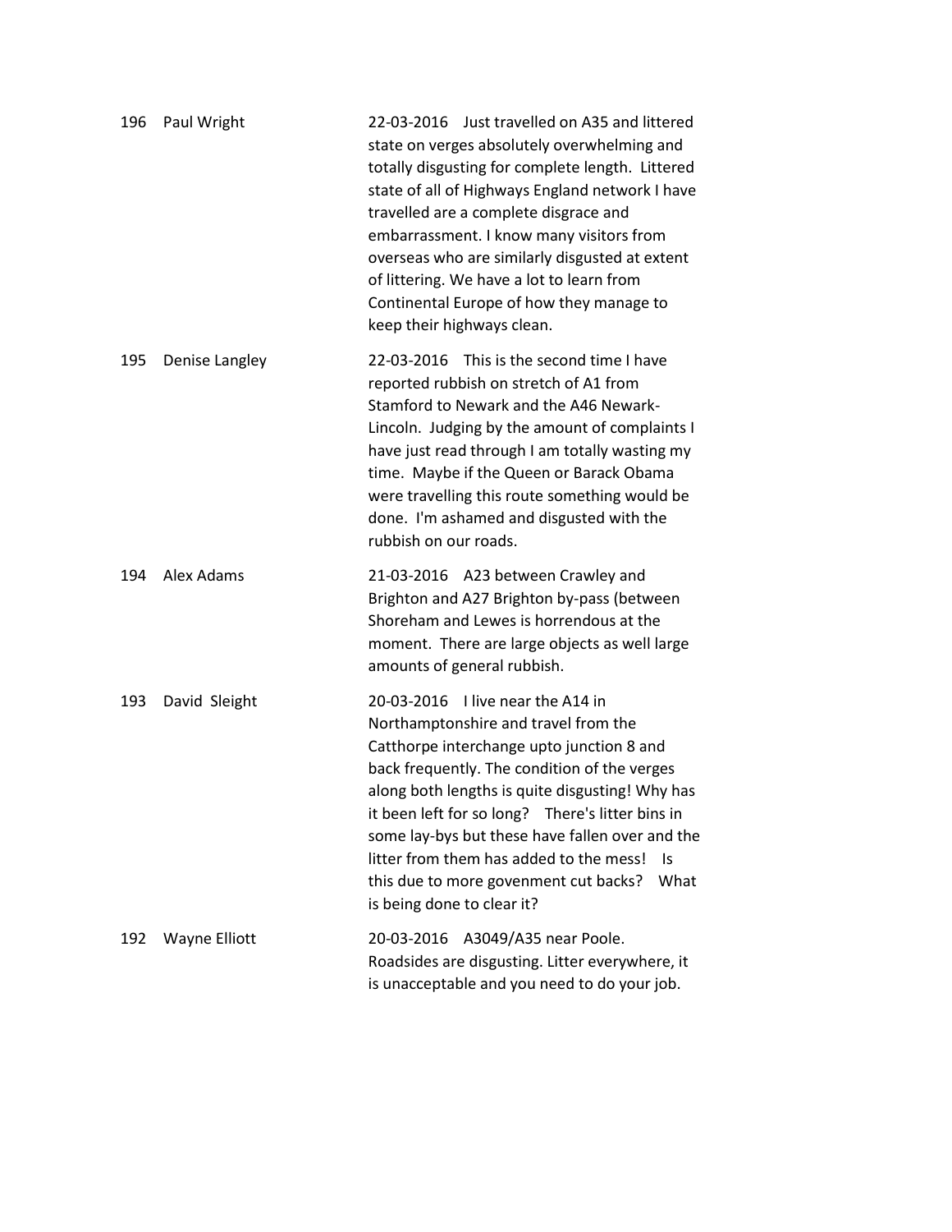| | | |
|---|---|---|
| 196 | Paul Wright | 22-03-2016 Just travelled on A35 and littered state on verges absolutely overwhelming and totally disgusting for complete length. Littered state of all of Highways England network I have travelled are a complete disgrace and embarrassment. I know many visitors from overseas who are similarly disgusted at extent of littering. We have a lot to learn from Continental Europe of how they manage to keep their highways clean. |
| 195 | Denise Langley | 22-03-2016 This is the second time I have reported rubbish on stretch of A1 from Stamford to Newark and the A46 Newark-Lincoln. Judging by the amount of complaints I have just read through I am totally wasting my time. Maybe if the Queen or Barack Obama were travelling this route something would be done. I'm ashamed and disgusted with the rubbish on our roads. |
| 194 | Alex Adams | 21-03-2016 A23 between Crawley and Brighton and A27 Brighton by-pass (between Shoreham and Lewes is horrendous at the moment. There are large objects as well large amounts of general rubbish. |
| 193 | David Sleight | 20-03-2016 I live near the A14 in Northamptonshire and travel from the Catthorpe interchange upto junction 8 and back frequently. The condition of the verges along both lengths is quite disgusting! Why has it been left for so long? There's litter bins in some lay-bys but these have fallen over and the litter from them has added to the mess! Is this due to more govenment cut backs? What is being done to clear it? |
| 192 | Wayne Elliott | 20-03-2016 A3049/A35 near Poole. Roadsides are disgusting. Litter everywhere, it is unacceptable and you need to do your job. |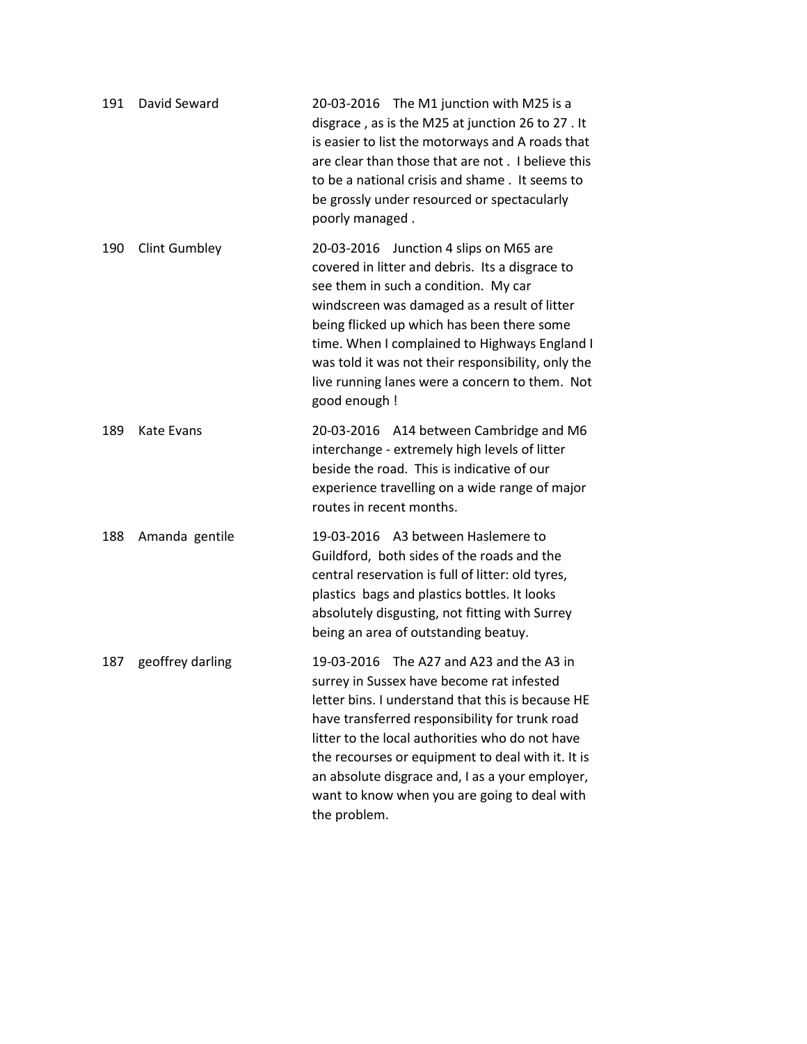| | | |
|---|---|---|
| 191 | David Seward | 20-03-2016 The M1 junction with M25 is a disgrace , as is the M25 at junction 26 to 27 . It is easier to list the motorways and A roads that are clear than those that are not . I believe this to be a national crisis and shame . It seems to be grossly under resourced or spectacularly poorly managed . |
| 190 | Clint Gumbley | 20-03-2016 Junction 4 slips on M65 are covered in litter and debris. Its a disgrace to see them in such a condition. My car windscreen was damaged as a result of litter being flicked up which has been there some time. When I complained to Highways England I was told it was not their responsibility, only the live running lanes were a concern to them. Not good enough ! |
| 189 | Kate Evans | 20-03-2016 A14 between Cambridge and M6 interchange - extremely high levels of litter beside the road. This is indicative of our experience travelling on a wide range of major routes in recent months. |
| 188 | Amanda gentile | 19-03-2016 A3 between Haslemere to Guildford, both sides of the roads and the central reservation is full of litter: old tyres, plastics bags and plastics bottles. It looks absolutely disgusting, not fitting with Surrey being an area of outstanding beatuy. |
| 187 | geoffrey darling | 19-03-2016 The A27 and A23 and the A3 in surrey in Sussex have become rat infested letter bins. I understand that this is because HE have transferred responsibility for trunk road litter to the local authorities who do not have the recourses or equipment to deal with it. It is an absolute disgrace and, I as a your employer, want to know when you are going to deal with the problem. |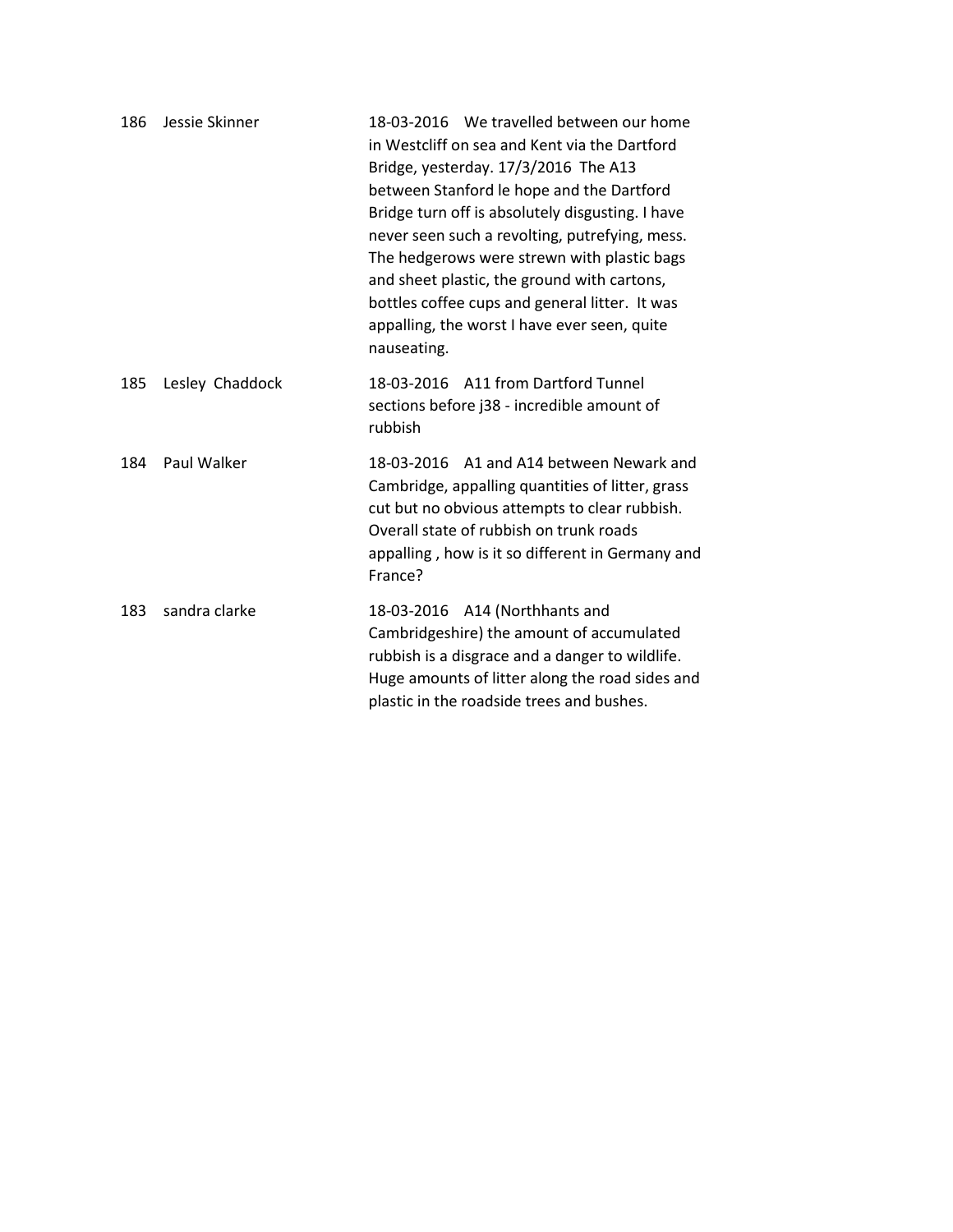| | | |
|---|---|---|
| 186 | Jessie Skinner | 18-03-2016 We travelled between our home in Westcliff on sea and Kent via the Dartford Bridge, yesterday. 17/3/2016 The A13 between Stanford le hope and the Dartford Bridge turn off is absolutely disgusting. I have never seen such a revolting, putrefying, mess. The hedgerows were strewn with plastic bags and sheet plastic, the ground with cartons, bottles coffee cups and general litter. It was appalling, the worst I have ever seen, quite nauseating. |
| 185 | Lesley Chaddock | 18-03-2016 A11 from Dartford Tunnel sections before j38 - incredible amount of rubbish |
| 184 | Paul Walker | 18-03-2016 A1 and A14 between Newark and Cambridge, appalling quantities of litter, grass cut but no obvious attempts to clear rubbish. Overall state of rubbish on trunk roads appalling , how is it so different in Germany and France? |
| 183 | sandra clarke | 18-03-2016 A14 (Northhants and Cambridgeshire) the amount of accumulated rubbish is a disgrace and a danger to wildlife. Huge amounts of litter along the road sides and plastic in the roadside trees and bushes. |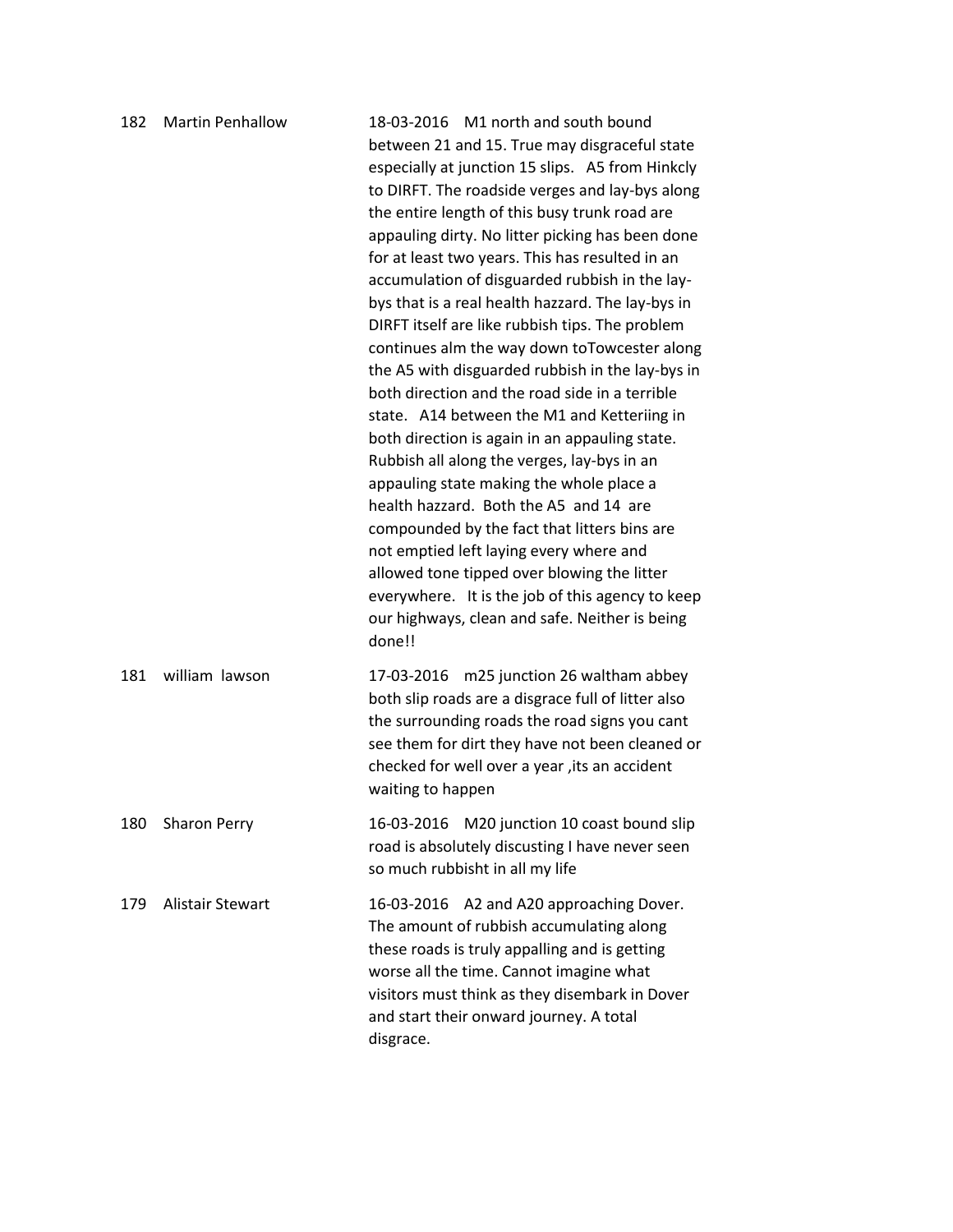| | | |
|---|---|---|
| 182 | Martin Penhallow | 18-03-2016 M1 north and south bound between 21 and 15. True may disgraceful state especially at junction 15 slips. A5 from Hinkcly to DIRFT. The roadside verges and lay-bys along the entire length of this busy trunk road are appauling dirty. No litter picking has been done for at least two years. This has resulted in an accumulation of disguarded rubbish in the lay-bys that is a real health hazzard. The lay-bys in DIRFT itself are like rubbish tips. The problem continues alm the way down toTowcester along the A5 with disguarded rubbish in the lay-bys in both direction and the road side in a terrible state. A14 between the M1 and Ketteriing in both direction is again in an appauling state. Rubbish all along the verges, lay-bys in an appauling state making the whole place a health hazzard. Both the A5 and 14 are compounded by the fact that litters bins are not emptied left laying every where and allowed tone tipped over blowing the litter everywhere. It is the job of this agency to keep our highways, clean and safe. Neither is being done!! |
| 181 | william lawson | 17-03-2016 m25 junction 26 waltham abbey both slip roads are a disgrace full of litter also the surrounding roads the road signs you cant see them for dirt they have not been cleaned or checked for well over a year ,its an accident waiting to happen |
| 180 | Sharon Perry | 16-03-2016 M20 junction 10 coast bound slip road is absolutely discusting I have never seen so much rubbisht in all my life |
| 179 | Alistair Stewart | 16-03-2016 A2 and A20 approaching Dover. The amount of rubbish accumulating along these roads is truly appalling and is getting worse all the time. Cannot imagine what visitors must think as they disembark in Dover and start their onward journey. A total disgrace. |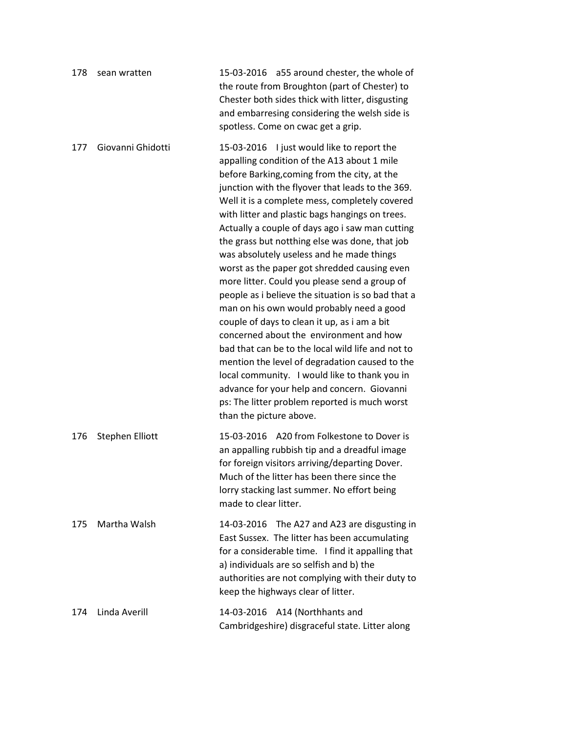178 sean wratten 15-03-2016 a55 around chester, the whole of the route from Broughton (part of Chester) to Chester both sides thick with litter, disgusting and embarresing considering the welsh side is spotless. Come on cwac get a grip.

177 Giovanni Ghidotti 15-03-2016 I just would like to report the appalling condition of the A13 about 1 mile before Barking,coming from the city, at the junction with the flyover that leads to the 369. Well it is a complete mess, completely covered with litter and plastic bags hangings on trees. Actually a couple of days ago i saw man cutting the grass but notthing else was done, that job was absolutely useless and he made things worst as the paper got shredded causing even more litter. Could you please send a group of people as i believe the situation is so bad that a man on his own would probably need a good couple of days to clean it up, as i am a bit concerned about the environment and how bad that can be to the local wild life and not to mention the level of degradation caused to the local community. I would like to thank you in advance for your help and concern. Giovanni ps: The litter problem reported is much worst than the picture above.

176 Stephen Elliott 15-03-2016 A20 from Folkestone to Dover is an appalling rubbish tip and a dreadful image for foreign visitors arriving/departing Dover. Much of the litter has been there since the lorry stacking last summer. No effort being made to clear litter.

175 Martha Walsh 14-03-2016 The A27 and A23 are disgusting in East Sussex. The litter has been accumulating for a considerable time. I find it appalling that a) individuals are so selfish and b) the authorities are not complying with their duty to keep the highways clear of litter.

174 Linda Averill 14-03-2016 A14 (Northhants and Cambridgeshire) disgraceful state. Litter along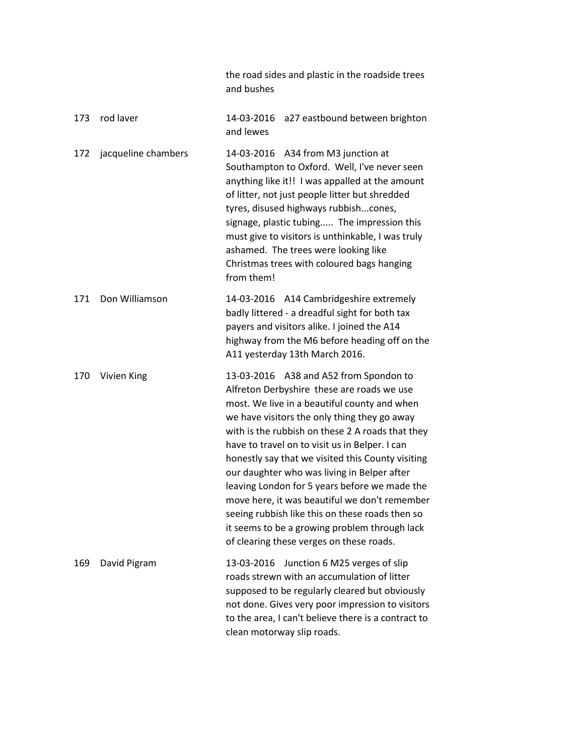| | | |
|---|---|---|
| | | the road sides and plastic in the roadside trees and bushes |
| 173 | rod laver | 14-03-2016 a27 eastbound between brighton and lewes |
| 172 | jacqueline chambers | 14-03-2016 A34 from M3 junction at Southampton to Oxford. Well, I've never seen anything like it!! I was appalled at the amount of litter, not just people litter but shredded tyres, disused highways rubbish...cones, signage, plastic tubing..... The impression this must give to visitors is unthinkable, I was truly ashamed. The trees were looking like Christmas trees with coloured bags hanging from them! |
| 171 | Don Williamson | 14-03-2016 A14 Cambridgeshire extremely badly littered - a dreadful sight for both tax payers and visitors alike. I joined the A14 highway from the M6 before heading off on the A11 yesterday 13th March 2016. |
| 170 | Vivien King | 13-03-2016 A38 and A52 from Spondon to Alfreton Derbyshire these are roads we use most. We live in a beautiful county and when we have visitors the only thing they go away with is the rubbish on these 2 A roads that they have to travel on to visit us in Belper. I can honestly say that we visited this County visiting our daughter who was living in Belper after leaving London for 5 years before we made the move here, it was beautiful we don't remember seeing rubbish like this on these roads then so it seems to be a growing problem through lack of clearing these verges on these roads. |
| 169 | David Pigram | 13-03-2016 Junction 6 M25 verges of slip roads strewn with an accumulation of litter supposed to be regularly cleared but obviously not done. Gives very poor impression to visitors to the area, I can't believe there is a contract to clean motorway slip roads. |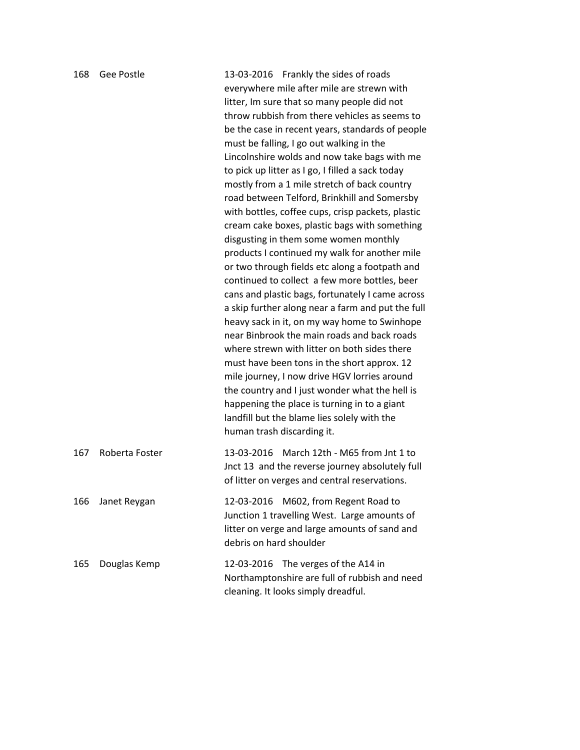| | | |
|---|---|---|
| 168 | Gee Postle | 13-03-2016 Frankly the sides of roads everywhere mile after mile are strewn with litter, Im sure that so many people did not throw rubbish from there vehicles as seems to be the case in recent years, standards of people must be falling, I go out walking in the Lincolnshire wolds and now take bags with me to pick up litter as I go, I filled a sack today mostly from a 1 mile stretch of back country road between Telford, Brinkhill and Somersby with bottles, coffee cups, crisp packets, plastic cream cake boxes, plastic bags with something disgusting in them some women monthly products I continued my walk for another mile or two through fields etc along a footpath and continued to collect a few more bottles, beer cans and plastic bags, fortunately I came across a skip further along near a farm and put the full heavy sack in it, on my way home to Swinhope near Binbrook the main roads and back roads where strewn with litter on both sides there must have been tons in the short approx. 12 mile journey, I now drive HGV lorries around the country and I just wonder what the hell is happening the place is turning in to a giant landfill but the blame lies solely with the human trash discarding it. |
| 167 | Roberta Foster | 13-03-2016 March 12th - M65 from Jnt 1 to Jnct 13 and the reverse journey absolutely full of litter on verges and central reservations. |
| 166 | Janet Reygan | 12-03-2016 M602, from Regent Road to Junction 1 travelling West. Large amounts of litter on verge and large amounts of sand and debris on hard shoulder |
| 165 | Douglas Kemp | 12-03-2016 The verges of the A14 in Northamptonshire are full of rubbish and need cleaning. It looks simply dreadful. |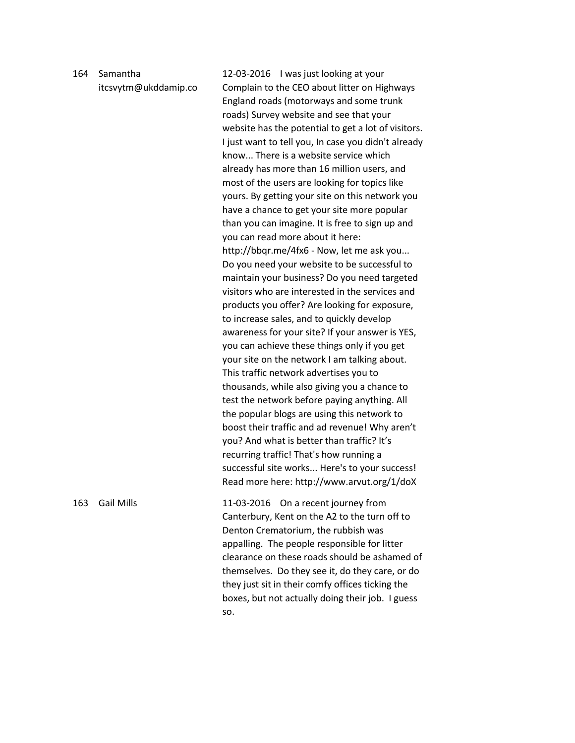| | | |
|---|---|---|
| 164 | Samantha<br>itcsvytm@ukddamip.co | 12-03-2016 I was just looking at your Complain to the CEO about litter on Highways England roads (motorways and some trunk roads) Survey website and see that your website has the potential to get a lot of visitors. I just want to tell you, In case you didn't already know... There is a website service which already has more than 16 million users, and most of the users are looking for topics like yours. By getting your site on this network you have a chance to get your site more popular than you can imagine. It is free to sign up and you can read more about it here: http://bbqr.me/4fx6 - Now, let me ask you... Do you need your website to be successful to maintain your business? Do you need targeted visitors who are interested in the services and products you offer? Are looking for exposure, to increase sales, and to quickly develop awareness for your site? If your answer is YES, you can achieve these things only if you get your site on the network I am talking about. This traffic network advertises you to thousands, while also giving you a chance to test the network before paying anything. All the popular blogs are using this network to boost their traffic and ad revenue! Why aren't you? And what is better than traffic? It's recurring traffic! That's how running a successful site works... Here's to your success! Read more here: http://www.arvut.org/1/doX |
| 163 | Gail Mills | 11-03-2016 On a recent journey from Canterbury, Kent on the A2 to the turn off to Denton Crematorium, the rubbish was appalling. The people responsible for litter clearance on these roads should be ashamed of themselves. Do they see it, do they care, or do they just sit in their comfy offices ticking the boxes, but not actually doing their job. I guess so. |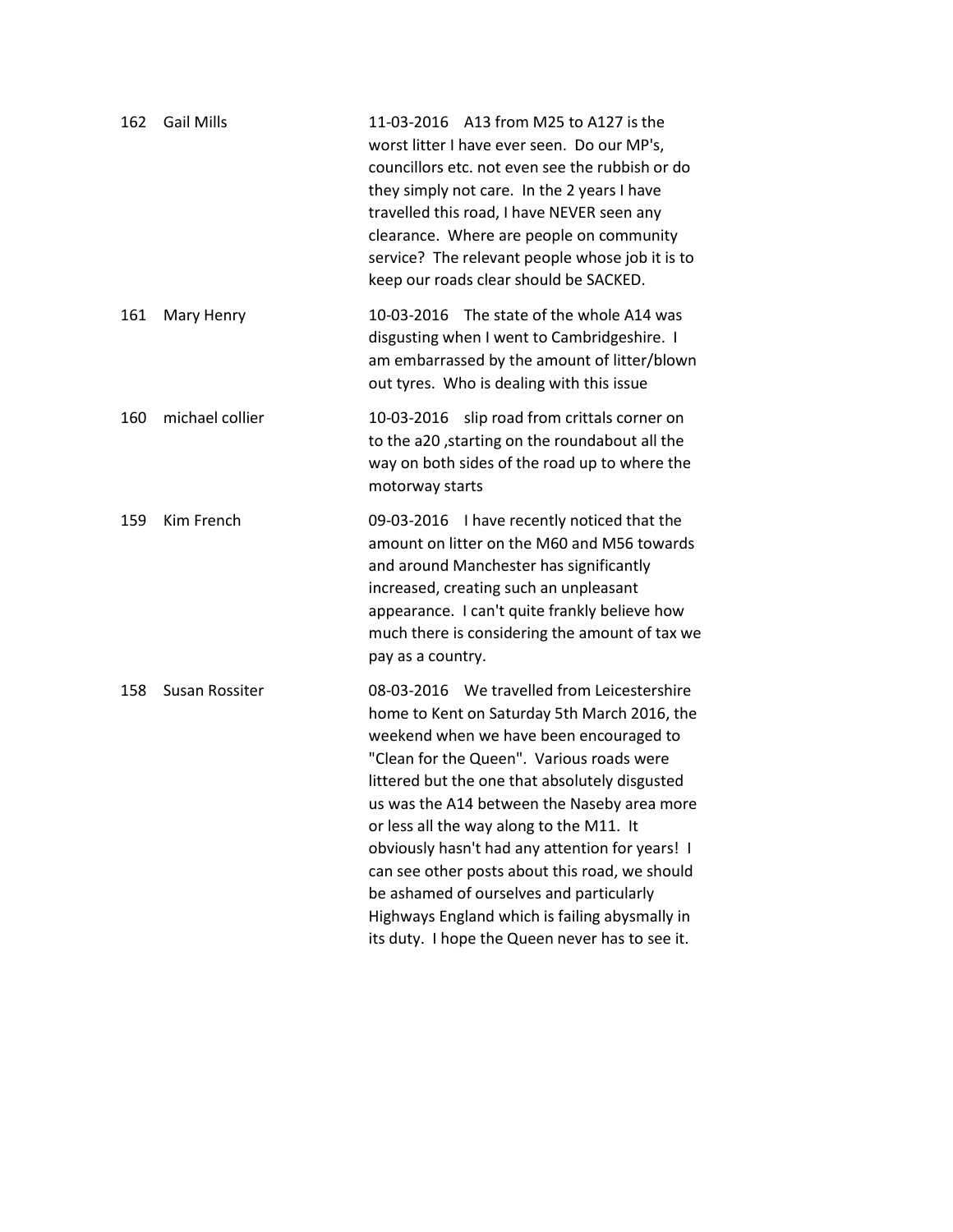| | | |
|---|---|---|
| 162 | Gail Mills | 11-03-2016 A13 from M25 to A127 is the worst litter I have ever seen. Do our MP's, councillors etc. not even see the rubbish or do they simply not care. In the 2 years I have travelled this road, I have NEVER seen any clearance. Where are people on community service? The relevant people whose job it is to keep our roads clear should be SACKED. |
| 161 | Mary Henry | 10-03-2016 The state of the whole A14 was disgusting when I went to Cambridgeshire. I am embarrassed by the amount of litter/blown out tyres. Who is dealing with this issue |
| 160 | michael collier | 10-03-2016 slip road from crittals corner on to the a20 ,starting on the roundabout all the way on both sides of the road up to where the motorway starts |
| 159 | Kim French | 09-03-2016 I have recently noticed that the amount on litter on the M60 and M56 towards and around Manchester has significantly increased, creating such an unpleasant appearance. I can't quite frankly believe how much there is considering the amount of tax we pay as a country. |
| 158 | Susan Rossiter | 08-03-2016 We travelled from Leicestershire home to Kent on Saturday 5th March 2016, the weekend when we have been encouraged to "Clean for the Queen". Various roads were littered but the one that absolutely disgusted us was the A14 between the Naseby area more or less all the way along to the M11. It obviously hasn't had any attention for years! I can see other posts about this road, we should be ashamed of ourselves and particularly Highways England which is failing abysmally in its duty. I hope the Queen never has to see it. |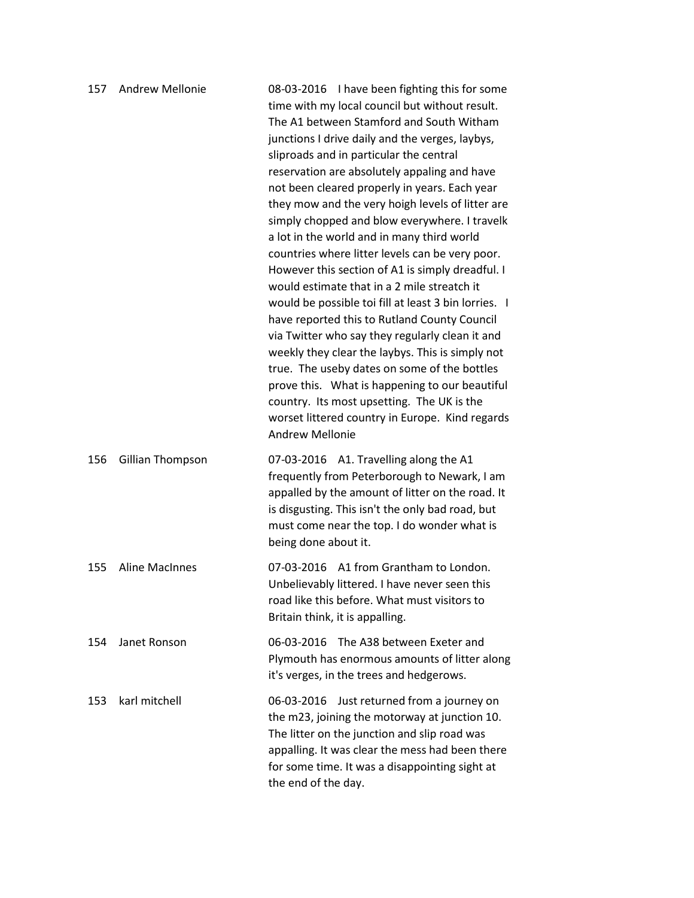| | | |
|---|---|---|
| 157 | Andrew Mellonie | 08-03-2016 I have been fighting this for some time with my local council but without result. The A1 between Stamford and South Witham junctions I drive daily and the verges, laybys, sliproads and in particular the central reservation are absolutely appaling and have not been cleared properly in years. Each year they mow and the very hoigh levels of litter are simply chopped and blow everywhere. I travelk a lot in the world and in many third world countries where litter levels can be very poor. However this section of A1 is simply dreadful. I would estimate that in a 2 mile streatch it would be possible toi fill at least 3 bin lorries. I have reported this to Rutland County Council via Twitter who say they regularly clean it and weekly they clear the laybys. This is simply not true. The useby dates on some of the bottles prove this. What is happening to our beautiful country. Its most upsetting. The UK is the worset littered country in Europe. Kind regards Andrew Mellonie |
| 156 | Gillian Thompson | 07-03-2016 A1. Travelling along the A1 frequently from Peterborough to Newark, I am appalled by the amount of litter on the road. It is disgusting. This isn't the only bad road, but must come near the top. I do wonder what is being done about it. |
| 155 | Aline MacInnes | 07-03-2016 A1 from Grantham to London. Unbelievably littered. I have never seen this road like this before. What must visitors to Britain think, it is appalling. |
| 154 | Janet Ronson | 06-03-2016 The A38 between Exeter and Plymouth has enormous amounts of litter along it's verges, in the trees and hedgerows. |
| 153 | karl mitchell | 06-03-2016 Just returned from a journey on the m23, joining the motorway at junction 10. The litter on the junction and slip road was appalling. It was clear the mess had been there for some time. It was a disappointing sight at the end of the day. |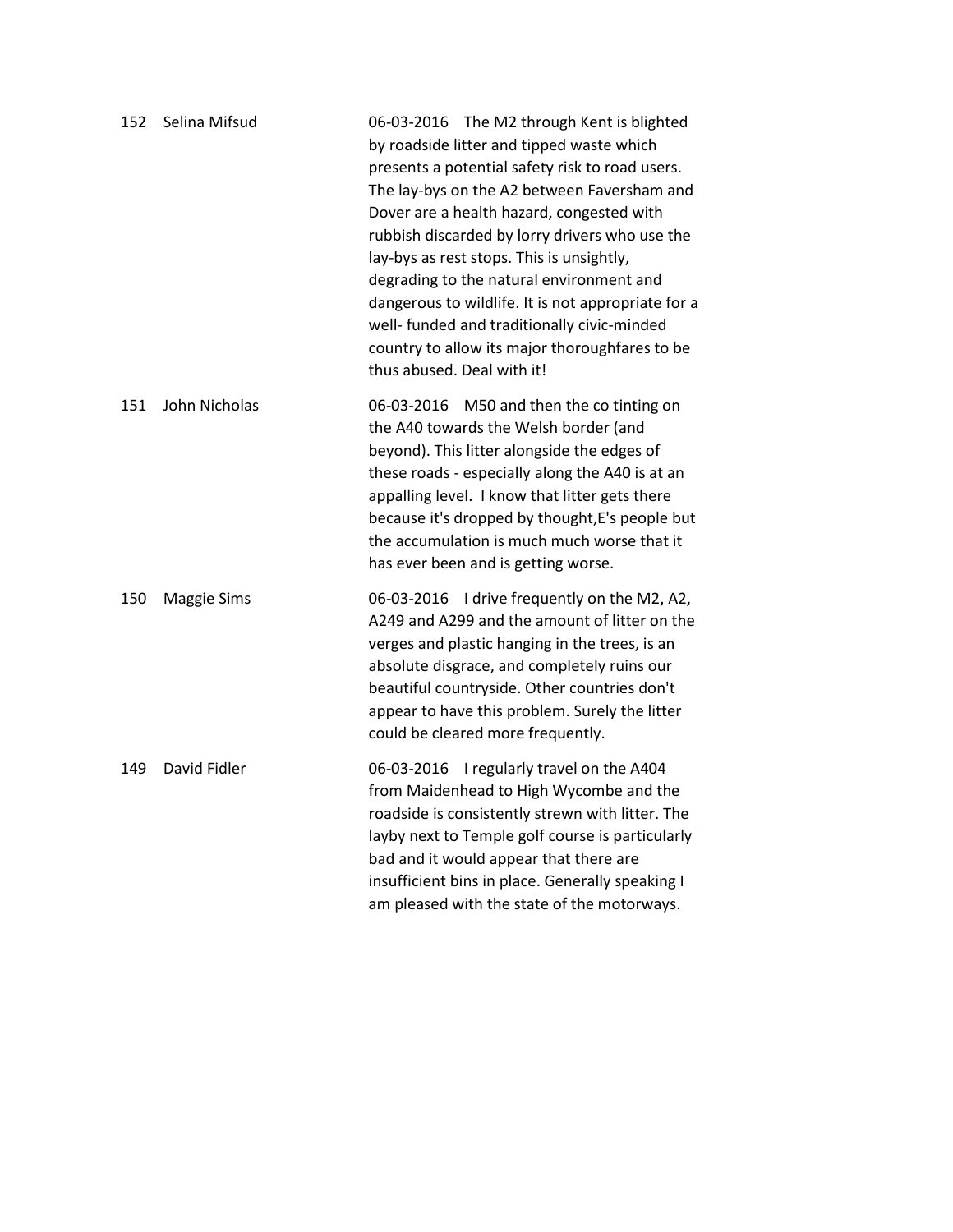| | | |
|---|---|---|
| 152 | Selina Mifsud | 06-03-2016 The M2 through Kent is blighted by roadside litter and tipped waste which presents a potential safety risk to road users. The lay-bys on the A2 between Faversham and Dover are a health hazard, congested with rubbish discarded by lorry drivers who use the lay-bys as rest stops. This is unsightly, degrading to the natural environment and dangerous to wildlife. It is not appropriate for a well- funded and traditionally civic-minded country to allow its major thoroughfares to be thus abused. Deal with it! |
| 151 | John Nicholas | 06-03-2016 M50 and then the co tinting on the A40 towards the Welsh border (and beyond). This litter alongside the edges of these roads - especially along the A40 is at an appalling level. I know that litter gets there because it's dropped by thought,E's people but the accumulation is much much worse that it has ever been and is getting worse. |
| 150 | Maggie Sims | 06-03-2016 I drive frequently on the M2, A2, A249 and A299 and the amount of litter on the verges and plastic hanging in the trees, is an absolute disgrace, and completely ruins our beautiful countryside. Other countries don't appear to have this problem. Surely the litter could be cleared more frequently. |
| 149 | David Fidler | 06-03-2016 I regularly travel on the A404 from Maidenhead to High Wycombe and the roadside is consistently strewn with litter. The layby next to Temple golf course is particularly bad and it would appear that there are insufficient bins in place. Generally speaking I am pleased with the state of the motorways. |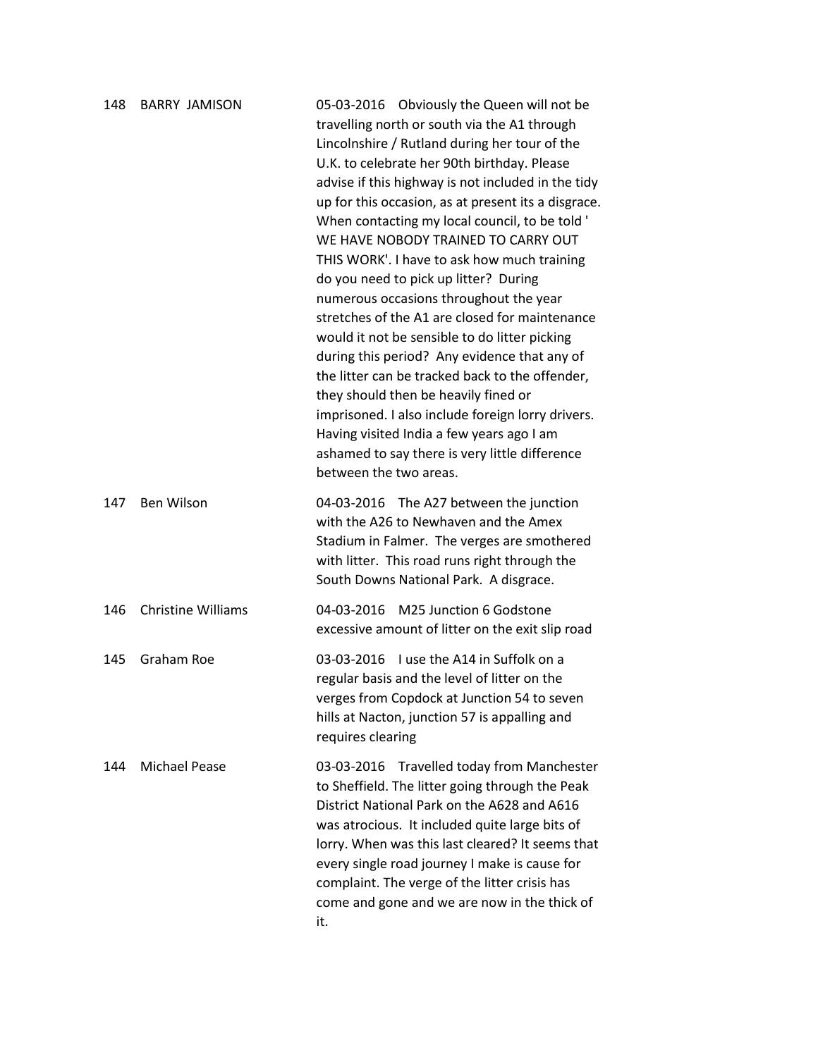| | | |
|---|---|---|
| 148 | BARRY JAMISON | 05-03-2016 Obviously the Queen will not be travelling north or south via the A1 through Lincolnshire / Rutland during her tour of the U.K. to celebrate her 90th birthday. Please advise if this highway is not included in the tidy up for this occasion, as at present its a disgrace. When contacting my local council, to be told ' WE HAVE NOBODY TRAINED TO CARRY OUT THIS WORK'. I have to ask how much training do you need to pick up litter? During numerous occasions throughout the year stretches of the A1 are closed for maintenance would it not be sensible to do litter picking during this period? Any evidence that any of the litter can be tracked back to the offender, they should then be heavily fined or imprisoned. I also include foreign lorry drivers. Having visited India a few years ago I am ashamed to say there is very little difference between the two areas. |
| 147 | Ben Wilson | 04-03-2016 The A27 between the junction with the A26 to Newhaven and the Amex Stadium in Falmer. The verges are smothered with litter. This road runs right through the South Downs National Park. A disgrace. |
| 146 | Christine Williams | 04-03-2016 M25 Junction 6 Godstone excessive amount of litter on the exit slip road |
| 145 | Graham Roe | 03-03-2016 I use the A14 in Suffolk on a regular basis and the level of litter on the verges from Copdock at Junction 54 to seven hills at Nacton, junction 57 is appalling and requires clearing |
| 144 | Michael Pease | 03-03-2016 Travelled today from Manchester to Sheffield. The litter going through the Peak District National Park on the A628 and A616 was atrocious. It included quite large bits of lorry. When was this last cleared? It seems that every single road journey I make is cause for complaint. The verge of the litter crisis has come and gone and we are now in the thick of it. |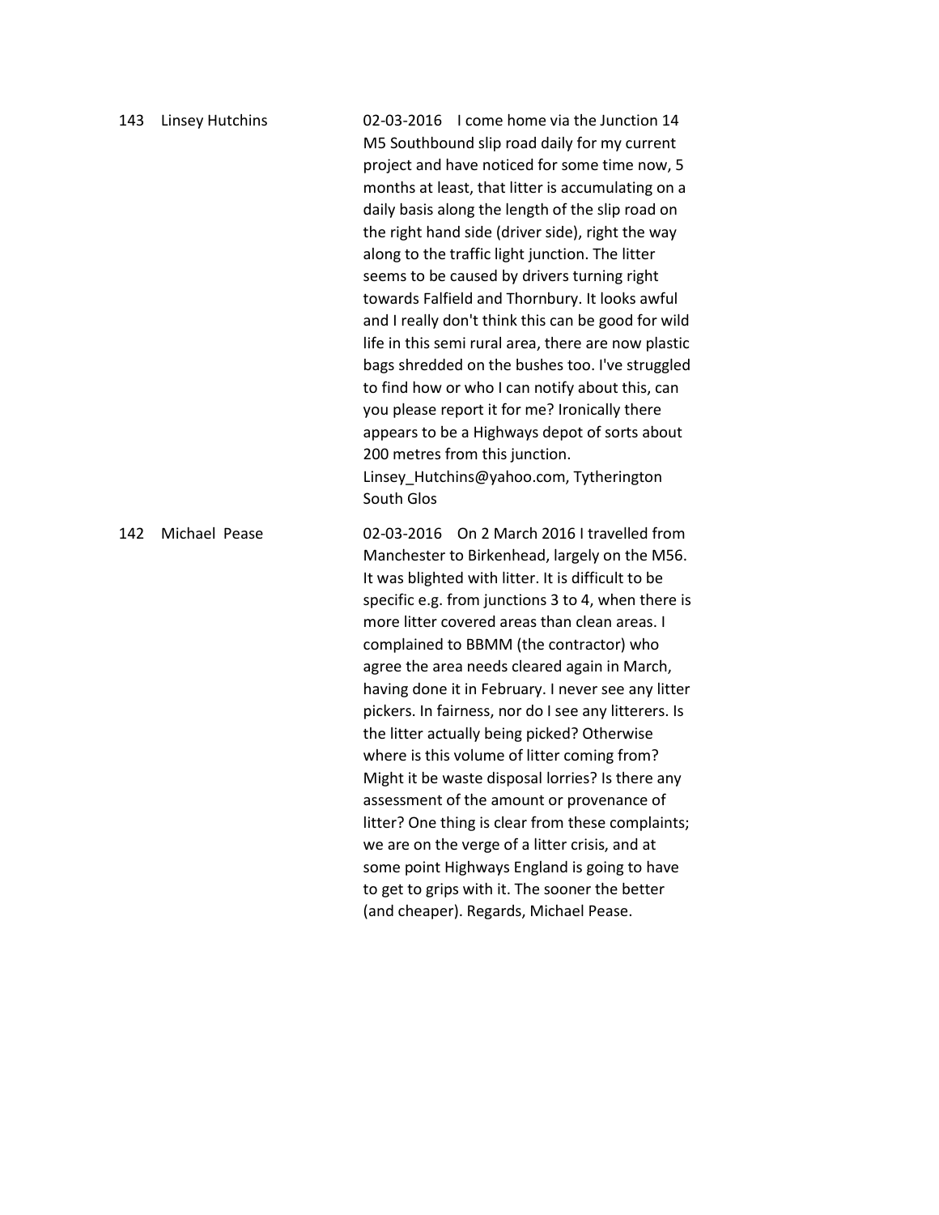| | | |
|---|---|---|
| 143 | Linsey Hutchins | 02-03-2016 I come home via the Junction 14 M5 Southbound slip road daily for my current project and have noticed for some time now, 5 months at least, that litter is accumulating on a daily basis along the length of the slip road on the right hand side (driver side), right the way along to the traffic light junction. The litter seems to be caused by drivers turning right towards Falfield and Thornbury. It looks awful and I really don't think this can be good for wild life in this semi rural area, there are now plastic bags shredded on the bushes too. I've struggled to find how or who I can notify about this, can you please report it for me? Ironically there appears to be a Highways depot of sorts about 200 metres from this junction. Linsey_Hutchins@yahoo.com, Tytherington South Glos |
| 142 | Michael Pease | 02-03-2016 On 2 March 2016 I travelled from Manchester to Birkenhead, largely on the M56. It was blighted with litter. It is difficult to be specific e.g. from junctions 3 to 4, when there is more litter covered areas than clean areas. I complained to BBMM (the contractor) who agree the area needs cleared again in March, having done it in February. I never see any litter pickers. In fairness, nor do I see any litterers. Is the litter actually being picked? Otherwise where is this volume of litter coming from? Might it be waste disposal lorries? Is there any assessment of the amount or provenance of litter? One thing is clear from these complaints; we are on the verge of a litter crisis, and at some point Highways England is going to have to get to grips with it. The sooner the better (and cheaper). Regards, Michael Pease. |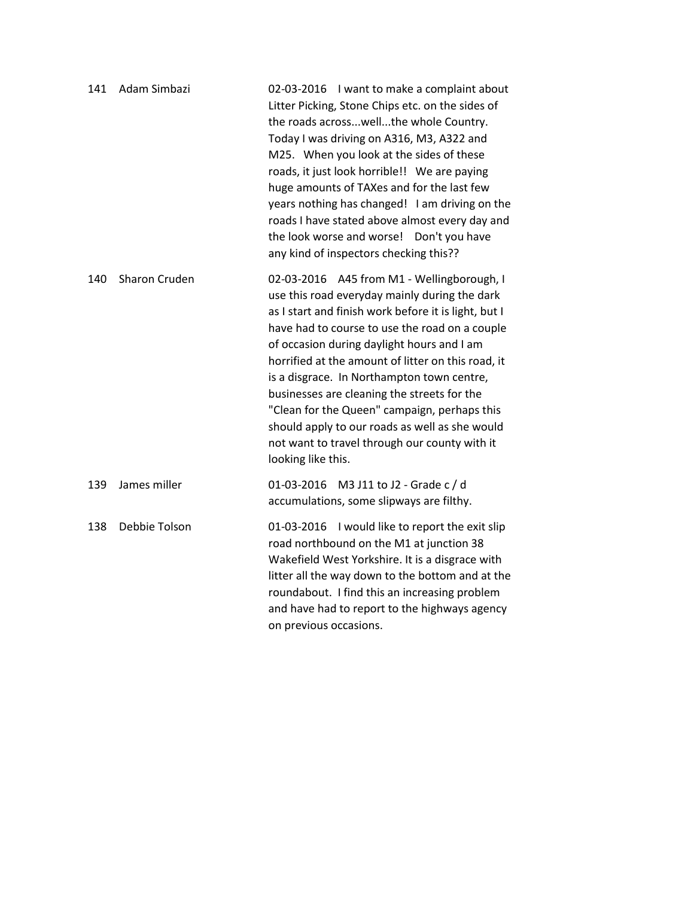| | | |
|---|---|---|
| 141 | Adam Simbazi | 02-03-2016 I want to make a complaint about Litter Picking, Stone Chips etc. on the sides of the roads across...well...the whole Country. Today I was driving on A316, M3, A322 and M25. When you look at the sides of these roads, it just look horrible!! We are paying huge amounts of TAXes and for the last few years nothing has changed! I am driving on the roads I have stated above almost every day and the look worse and worse! Don't you have any kind of inspectors checking this?? |
| 140 | Sharon Cruden | 02-03-2016 A45 from M1 - Wellingborough, I use this road everyday mainly during the dark as I start and finish work before it is light, but I have had to course to use the road on a couple of occasion during daylight hours and I am horrified at the amount of litter on this road, it is a disgrace. In Northampton town centre, businesses are cleaning the streets for the "Clean for the Queen" campaign, perhaps this should apply to our roads as well as she would not want to travel through our county with it looking like this. |
| 139 | James miller | 01-03-2016 M3 J11 to J2 - Grade c / d accumulations, some slipways are filthy. |
| 138 | Debbie Tolson | 01-03-2016 I would like to report the exit slip road northbound on the M1 at junction 38 Wakefield West Yorkshire. It is a disgrace with litter all the way down to the bottom and at the roundabout. I find this an increasing problem and have had to report to the highways agency on previous occasions. |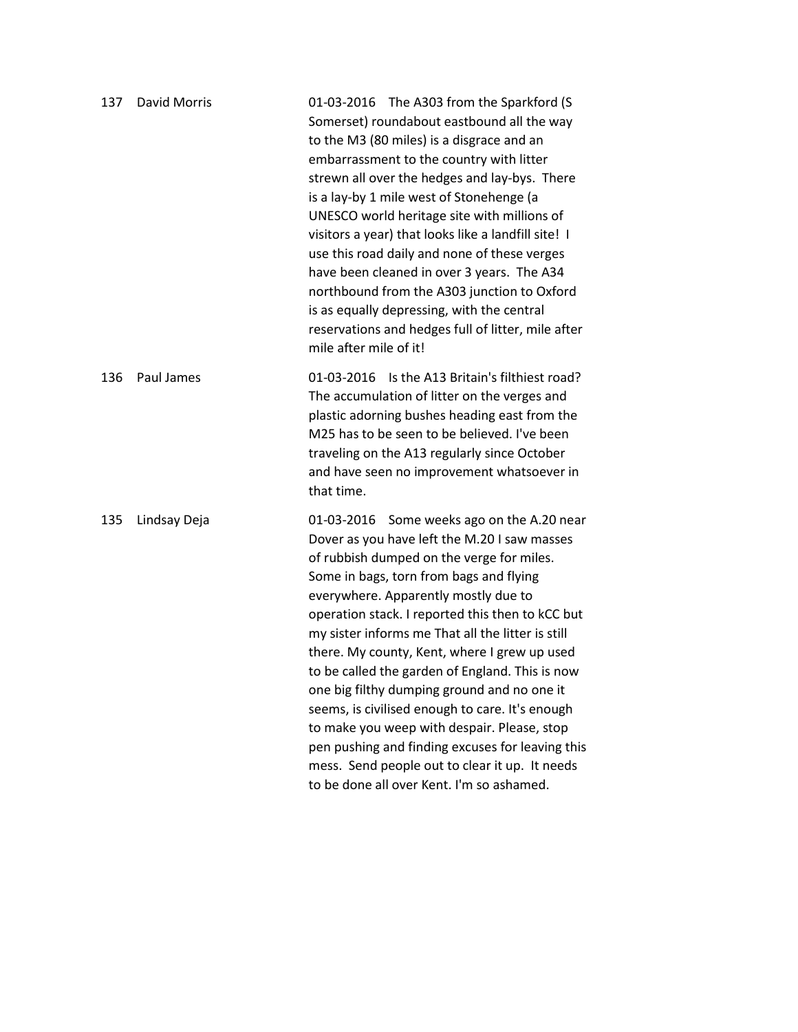| | | |
|---|---|---|
| 137 | David Morris | 01-03-2016 The A303 from the Sparkford (S Somerset) roundabout eastbound all the way to the M3 (80 miles) is a disgrace and an embarrassment to the country with litter strewn all over the hedges and lay-bys. There is a lay-by 1 mile west of Stonehenge (a UNESCO world heritage site with millions of visitors a year) that looks like a landfill site! I use this road daily and none of these verges have been cleaned in over 3 years. The A34 northbound from the A303 junction to Oxford is as equally depressing, with the central reservations and hedges full of litter, mile after mile after mile of it! |
| 136 | Paul James | 01-03-2016 Is the A13 Britain's filthiest road? The accumulation of litter on the verges and plastic adorning bushes heading east from the M25 has to be seen to be believed. I've been traveling on the A13 regularly since October and have seen no improvement whatsoever in that time. |
| 135 | Lindsay Deja | 01-03-2016 Some weeks ago on the A.20 near Dover as you have left the M.20 I saw masses of rubbish dumped on the verge for miles. Some in bags, torn from bags and flying everywhere. Apparently mostly due to operation stack. I reported this then to kCC but my sister informs me That all the litter is still there. My county, Kent, where I grew up used to be called the garden of England. This is now one big filthy dumping ground and no one it seems, is civilised enough to care. It's enough to make you weep with despair. Please, stop pen pushing and finding excuses for leaving this mess. Send people out to clear it up. It needs to be done all over Kent. I'm so ashamed. |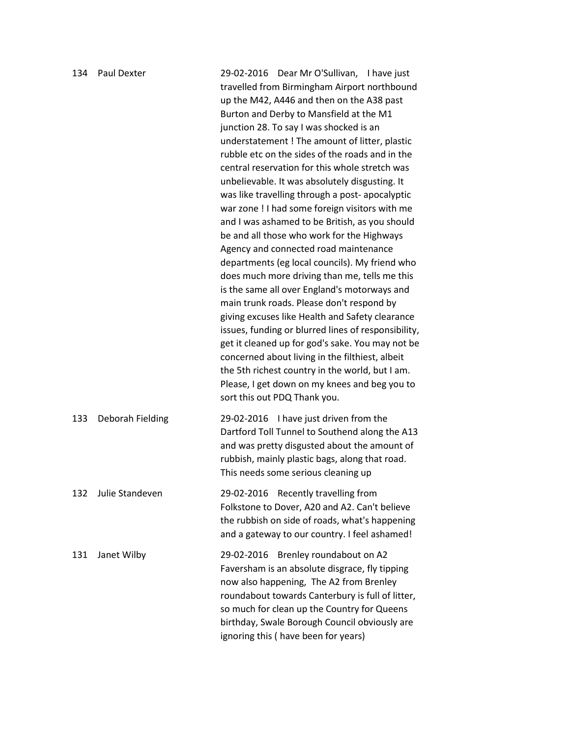| | | |
|---|---|---|
| 134 | Paul Dexter | 29-02-2016 Dear Mr O'Sullivan, I have just travelled from Birmingham Airport northbound up the M42, A446 and then on the A38 past Burton and Derby to Mansfield at the M1 junction 28. To say I was shocked is an understatement ! The amount of litter, plastic rubble etc on the sides of the roads and in the central reservation for this whole stretch was unbelievable. It was absolutely disgusting. It was like travelling through a post- apocalyptic war zone ! I had some foreign visitors with me and I was ashamed to be British, as you should be and all those who work for the Highways Agency and connected road maintenance departments (eg local councils). My friend who does much more driving than me, tells me this is the same all over England's motorways and main trunk roads. Please don't respond by giving excuses like Health and Safety clearance issues, funding or blurred lines of responsibility, get it cleaned up for god's sake. You may not be concerned about living in the filthiest, albeit the 5th richest country in the world, but I am. Please, I get down on my knees and beg you to sort this out PDQ Thank you. |
| 133 | Deborah Fielding | 29-02-2016 I have just driven from the Dartford Toll Tunnel to Southend along the A13 and was pretty disgusted about the amount of rubbish, mainly plastic bags, along that road. This needs some serious cleaning up |
| 132 | Julie Standeven | 29-02-2016 Recently travelling from Folkstone to Dover, A20 and A2. Can't believe the rubbish on side of roads, what's happening and a gateway to our country. I feel ashamed! |
| 131 | Janet Wilby | 29-02-2016 Brenley roundabout on A2 Faversham is an absolute disgrace, fly tipping now also happening, The A2 from Brenley roundabout towards Canterbury is full of litter, so much for clean up the Country for Queens birthday, Swale Borough Council obviously are ignoring this ( have been for years) |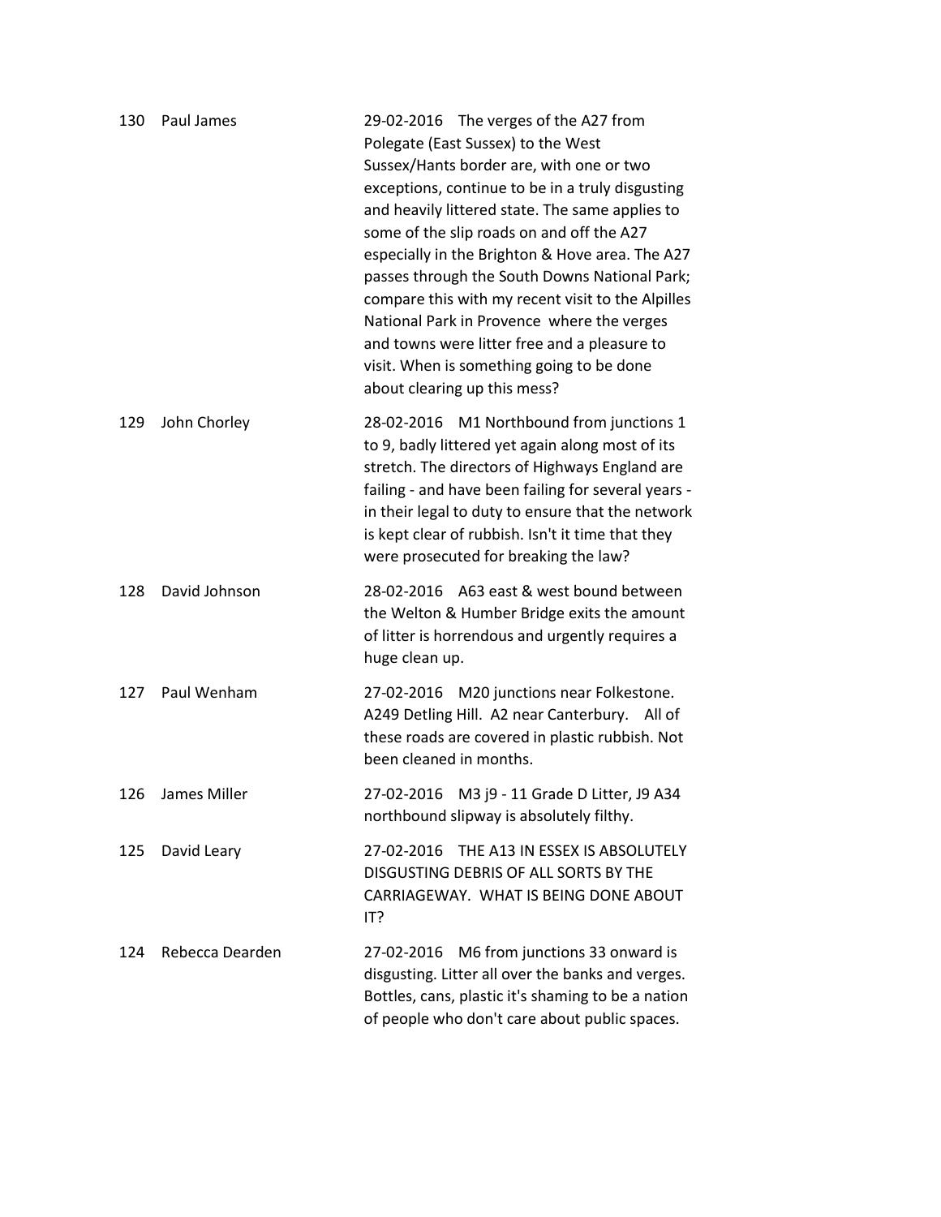| | | |
|---|---|---|
| 130 | Paul James | 29-02-2016 The verges of the A27 from Polegate (East Sussex) to the West Sussex/Hants border are, with one or two exceptions, continue to be in a truly disgusting and heavily littered state. The same applies to some of the slip roads on and off the A27 especially in the Brighton & Hove area. The A27 passes through the South Downs National Park; compare this with my recent visit to the Alpilles National Park in Provence where the verges and towns were litter free and a pleasure to visit. When is something going to be done about clearing up this mess? |
| 129 | John Chorley | 28-02-2016 M1 Northbound from junctions 1 to 9, badly littered yet again along most of its stretch. The directors of Highways England are failing - and have been failing for several years - in their legal to duty to ensure that the network is kept clear of rubbish. Isn't it time that they were prosecuted for breaking the law? |
| 128 | David Johnson | 28-02-2016 A63 east & west bound between the Welton & Humber Bridge exits the amount of litter is horrendous and urgently requires a huge clean up. |
| 127 | Paul Wenham | 27-02-2016 M20 junctions near Folkestone. A249 Detling Hill. A2 near Canterbury. All of these roads are covered in plastic rubbish. Not been cleaned in months. |
| 126 | James Miller | 27-02-2016 M3 j9 - 11 Grade D Litter, J9 A34 northbound slipway is absolutely filthy. |
| 125 | David Leary | 27-02-2016 THE A13 IN ESSEX IS ABSOLUTELY DISGUSTING DEBRIS OF ALL SORTS BY THE CARRIAGEWAY. WHAT IS BEING DONE ABOUT IT? |
| 124 | Rebecca Dearden | 27-02-2016 M6 from junctions 33 onward is disgusting. Litter all over the banks and verges. Bottles, cans, plastic it's shaming to be a nation of people who don't care about public spaces. |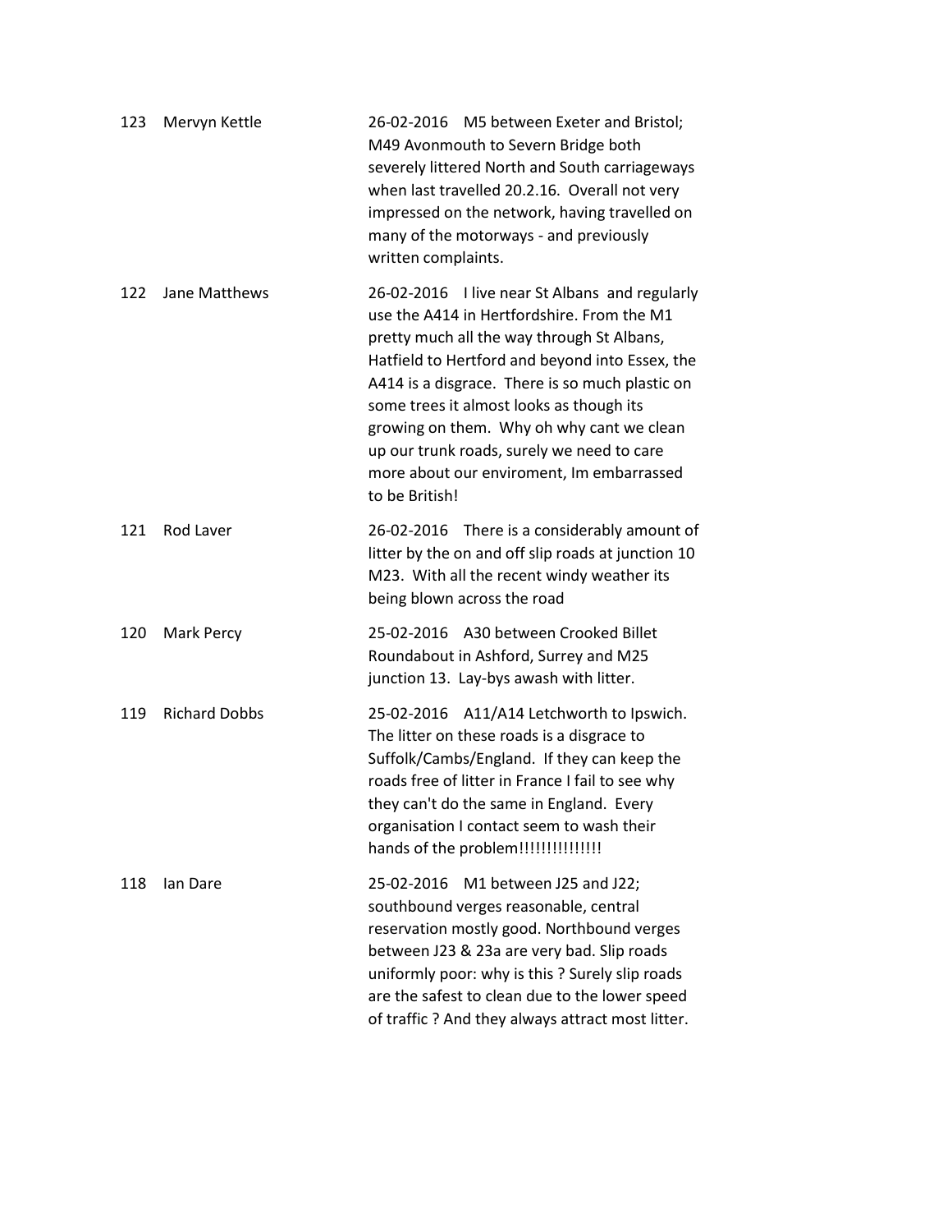| | | |
|---|---|---|
| 123 | Mervyn Kettle | 26-02-2016 M5 between Exeter and Bristol; M49 Avonmouth to Severn Bridge both severely littered North and South carriageways when last travelled 20.2.16. Overall not very impressed on the network, having travelled on many of the motorways - and previously written complaints. |
| 122 | Jane Matthews | 26-02-2016 I live near St Albans and regularly use the A414 in Hertfordshire. From the M1 pretty much all the way through St Albans, Hatfield to Hertford and beyond into Essex, the A414 is a disgrace. There is so much plastic on some trees it almost looks as though its growing on them. Why oh why cant we clean up our trunk roads, surely we need to care more about our enviroment, Im embarrassed to be British! |
| 121 | Rod Laver | 26-02-2016 There is a considerably amount of litter by the on and off slip roads at junction 10 M23. With all the recent windy weather its being blown across the road |
| 120 | Mark Percy | 25-02-2016 A30 between Crooked Billet Roundabout in Ashford, Surrey and M25 junction 13. Lay-bys awash with litter. |
| 119 | Richard Dobbs | 25-02-2016 A11/A14 Letchworth to Ipswich. The litter on these roads is a disgrace to Suffolk/Cambs/England. If they can keep the roads free of litter in France I fail to see why they can't do the same in England. Every organisation I contact seem to wash their hands of the problem!!!!!!!!!!!!!!! |
| 118 | Ian Dare | 25-02-2016 M1 between J25 and J22; southbound verges reasonable, central reservation mostly good. Northbound verges between J23 & 23a are very bad. Slip roads uniformly poor: why is this ? Surely slip roads are the safest to clean due to the lower speed of traffic ? And they always attract most litter. |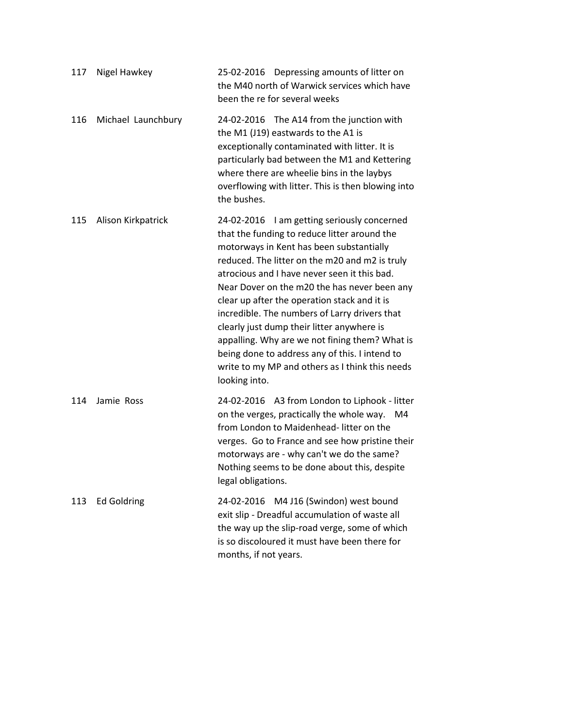| | | |
|---|---|---|
| 117 | Nigel Hawkey | 25-02-2016 Depressing amounts of litter on the M40 north of Warwick services which have been the re for several weeks |
| 116 | Michael Launchbury | 24-02-2016 The A14 from the junction with the M1 (J19) eastwards to the A1 is exceptionally contaminated with litter. It is particularly bad between the M1 and Kettering where there are wheelie bins in the laybys overflowing with litter. This is then blowing into the bushes. |
| 115 | Alison Kirkpatrick | 24-02-2016 I am getting seriously concerned that the funding to reduce litter around the motorways in Kent has been substantially reduced. The litter on the m20 and m2 is truly atrocious and I have never seen it this bad. Near Dover on the m20 the has never been any clear up after the operation stack and it is incredible. The numbers of Larry drivers that clearly just dump their litter anywhere is appalling. Why are we not fining them? What is being done to address any of this. I intend to write to my MP and others as I think this needs looking into. |
| 114 | Jamie Ross | 24-02-2016 A3 from London to Liphook - litter on the verges, practically the whole way. M4 from London to Maidenhead- litter on the verges. Go to France and see how pristine their motorways are - why can't we do the same? Nothing seems to be done about this, despite legal obligations. |
| 113 | Ed Goldring | 24-02-2016 M4 J16 (Swindon) west bound exit slip - Dreadful accumulation of waste all the way up the slip-road verge, some of which is so discoloured it must have been there for months, if not years. |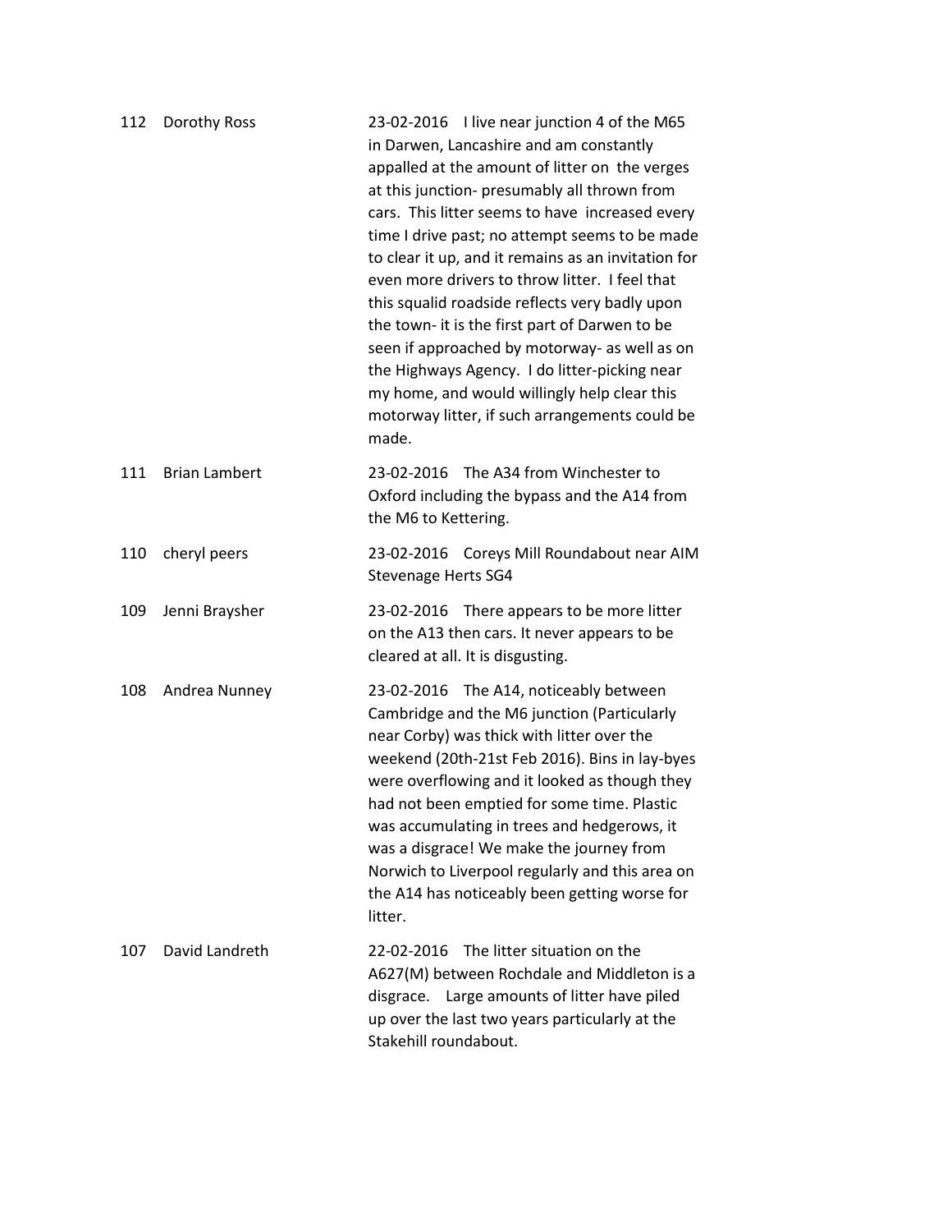| | | |
|---|---|---|
| 112 | Dorothy Ross | 23-02-2016 I live near junction 4 of the M65 in Darwen, Lancashire and am constantly appalled at the amount of litter on the verges at this junction- presumably all thrown from cars. This litter seems to have increased every time I drive past; no attempt seems to be made to clear it up, and it remains as an invitation for even more drivers to throw litter. I feel that this squalid roadside reflects very badly upon the town- it is the first part of Darwen to be seen if approached by motorway- as well as on the Highways Agency. I do litter-picking near my home, and would willingly help clear this motorway litter, if such arrangements could be made. |
| 111 | Brian Lambert | 23-02-2016 The A34 from Winchester to Oxford including the bypass and the A14 from the M6 to Kettering. |
| 110 | cheryl peers | 23-02-2016 Coreys Mill Roundabout near AIM Stevenage Herts SG4 |
| 109 | Jenni Braysher | 23-02-2016 There appears to be more litter on the A13 then cars. It never appears to be cleared at all. It is disgusting. |
| 108 | Andrea Nunney | 23-02-2016 The A14, noticeably between Cambridge and the M6 junction (Particularly near Corby) was thick with litter over the weekend (20th-21st Feb 2016). Bins in lay-byes were overflowing and it looked as though they had not been emptied for some time. Plastic was accumulating in trees and hedgerows, it was a disgrace! We make the journey from Norwich to Liverpool regularly and this area on the A14 has noticeably been getting worse for litter. |
| 107 | David Landreth | 22-02-2016 The litter situation on the A627(M) between Rochdale and Middleton is a disgrace. Large amounts of litter have piled up over the last two years particularly at the Stakehill roundabout. |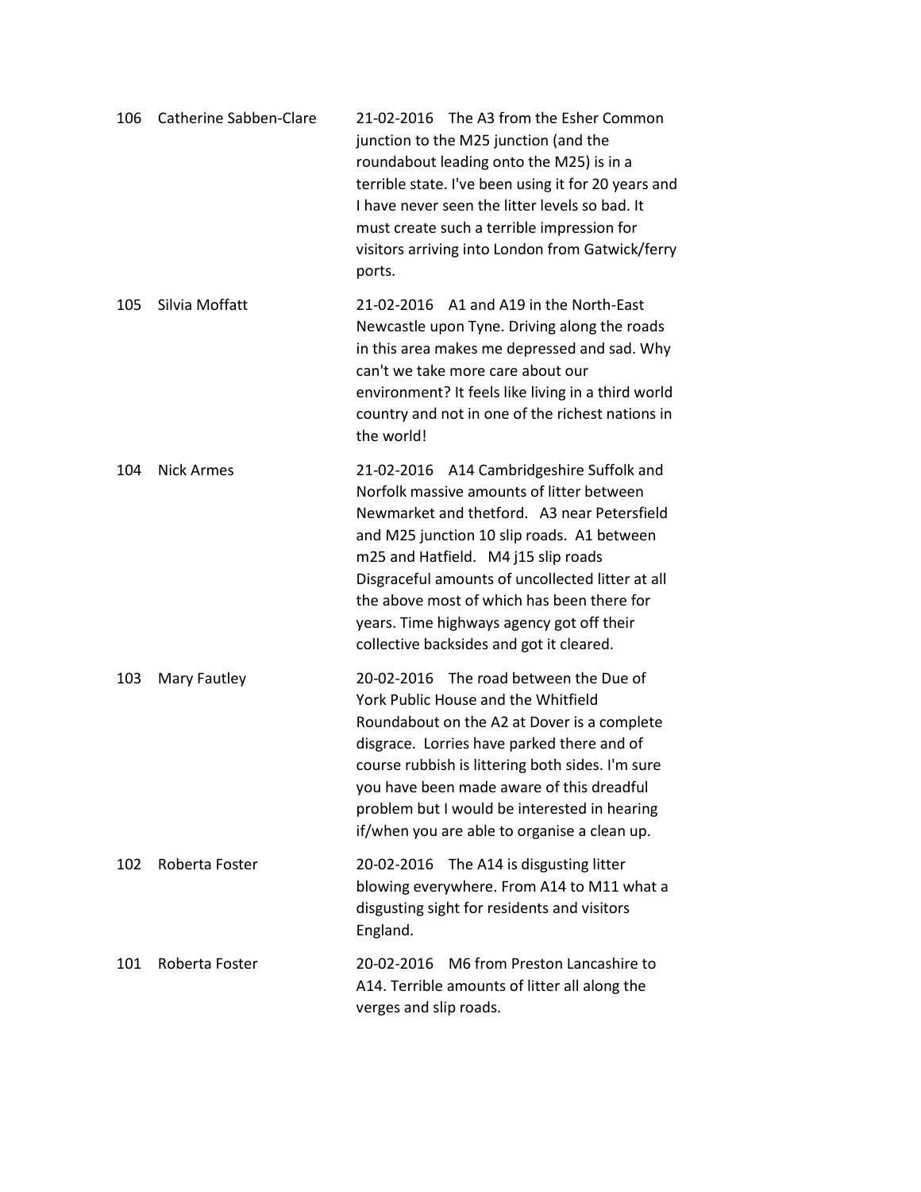| | | |
|---|---|---|
| 106 | Catherine Sabben-Clare | 21-02-2016 The A3 from the Esher Common junction to the M25 junction (and the roundabout leading onto the M25) is in a terrible state. I've been using it for 20 years and I have never seen the litter levels so bad. It must create such a terrible impression for visitors arriving into London from Gatwick/ferry ports. |
| 105 | Silvia Moffatt | 21-02-2016 A1 and A19 in the North-East Newcastle upon Tyne. Driving along the roads in this area makes me depressed and sad. Why can't we take more care about our environment? It feels like living in a third world country and not in one of the richest nations in the world! |
| 104 | Nick Armes | 21-02-2016 A14 Cambridgeshire Suffolk and Norfolk massive amounts of litter between Newmarket and thetford. A3 near Petersfield and M25 junction 10 slip roads. A1 between m25 and Hatfield. M4 j15 slip roads Disgraceful amounts of uncollected litter at all the above most of which has been there for years. Time highways agency got off their collective backsides and got it cleared. |
| 103 | Mary Fautley | 20-02-2016 The road between the Due of York Public House and the Whitfield Roundabout on the A2 at Dover is a complete disgrace. Lorries have parked there and of course rubbish is littering both sides. I'm sure you have been made aware of this dreadful problem but I would be interested in hearing if/when you are able to organise a clean up. |
| 102 | Roberta Foster | 20-02-2016 The A14 is disgusting litter blowing everywhere. From A14 to M11 what a disgusting sight for residents and visitors England. |
| 101 | Roberta Foster | 20-02-2016 M6 from Preston Lancashire to A14. Terrible amounts of litter all along the verges and slip roads. |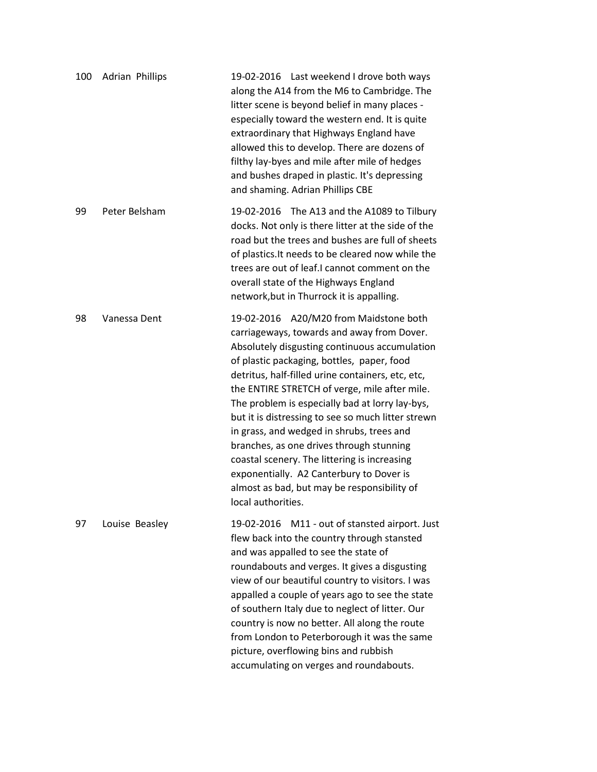| | | |
|---|---|---|
| 100 | Adrian  Phillips | 19-02-2016    Last weekend I drove both ways along the A14 from the M6 to Cambridge. The litter scene is beyond belief in many places - especially toward the western end. It is quite extraordinary that Highways England have allowed this to develop. There are dozens of filthy lay-byes and mile after mile of hedges and bushes draped in plastic. It's depressing and shaming. Adrian Phillips CBE |
| 99 | Peter Belsham | 19-02-2016    The A13 and the A1089 to Tilbury docks. Not only is there litter at the side of the road but the trees and bushes are full of sheets of plastics.It needs to be cleared now while the trees are out of leaf.I cannot comment on the overall state of the Highways England network,but in Thurrock it is appalling. |
| 98 | Vanessa Dent | 19-02-2016    A20/M20 from Maidstone both carriageways, towards and away from Dover. Absolutely disgusting continuous accumulation of plastic packaging, bottles,  paper, food detritus, half-filled urine containers, etc, etc, the ENTIRE STRETCH of verge, mile after mile. The problem is especially bad at lorry lay-bys, but it is distressing to see so much litter strewn in grass, and wedged in shrubs, trees and branches, as one drives through stunning coastal scenery. The littering is increasing exponentially.  A2 Canterbury to Dover is almost as bad, but may be responsibility of local authorities. |
| 97 | Louise  Beasley | 19-02-2016    M11 - out of stansted airport. Just flew back into the country through stansted and was appalled to see the state of roundabouts and verges. It gives a disgusting view of our beautiful country to visitors. I was appalled a couple of years ago to see the state of southern Italy due to neglect of litter. Our country is now no better. All along the route from London to Peterborough it was the same picture, overflowing bins and rubbish accumulating on verges and roundabouts. |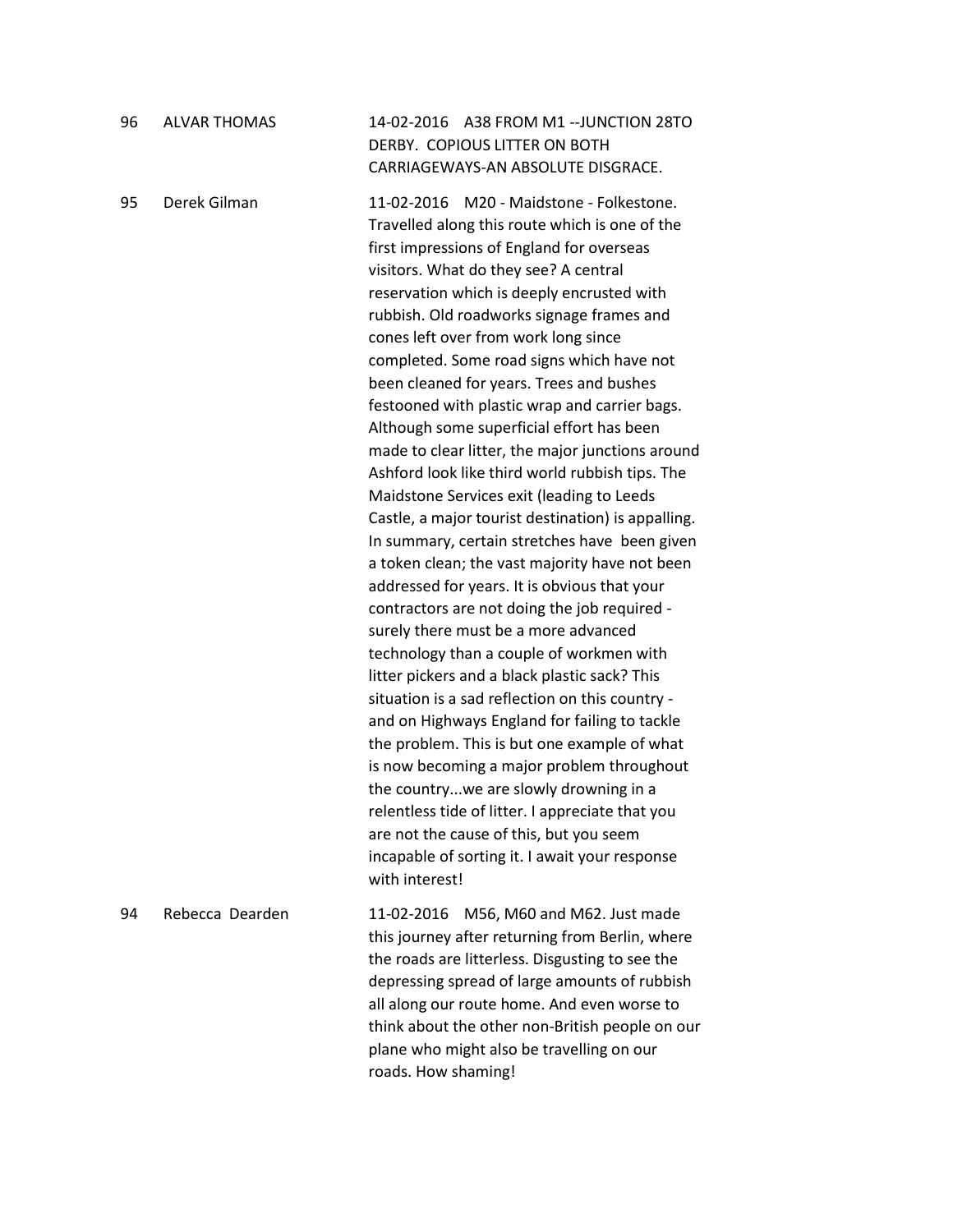| | | |
|---|---|---|
| 96 | ALVAR THOMAS | 14-02-2016 A38 FROM M1 --JUNCTION 28TO DERBY. COPIOUS LITTER ON BOTH CARRIAGEWAYS-AN ABSOLUTE DISGRACE. |
| 95 | Derek Gilman | 11-02-2016 M20 - Maidstone - Folkestone. Travelled along this route which is one of the first impressions of England for overseas visitors. What do they see? A central reservation which is deeply encrusted with rubbish. Old roadworks signage frames and cones left over from work long since completed. Some road signs which have not been cleaned for years. Trees and bushes festooned with plastic wrap and carrier bags. Although some superficial effort has been made to clear litter, the major junctions around Ashford look like third world rubbish tips. The Maidstone Services exit (leading to Leeds Castle, a major tourist destination) is appalling. In summary, certain stretches have been given a token clean; the vast majority have not been addressed for years. It is obvious that your contractors are not doing the job required - surely there must be a more advanced technology than a couple of workmen with litter pickers and a black plastic sack? This situation is a sad reflection on this country - and on Highways England for failing to tackle the problem. This is but one example of what is now becoming a major problem throughout the country...we are slowly drowning in a relentless tide of litter. I appreciate that you are not the cause of this, but you seem incapable of sorting it. I await your response with interest! |
| 94 | Rebecca Dearden | 11-02-2016 M56, M60 and M62. Just made this journey after returning from Berlin, where the roads are litterless. Disgusting to see the depressing spread of large amounts of rubbish all along our route home. And even worse to think about the other non-British people on our plane who might also be travelling on our roads. How shaming! |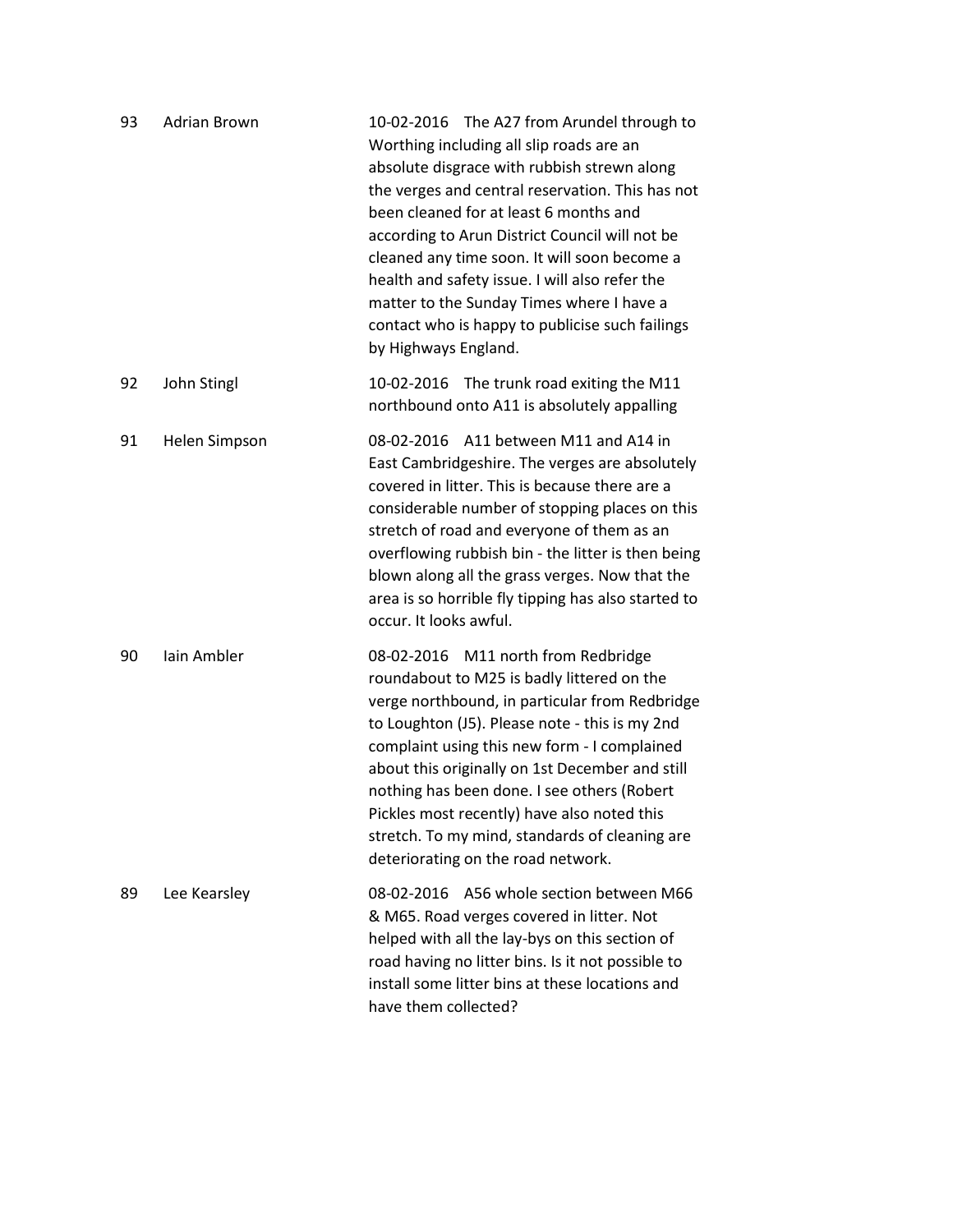| | | |
|---|---|---|
| 93 | Adrian Brown | 10-02-2016 The A27 from Arundel through to Worthing including all slip roads are an absolute disgrace with rubbish strewn along the verges and central reservation. This has not been cleaned for at least 6 months and according to Arun District Council will not be cleaned any time soon. It will soon become a health and safety issue. I will also refer the matter to the Sunday Times where I have a contact who is happy to publicise such failings by Highways England. |
| 92 | John Stingl | 10-02-2016 The trunk road exiting the M11 northbound onto A11 is absolutely appalling |
| 91 | Helen Simpson | 08-02-2016 A11 between M11 and A14 in East Cambridgeshire. The verges are absolutely covered in litter. This is because there are a considerable number of stopping places on this stretch of road and everyone of them as an overflowing rubbish bin - the litter is then being blown along all the grass verges. Now that the area is so horrible fly tipping has also started to occur. It looks awful. |
| 90 | Iain Ambler | 08-02-2016 M11 north from Redbridge roundabout to M25 is badly littered on the verge northbound, in particular from Redbridge to Loughton (J5). Please note - this is my 2nd complaint using this new form - I complained about this originally on 1st December and still nothing has been done. I see others (Robert Pickles most recently) have also noted this stretch. To my mind, standards of cleaning are deteriorating on the road network. |
| 89 | Lee Kearsley | 08-02-2016 A56 whole section between M66 & M65. Road verges covered in litter. Not helped with all the lay-bys on this section of road having no litter bins. Is it not possible to install some litter bins at these locations and have them collected? |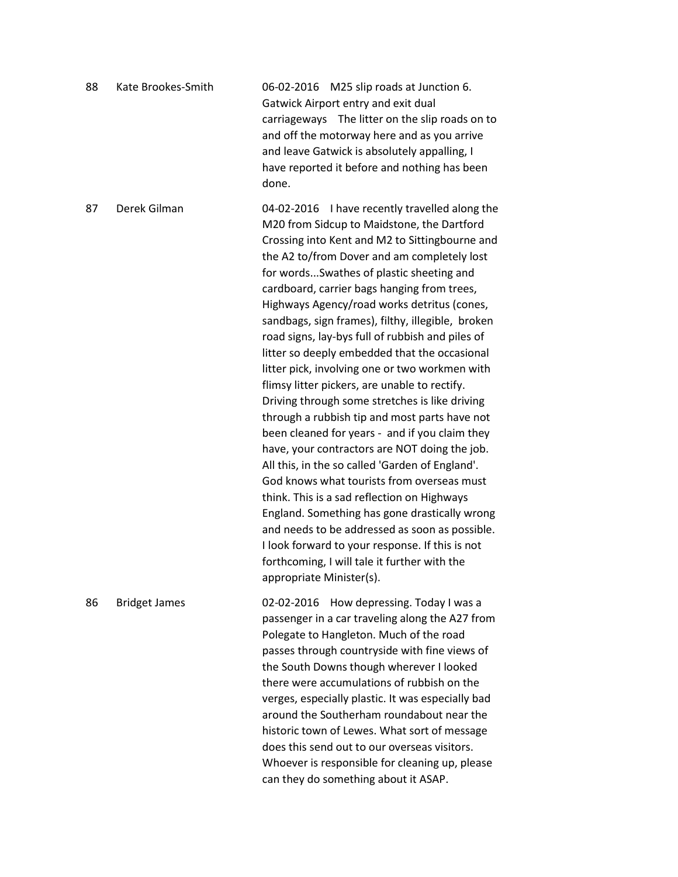| | | |
|---|---|---|
| 88 | Kate Brookes-Smith | 06-02-2016 M25 slip roads at Junction 6. Gatwick Airport entry and exit dual carriageways The litter on the slip roads on to and off the motorway here and as you arrive and leave Gatwick is absolutely appalling, I have reported it before and nothing has been done. |
| 87 | Derek Gilman | 04-02-2016 I have recently travelled along the M20 from Sidcup to Maidstone, the Dartford Crossing into Kent and M2 to Sittingbourne and the A2 to/from Dover and am completely lost for words...Swathes of plastic sheeting and cardboard, carrier bags hanging from trees, Highways Agency/road works detritus (cones, sandbags, sign frames), filthy, illegible, broken road signs, lay-bys full of rubbish and piles of litter so deeply embedded that the occasional litter pick, involving one or two workmen with flimsy litter pickers, are unable to rectify. Driving through some stretches is like driving through a rubbish tip and most parts have not been cleaned for years - and if you claim they have, your contractors are NOT doing the job. All this, in the so called 'Garden of England'. God knows what tourists from overseas must think. This is a sad reflection on Highways England. Something has gone drastically wrong and needs to be addressed as soon as possible. I look forward to your response. If this is not forthcoming, I will tale it further with the appropriate Minister(s). |
| 86 | Bridget James | 02-02-2016 How depressing. Today I was a passenger in a car traveling along the A27 from Polegate to Hangleton. Much of the road passes through countryside with fine views of the South Downs though wherever I looked there were accumulations of rubbish on the verges, especially plastic. It was especially bad around the Southerham roundabout near the historic town of Lewes. What sort of message does this send out to our overseas visitors. Whoever is responsible for cleaning up, please can they do something about it ASAP. |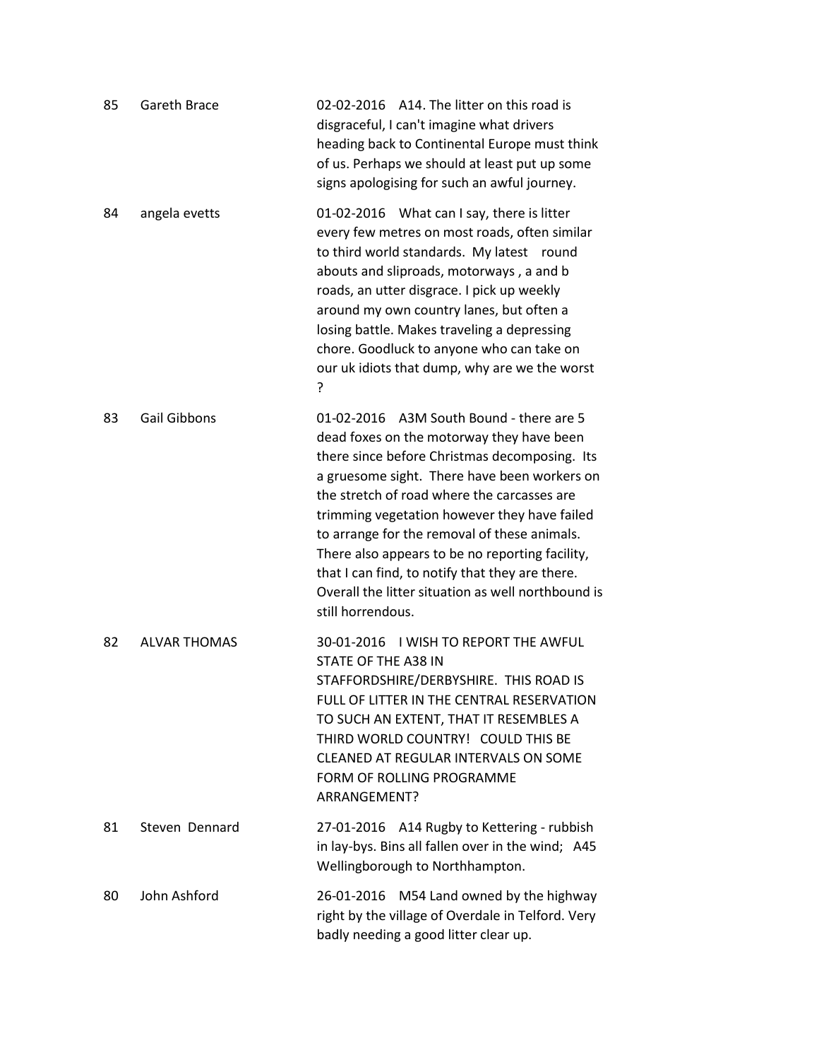| | | |
|---|---|---|
| 85 | Gareth Brace | 02-02-2016 A14. The litter on this road is disgraceful, I can't imagine what drivers heading back to Continental Europe must think of us. Perhaps we should at least put up some signs apologising for such an awful journey. |
| 84 | angela evetts | 01-02-2016 What can I say, there is litter every few metres on most roads, often similar to third world standards. My latest round abouts and sliproads, motorways , a and b roads, an utter disgrace. I pick up weekly around my own country lanes, but often a losing battle. Makes traveling a depressing chore. Goodluck to anyone who can take on our uk idiots that dump, why are we the worst ? |
| 83 | Gail Gibbons | 01-02-2016 A3M South Bound - there are 5 dead foxes on the motorway they have been there since before Christmas decomposing. Its a gruesome sight. There have been workers on the stretch of road where the carcasses are trimming vegetation however they have failed to arrange for the removal of these animals. There also appears to be no reporting facility, that I can find, to notify that they are there. Overall the litter situation as well northbound is still horrendous. |
| 82 | ALVAR THOMAS | 30-01-2016 I WISH TO REPORT THE AWFUL STATE OF THE A38 IN STAFFORDSHIRE/DERBYSHIRE. THIS ROAD IS FULL OF LITTER IN THE CENTRAL RESERVATION TO SUCH AN EXTENT, THAT IT RESEMBLES A THIRD WORLD COUNTRY! COULD THIS BE CLEANED AT REGULAR INTERVALS ON SOME FORM OF ROLLING PROGRAMME ARRANGEMENT? |
| 81 | Steven Dennard | 27-01-2016 A14 Rugby to Kettering - rubbish in lay-bys. Bins all fallen over in the wind; A45 Wellingborough to Northhampton. |
| 80 | John Ashford | 26-01-2016 M54 Land owned by the highway right by the village of Overdale in Telford. Very badly needing a good litter clear up. |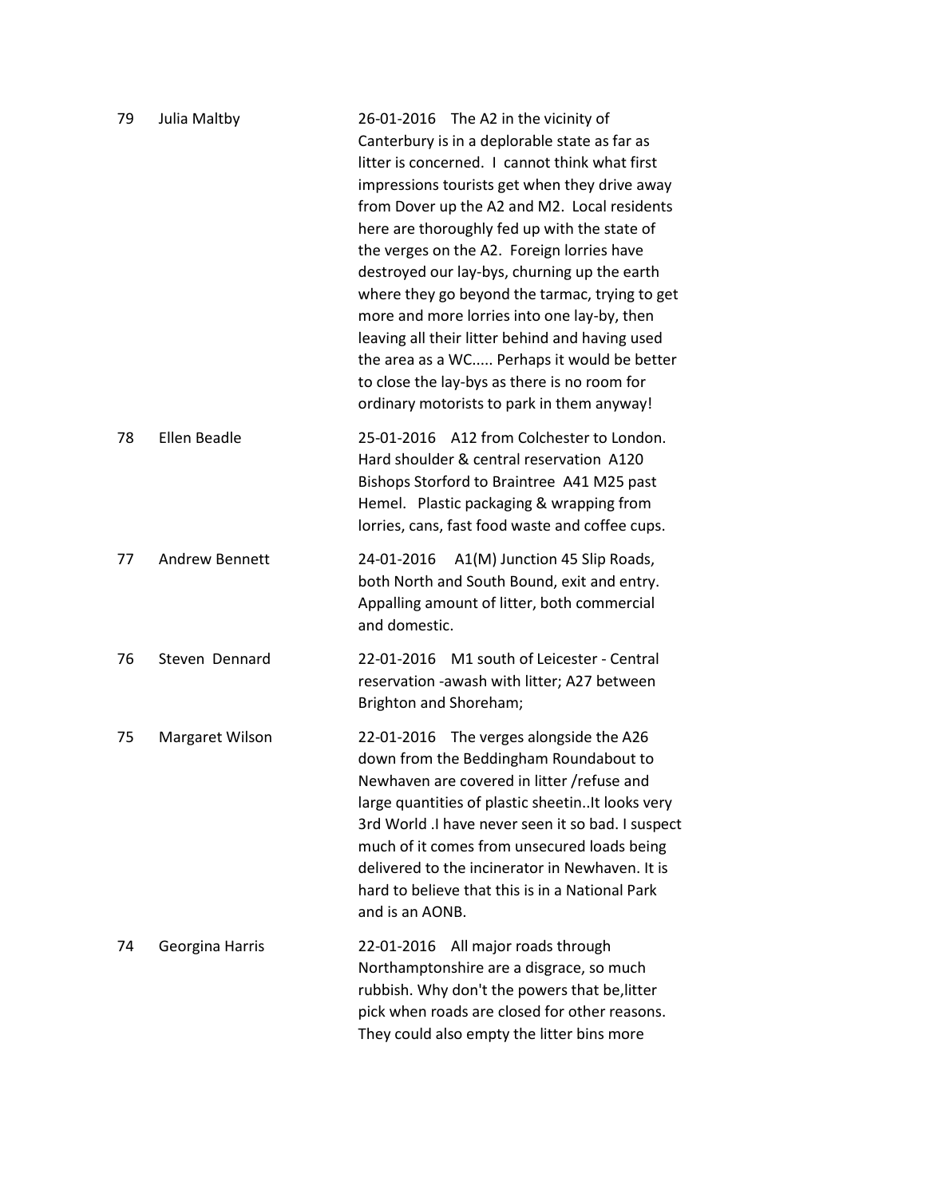| | | |
|---|---|---|
| 79 | Julia Maltby | 26-01-2016 The A2 in the vicinity of Canterbury is in a deplorable state as far as litter is concerned. I cannot think what first impressions tourists get when they drive away from Dover up the A2 and M2. Local residents here are thoroughly fed up with the state of the verges on the A2. Foreign lorries have destroyed our lay-bys, churning up the earth where they go beyond the tarmac, trying to get more and more lorries into one lay-by, then leaving all their litter behind and having used the area as a WC..... Perhaps it would be better to close the lay-bys as there is no room for ordinary motorists to park in them anyway! |
| 78 | Ellen Beadle | 25-01-2016 A12 from Colchester to London. Hard shoulder & central reservation A120 Bishops Storford to Braintree A41 M25 past Hemel. Plastic packaging & wrapping from lorries, cans, fast food waste and coffee cups. |
| 77 | Andrew Bennett | 24-01-2016 A1(M) Junction 45 Slip Roads, both North and South Bound, exit and entry. Appalling amount of litter, both commercial and domestic. |
| 76 | Steven Dennard | 22-01-2016 M1 south of Leicester - Central reservation -awash with litter; A27 between Brighton and Shoreham; |
| 75 | Margaret Wilson | 22-01-2016 The verges alongside the A26 down from the Beddingham Roundabout to Newhaven are covered in litter /refuse and large quantities of plastic sheetin..It looks very 3rd World .I have never seen it so bad. I suspect much of it comes from unsecured loads being delivered to the incinerator in Newhaven. It is hard to believe that this is in a National Park and is an AONB. |
| 74 | Georgina Harris | 22-01-2016 All major roads through Northamptonshire are a disgrace, so much rubbish. Why don't the powers that be,litter pick when roads are closed for other reasons. They could also empty the litter bins more |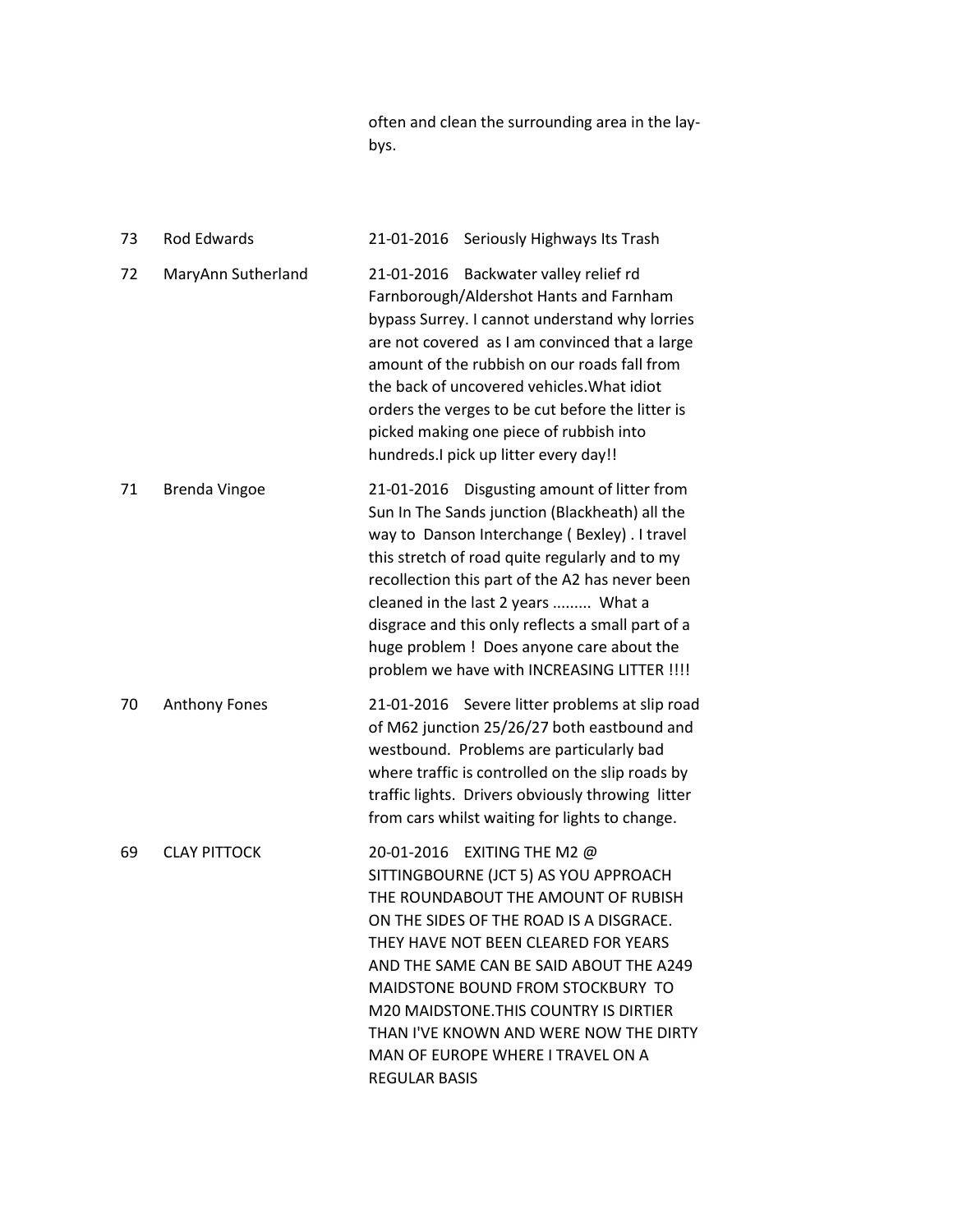often and clean the surrounding area in the lay-bys.

| | | |
|---|---|---|
| 73 | Rod Edwards | 21-01-2016 Seriously Highways Its Trash |
| 72 | MaryAnn Sutherland | 21-01-2016 Backwater valley relief rd Farnborough/Aldershot Hants and Farnham bypass Surrey. I cannot understand why lorries are not covered as I am convinced that a large amount of the rubbish on our roads fall from the back of uncovered vehicles.What idiot orders the verges to be cut before the litter is picked making one piece of rubbish into hundreds.I pick up litter every day!! |
| 71 | Brenda Vingoe | 21-01-2016 Disgusting amount of litter from Sun In The Sands junction (Blackheath) all the way to Danson Interchange ( Bexley) . I travel this stretch of road quite regularly and to my recollection this part of the A2 has never been cleaned in the last 2 years ......... What a disgrace and this only reflects a small part of a huge problem ! Does anyone care about the problem we have with INCREASING LITTER !!!! |
| 70 | Anthony Fones | 21-01-2016 Severe litter problems at slip road of M62 junction 25/26/27 both eastbound and westbound. Problems are particularly bad where traffic is controlled on the slip roads by traffic lights. Drivers obviously throwing litter from cars whilst waiting for lights to change. |
| 69 | CLAY PITTOCK | 20-01-2016 EXITING THE M2 @ SITTINGBOURNE (JCT 5) AS YOU APPROACH THE ROUNDABOUT THE AMOUNT OF RUBISH ON THE SIDES OF THE ROAD IS A DISGRACE. THEY HAVE NOT BEEN CLEARED FOR YEARS AND THE SAME CAN BE SAID ABOUT THE A249 MAIDSTONE BOUND FROM STOCKBURY TO M20 MAIDSTONE.THIS COUNTRY IS DIRTIER THAN I'VE KNOWN AND WERE NOW THE DIRTY MAN OF EUROPE WHERE I TRAVEL ON A REGULAR BASIS |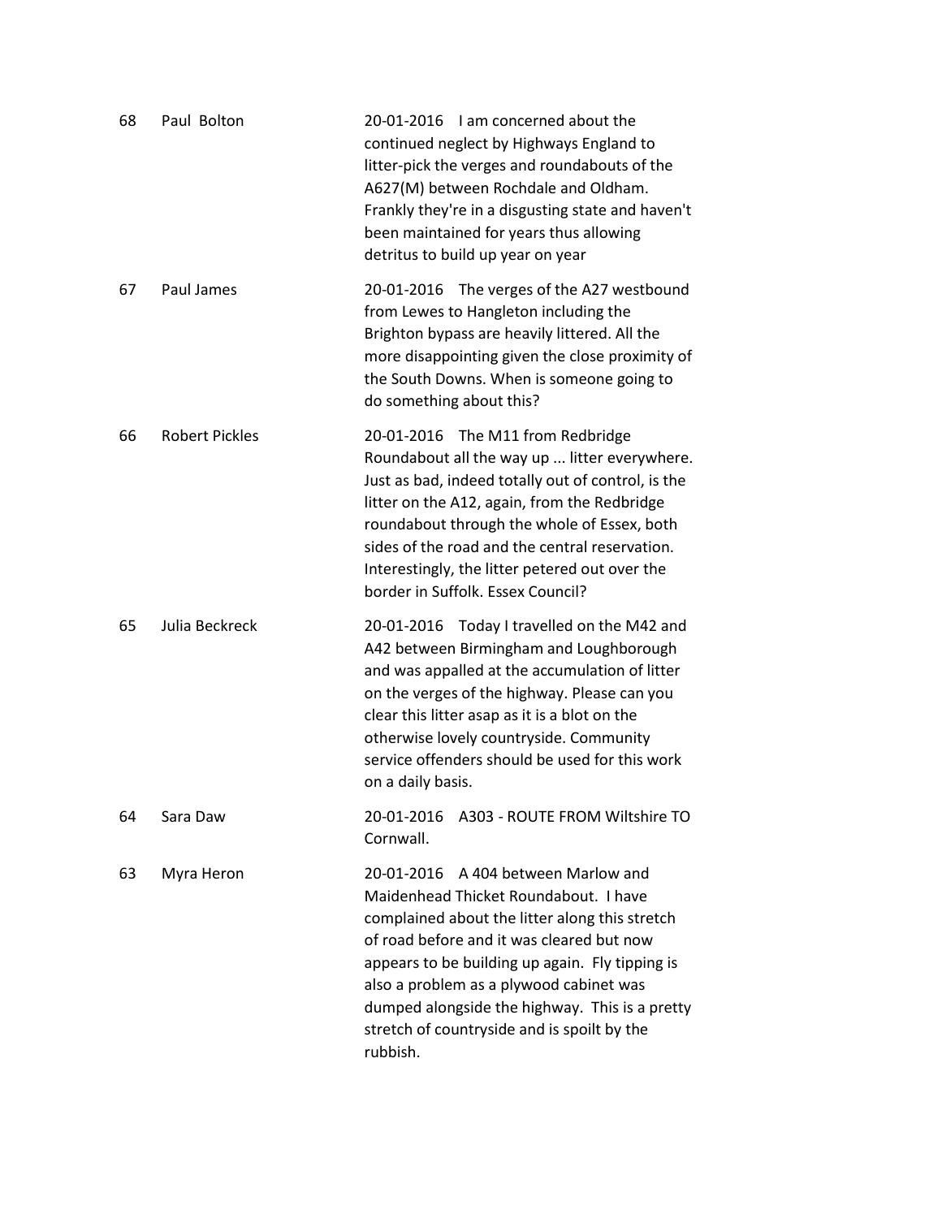| | | |
|---|---|---|
| 68 | Paul Bolton | 20-01-2016 I am concerned about the continued neglect by Highways England to litter-pick the verges and roundabouts of the A627(M) between Rochdale and Oldham. Frankly they're in a disgusting state and haven't been maintained for years thus allowing detritus to build up year on year |
| 67 | Paul James | 20-01-2016 The verges of the A27 westbound from Lewes to Hangleton including the Brighton bypass are heavily littered. All the more disappointing given the close proximity of the South Downs. When is someone going to do something about this? |
| 66 | Robert Pickles | 20-01-2016 The M11 from Redbridge Roundabout all the way up ... litter everywhere. Just as bad, indeed totally out of control, is the litter on the A12, again, from the Redbridge roundabout through the whole of Essex, both sides of the road and the central reservation. Interestingly, the litter petered out over the border in Suffolk. Essex Council? |
| 65 | Julia Beckreck | 20-01-2016 Today I travelled on the M42 and A42 between Birmingham and Loughborough and was appalled at the accumulation of litter on the verges of the highway. Please can you clear this litter asap as it is a blot on the otherwise lovely countryside. Community service offenders should be used for this work on a daily basis. |
| 64 | Sara Daw | 20-01-2016 A303 - ROUTE FROM Wiltshire TO Cornwall. |
| 63 | Myra Heron | 20-01-2016 A 404 between Marlow and Maidenhead Thicket Roundabout. I have complained about the litter along this stretch of road before and it was cleared but now appears to be building up again. Fly tipping is also a problem as a plywood cabinet was dumped alongside the highway. This is a pretty stretch of countryside and is spoilt by the rubbish. |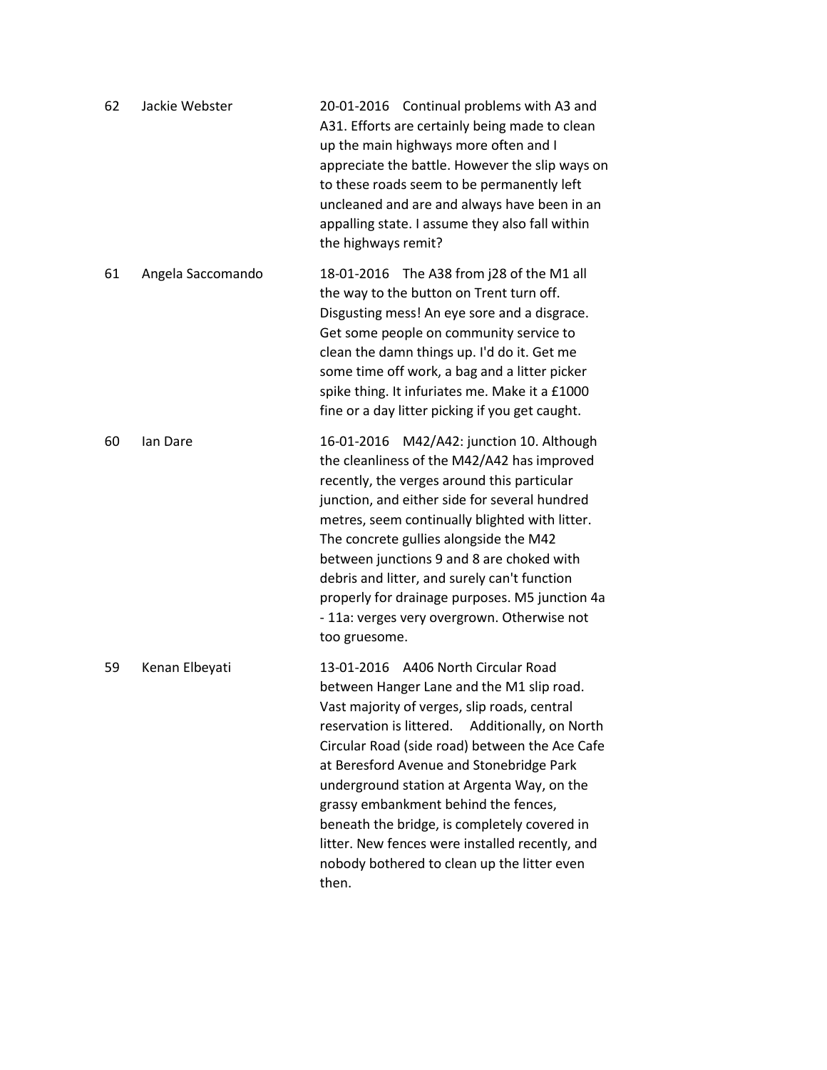| | | |
|---|---|---|
| 62 | Jackie Webster | 20-01-2016 Continual problems with A3 and A31. Efforts are certainly being made to clean up the main highways more often and I appreciate the battle. However the slip ways on to these roads seem to be permanently left uncleaned and are and always have been in an appalling state. I assume they also fall within the highways remit? |
| 61 | Angela Saccomando | 18-01-2016 The A38 from j28 of the M1 all the way to the button on Trent turn off. Disgusting mess! An eye sore and a disgrace. Get some people on community service to clean the damn things up. I'd do it. Get me some time off work, a bag and a litter picker spike thing. It infuriates me. Make it a £1000 fine or a day litter picking if you get caught. |
| 60 | Ian Dare | 16-01-2016 M42/A42: junction 10. Although the cleanliness of the M42/A42 has improved recently, the verges around this particular junction, and either side for several hundred metres, seem continually blighted with litter. The concrete gullies alongside the M42 between junctions 9 and 8 are choked with debris and litter, and surely can't function properly for drainage purposes. M5 junction 4a - 11a: verges very overgrown. Otherwise not too gruesome. |
| 59 | Kenan Elbeyati | 13-01-2016 A406 North Circular Road between Hanger Lane and the M1 slip road. Vast majority of verges, slip roads, central reservation is littered. Additionally, on North Circular Road (side road) between the Ace Cafe at Beresford Avenue and Stonebridge Park underground station at Argenta Way, on the grassy embankment behind the fences, beneath the bridge, is completely covered in litter. New fences were installed recently, and nobody bothered to clean up the litter even then. |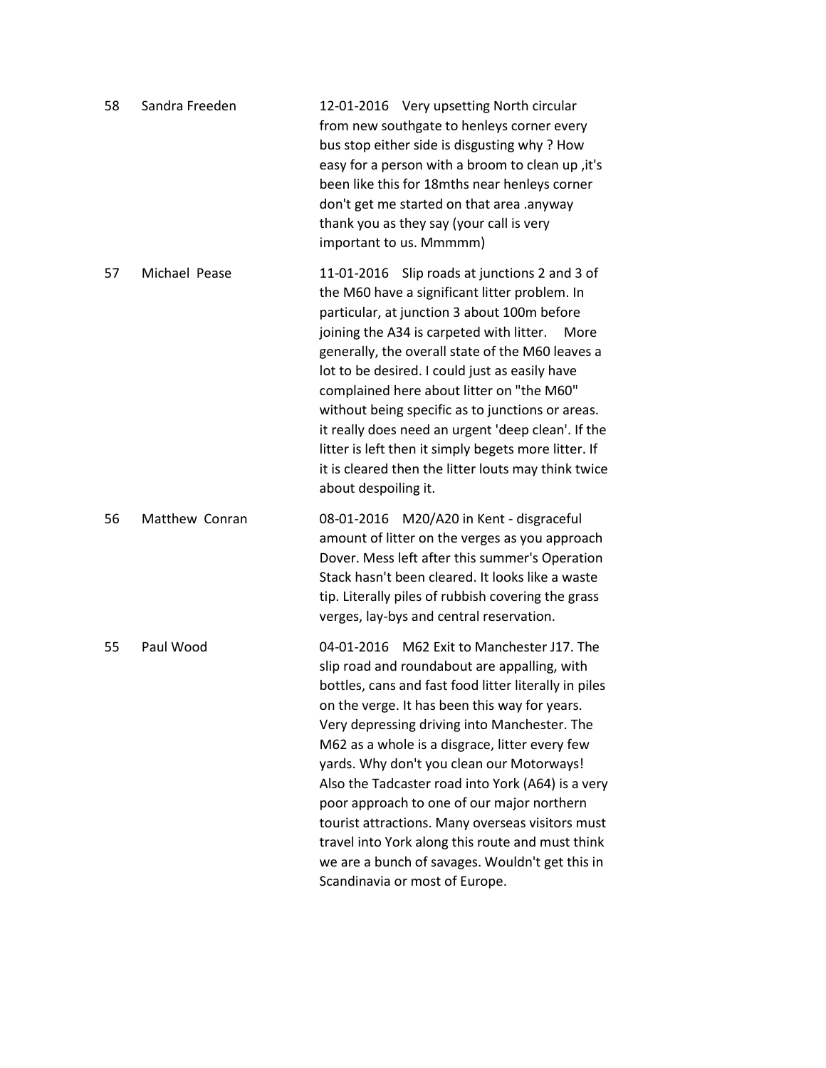| | | |
|---|---|---|
| 58 | Sandra Freeden | 12-01-2016 Very upsetting North circular from new southgate to henleys corner every bus stop either side is disgusting why ? How easy for a person with a broom to clean up ,it's been like this for 18mths near henleys corner don't get me started on that area .anyway thank you as they say (your call is very important to us. Mmmmm) |
| 57 | Michael Pease | 11-01-2016 Slip roads at junctions 2 and 3 of the M60 have a significant litter problem. In particular, at junction 3 about 100m before joining the A34 is carpeted with litter. More generally, the overall state of the M60 leaves a lot to be desired. I could just as easily have complained here about litter on "the M60" without being specific as to junctions or areas. it really does need an urgent 'deep clean'. If the litter is left then it simply begets more litter. If it is cleared then the litter louts may think twice about despoiling it. |
| 56 | Matthew Conran | 08-01-2016 M20/A20 in Kent - disgraceful amount of litter on the verges as you approach Dover. Mess left after this summer's Operation Stack hasn't been cleared. It looks like a waste tip. Literally piles of rubbish covering the grass verges, lay-bys and central reservation. |
| 55 | Paul Wood | 04-01-2016 M62 Exit to Manchester J17. The slip road and roundabout are appalling, with bottles, cans and fast food litter literally in piles on the verge. It has been this way for years. Very depressing driving into Manchester. The M62 as a whole is a disgrace, litter every few yards. Why don't you clean our Motorways! Also the Tadcaster road into York (A64) is a very poor approach to one of our major northern tourist attractions. Many overseas visitors must travel into York along this route and must think we are a bunch of savages. Wouldn't get this in Scandinavia or most of Europe. |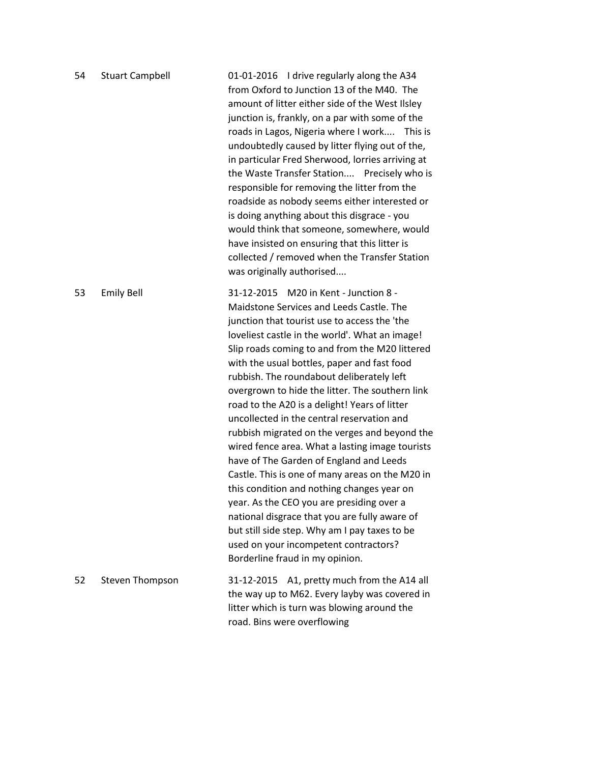| | | |
|---|---|---|
| 54 | Stuart Campbell | 01-01-2016 I drive regularly along the A34 from Oxford to Junction 13 of the M40. The amount of litter either side of the West Ilsley junction is, frankly, on a par with some of the roads in Lagos, Nigeria where I work.... This is undoubtedly caused by litter flying out of the, in particular Fred Sherwood, lorries arriving at the Waste Transfer Station.... Precisely who is responsible for removing the litter from the roadside as nobody seems either interested or is doing anything about this disgrace - you would think that someone, somewhere, would have insisted on ensuring that this litter is collected / removed when the Transfer Station was originally authorised.... |
| 53 | Emily Bell | 31-12-2015 M20 in Kent - Junction 8 - Maidstone Services and Leeds Castle. The junction that tourist use to access the 'the loveliest castle in the world'. What an image! Slip roads coming to and from the M20 littered with the usual bottles, paper and fast food rubbish. The roundabout deliberately left overgrown to hide the litter. The southern link road to the A20 is a delight! Years of litter uncollected in the central reservation and rubbish migrated on the verges and beyond the wired fence area. What a lasting image tourists have of The Garden of England and Leeds Castle. This is one of many areas on the M20 in this condition and nothing changes year on year. As the CEO you are presiding over a national disgrace that you are fully aware of but still side step. Why am I pay taxes to be used on your incompetent contractors? Borderline fraud in my opinion. |
| 52 | Steven Thompson | 31-12-2015 A1, pretty much from the A14 all the way up to M62. Every layby was covered in litter which is turn was blowing around the road. Bins were overflowing |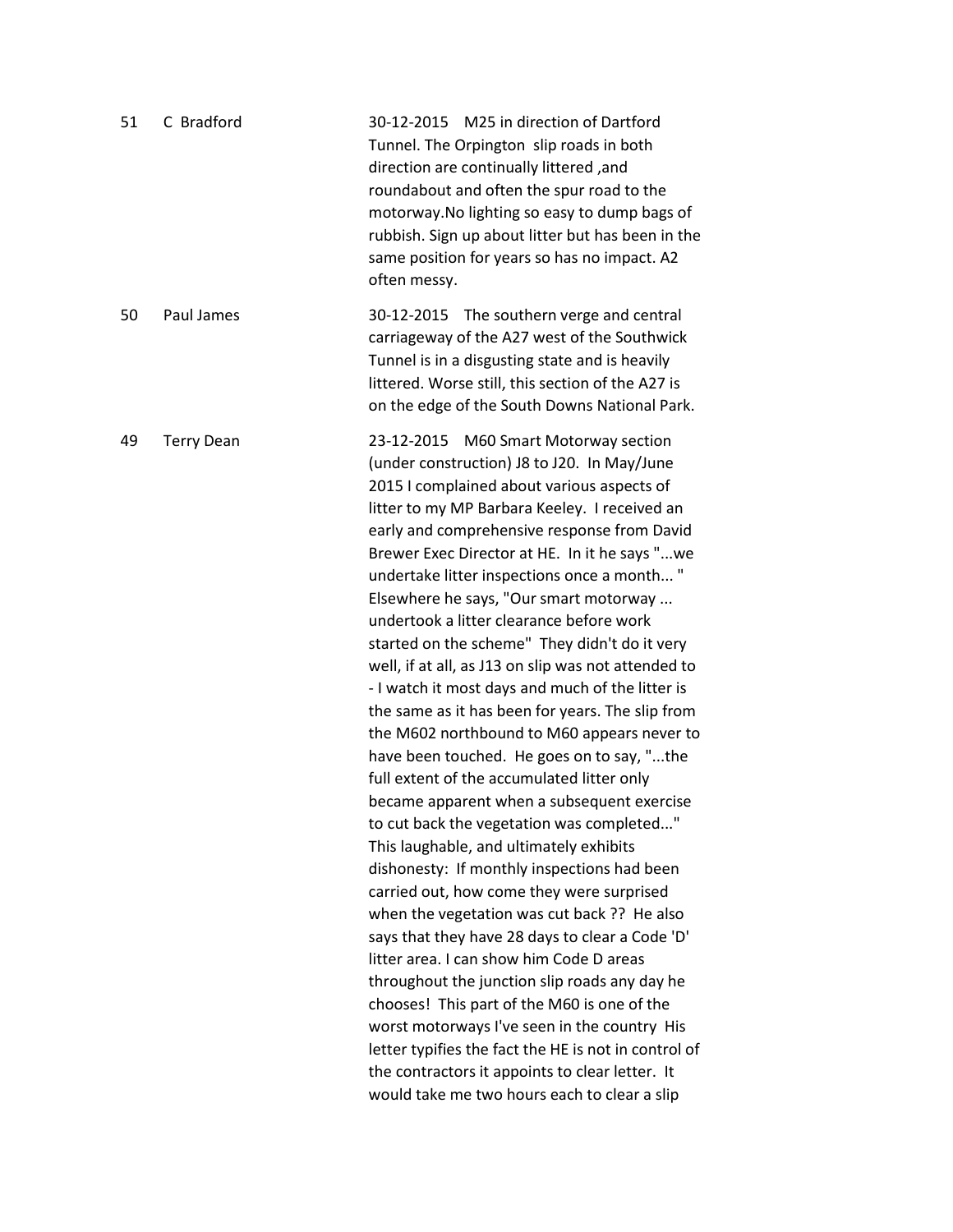| | | |
|---|---|---|
| 51 | C Bradford | 30-12-2015 M25 in direction of Dartford Tunnel. The Orpington slip roads in both direction are continually littered ,and roundabout and often the spur road to the motorway.No lighting so easy to dump bags of rubbish. Sign up about litter but has been in the same position for years so has no impact. A2 often messy. |
| 50 | Paul James | 30-12-2015 The southern verge and central carriageway of the A27 west of the Southwick Tunnel is in a disgusting state and is heavily littered. Worse still, this section of the A27 is on the edge of the South Downs National Park. |
| 49 | Terry Dean | 23-12-2015 M60 Smart Motorway section (under construction) J8 to J20. In May/June 2015 I complained about various aspects of litter to my MP Barbara Keeley. I received an early and comprehensive response from David Brewer Exec Director at HE. In it he says "...we undertake litter inspections once a month... " Elsewhere he says, "Our smart motorway ... undertook a litter clearance before work started on the scheme" They didn't do it very well, if at all, as J13 on slip was not attended to - I watch it most days and much of the litter is the same as it has been for years. The slip from the M602 northbound to M60 appears never to have been touched. He goes on to say, "...the full extent of the accumulated litter only became apparent when a subsequent exercise to cut back the vegetation was completed..." This laughable, and ultimately exhibits dishonesty: If monthly inspections had been carried out, how come they were surprised when the vegetation was cut back ?? He also says that they have 28 days to clear a Code 'D' litter area. I can show him Code D areas throughout the junction slip roads any day he chooses! This part of the M60 is one of the worst motorways I've seen in the country His letter typifies the fact the HE is not in control of the contractors it appoints to clear letter. It would take me two hours each to clear a slip |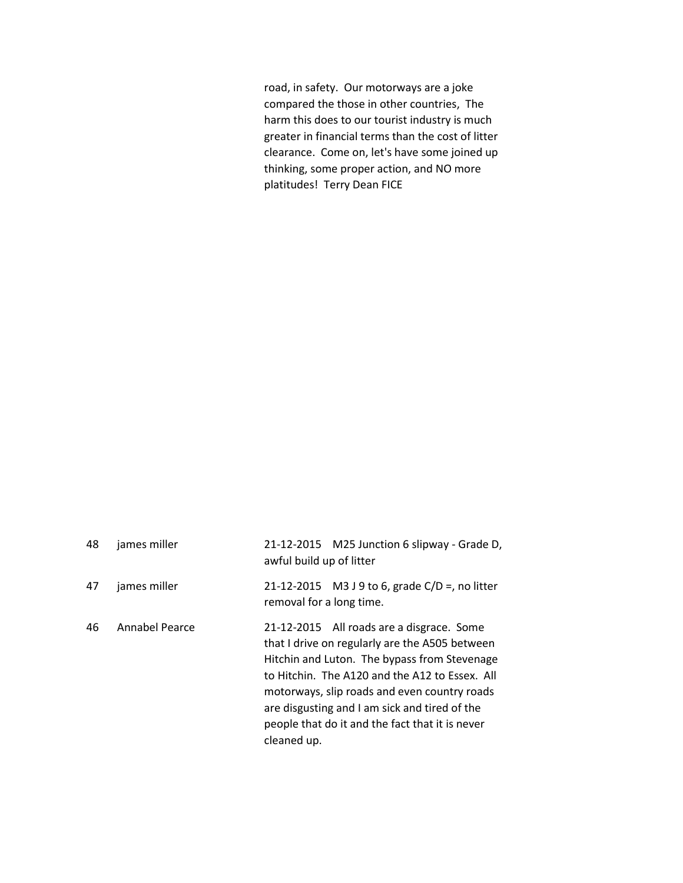| | | |
|---|---|---|
| | | road, in safety. Our motorways are a joke compared the those in other countries, The harm this does to our tourist industry is much greater in financial terms than the cost of litter clearance. Come on, let's have some joined up thinking, some proper action, and NO more platitudes! Terry Dean FICE |
| 48 | james miller | 21-12-2015 M25 Junction 6 slipway - Grade D, awful build up of litter |
| 47 | james miller | 21-12-2015 M3 J 9 to 6, grade C/D =, no litter removal for a long time. |
| 46 | Annabel Pearce | 21-12-2015 All roads are a disgrace. Some that I drive on regularly are the A505 between Hitchin and Luton. The bypass from Stevenage to Hitchin. The A120 and the A12 to Essex. All motorways, slip roads and even country roads are disgusting and I am sick and tired of the people that do it and the fact that it is never cleaned up. |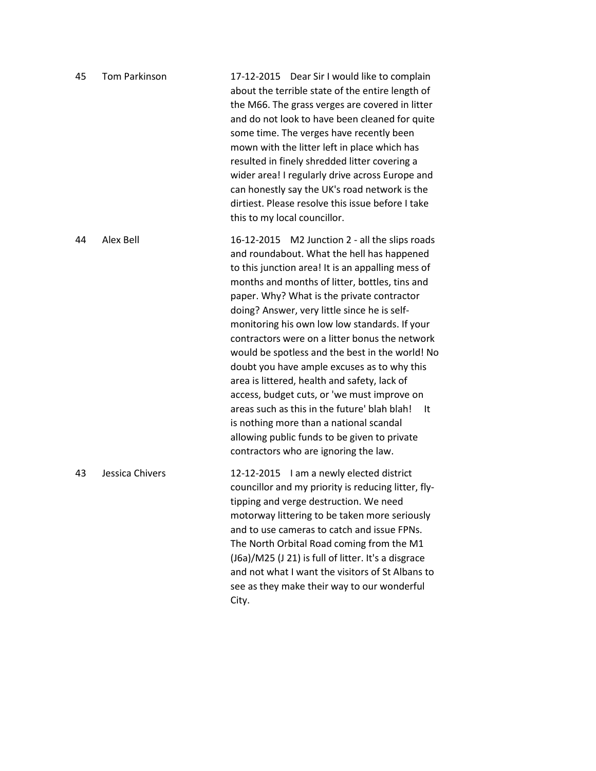| | | |
|---|---|---|
| 45 | Tom Parkinson | 17-12-2015 Dear Sir I would like to complain about the terrible state of the entire length of the M66. The grass verges are covered in litter and do not look to have been cleaned for quite some time. The verges have recently been mown with the litter left in place which has resulted in finely shredded litter covering a wider area! I regularly drive across Europe and can honestly say the UK's road network is the dirtiest. Please resolve this issue before I take this to my local councillor. |
| 44 | Alex Bell | 16-12-2015 M2 Junction 2 - all the slips roads and roundabout. What the hell has happened to this junction area! It is an appalling mess of months and months of litter, bottles, tins and paper. Why? What is the private contractor doing? Answer, very little since he is self-monitoring his own low low standards. If your contractors were on a litter bonus the network would be spotless and the best in the world! No doubt you have ample excuses as to why this area is littered, health and safety, lack of access, budget cuts, or 'we must improve on areas such as this in the future' blah blah! It is nothing more than a national scandal allowing public funds to be given to private contractors who are ignoring the law. |
| 43 | Jessica Chivers | 12-12-2015 I am a newly elected district councillor and my priority is reducing litter, fly-tipping and verge destruction. We need motorway littering to be taken more seriously and to use cameras to catch and issue FPNs. The North Orbital Road coming from the M1 (J6a)/M25 (J 21) is full of litter. It's a disgrace and not what I want the visitors of St Albans to see as they make their way to our wonderful City. |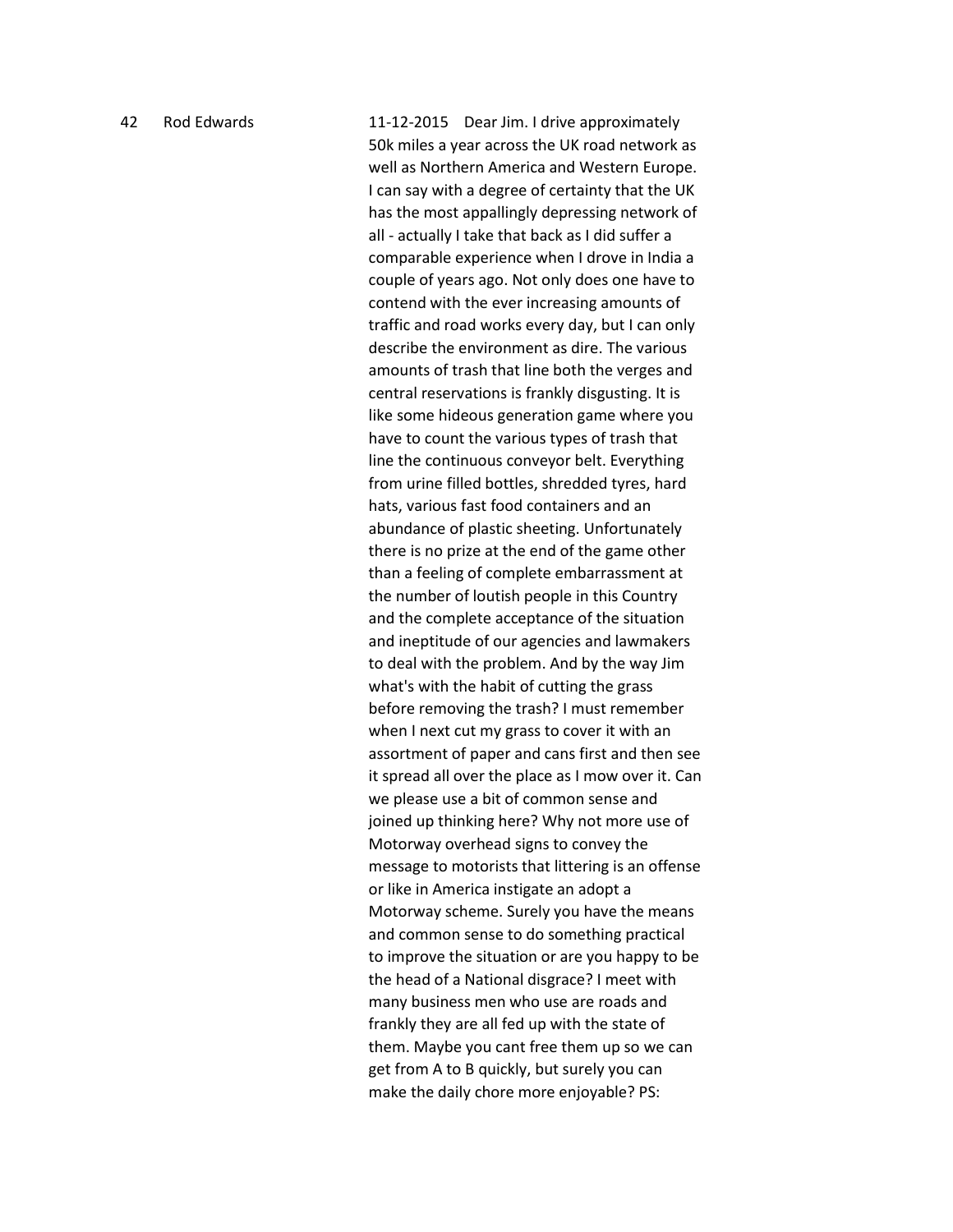| | | |
|---|---|---|
| 42 | Rod Edwards | 11-12-2015 Dear Jim. I drive approximately 50k miles a year across the UK road network as well as Northern America and Western Europe. I can say with a degree of certainty that the UK has the most appallingly depressing network of all - actually I take that back as I did suffer a comparable experience when I drove in India a couple of years ago. Not only does one have to contend with the ever increasing amounts of traffic and road works every day, but I can only describe the environment as dire. The various amounts of trash that line both the verges and central reservations is frankly disgusting. It is like some hideous generation game where you have to count the various types of trash that line the continuous conveyor belt. Everything from urine filled bottles, shredded tyres, hard hats, various fast food containers and an abundance of plastic sheeting. Unfortunately there is no prize at the end of the game other than a feeling of complete embarrassment at the number of loutish people in this Country and the complete acceptance of the situation and ineptitude of our agencies and lawmakers to deal with the problem. And by the way Jim what's with the habit of cutting the grass before removing the trash? I must remember when I next cut my grass to cover it with an assortment of paper and cans first and then see it spread all over the place as I mow over it. Can we please use a bit of common sense and joined up thinking here? Why not more use of Motorway overhead signs to convey the message to motorists that littering is an offense or like in America instigate an adopt a Motorway scheme. Surely you have the means and common sense to do something practical to improve the situation or are you happy to be the head of a National disgrace? I meet with many business men who use are roads and frankly they are all fed up with the state of them. Maybe you cant free them up so we can get from A to B quickly, but surely you can make the daily chore more enjoyable? PS: |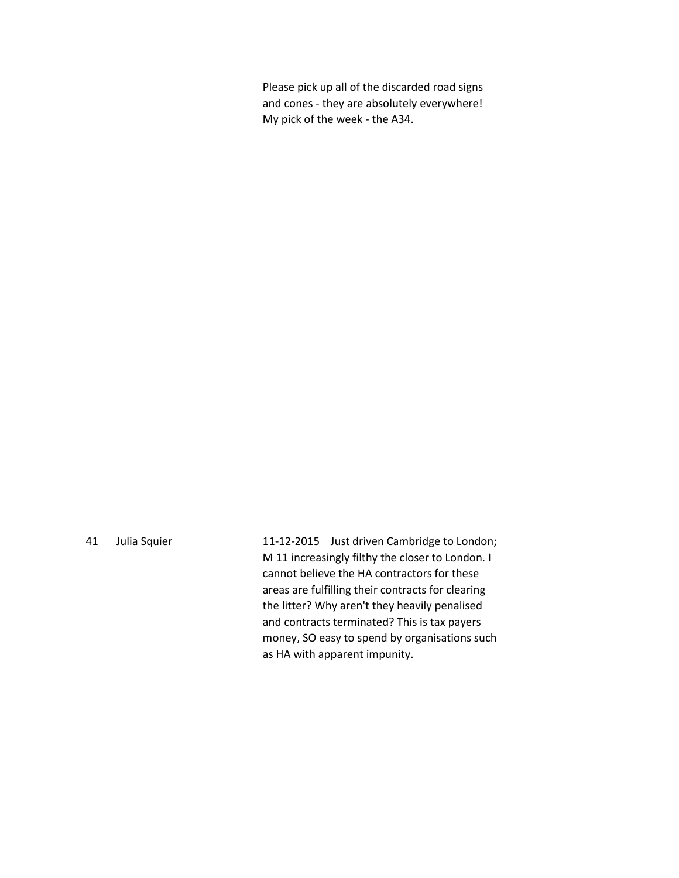Please pick up all of the discarded road signs and cones - they are absolutely everywhere! My pick of the week - the A34.

| | | |
|---|---|---|
| 41 | Julia Squier | 11-12-2015 Just driven Cambridge to London; M 11 increasingly filthy the closer to London. I cannot believe the HA contractors for these areas are fulfilling their contracts for clearing the litter? Why aren't they heavily penalised and contracts terminated? This is tax payers money, SO easy to spend by organisations such as HA with apparent impunity. |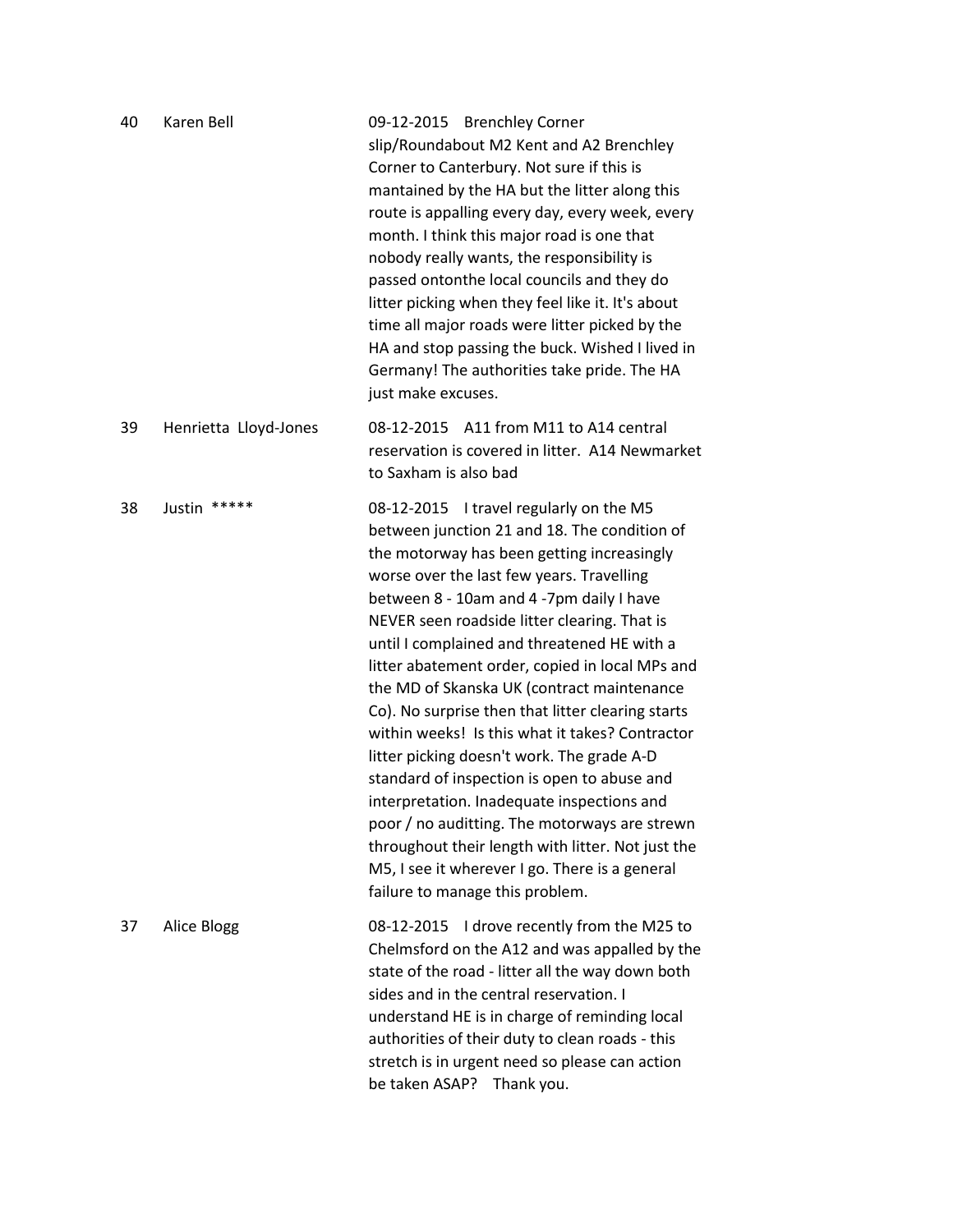| | | |
|---|---|---|
| 40 | Karen Bell | 09-12-2015 Brenchley Corner slip/Roundabout M2 Kent and A2 Brenchley Corner to Canterbury. Not sure if this is mantained by the HA but the litter along this route is appalling every day, every week, every month. I think this major road is one that nobody really wants, the responsibility is passed ontonthe local councils and they do litter picking when they feel like it. It's about time all major roads were litter picked by the HA and stop passing the buck. Wished I lived in Germany! The authorities take pride. The HA just make excuses. |
| 39 | Henrietta Lloyd-Jones | 08-12-2015 A11 from M11 to A14 central reservation is covered in litter. A14 Newmarket to Saxham is also bad |
| 38 | Justin ***** | 08-12-2015 I travel regularly on the M5 between junction 21 and 18. The condition of the motorway has been getting increasingly worse over the last few years. Travelling between 8 - 10am and 4 -7pm daily I have NEVER seen roadside litter clearing. That is until I complained and threatened HE with a litter abatement order, copied in local MPs and the MD of Skanska UK (contract maintenance Co). No surprise then that litter clearing starts within weeks! Is this what it takes? Contractor litter picking doesn't work. The grade A-D standard of inspection is open to abuse and interpretation. Inadequate inspections and poor / no auditting. The motorways are strewn throughout their length with litter. Not just the M5, I see it wherever I go. There is a general failure to manage this problem. |
| 37 | Alice Blogg | 08-12-2015 I drove recently from the M25 to Chelmsford on the A12 and was appalled by the state of the road - litter all the way down both sides and in the central reservation. I understand HE is in charge of reminding local authorities of their duty to clean roads - this stretch is in urgent need so please can action be taken ASAP? Thank you. |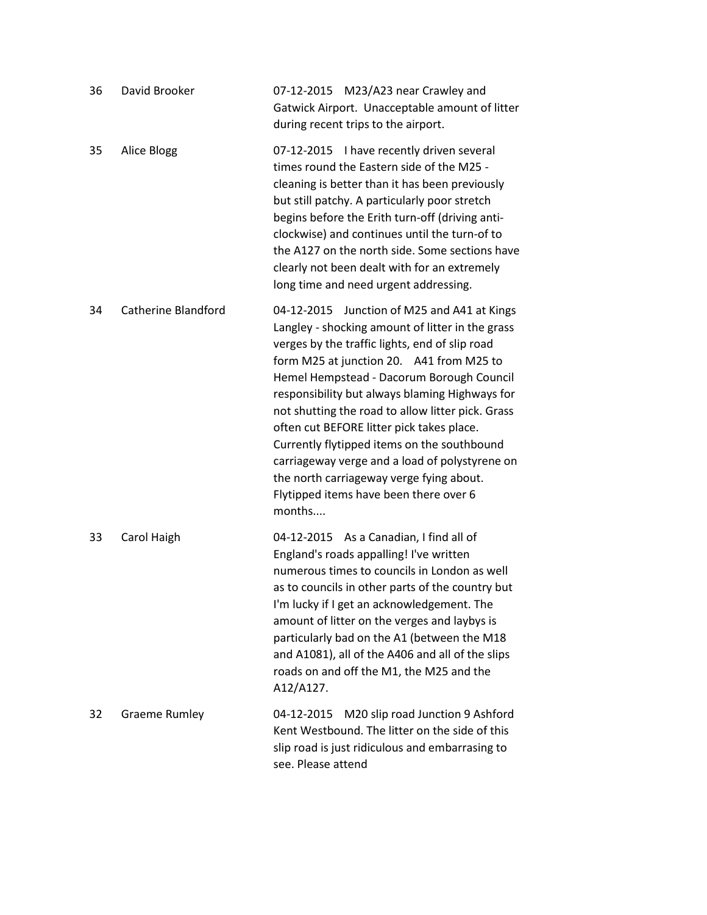| | | |
|---|---|---|
| 36 | David Brooker | 07-12-2015 M23/A23 near Crawley and Gatwick Airport. Unacceptable amount of litter during recent trips to the airport. |
| 35 | Alice Blogg | 07-12-2015 I have recently driven several times round the Eastern side of the M25 - cleaning is better than it has been previously but still patchy. A particularly poor stretch begins before the Erith turn-off (driving anti-clockwise) and continues until the turn-of to the A127 on the north side. Some sections have clearly not been dealt with for an extremely long time and need urgent addressing. |
| 34 | Catherine Blandford | 04-12-2015 Junction of M25 and A41 at Kings Langley - shocking amount of litter in the grass verges by the traffic lights, end of slip road form M25 at junction 20. A41 from M25 to Hemel Hempstead - Dacorum Borough Council responsibility but always blaming Highways for not shutting the road to allow litter pick. Grass often cut BEFORE litter pick takes place. Currently flytipped items on the southbound carriageway verge and a load of polystyrene on the north carriageway verge fying about. Flytipped items have been there over 6 months.... |
| 33 | Carol Haigh | 04-12-2015 As a Canadian, I find all of England's roads appalling! I've written numerous times to councils in London as well as to councils in other parts of the country but I'm lucky if I get an acknowledgement. The amount of litter on the verges and laybys is particularly bad on the A1 (between the M18 and A1081), all of the A406 and all of the slips roads on and off the M1, the M25 and the A12/A127. |
| 32 | Graeme Rumley | 04-12-2015 M20 slip road Junction 9 Ashford Kent Westbound. The litter on the side of this slip road is just ridiculous and embarrasing to see. Please attend |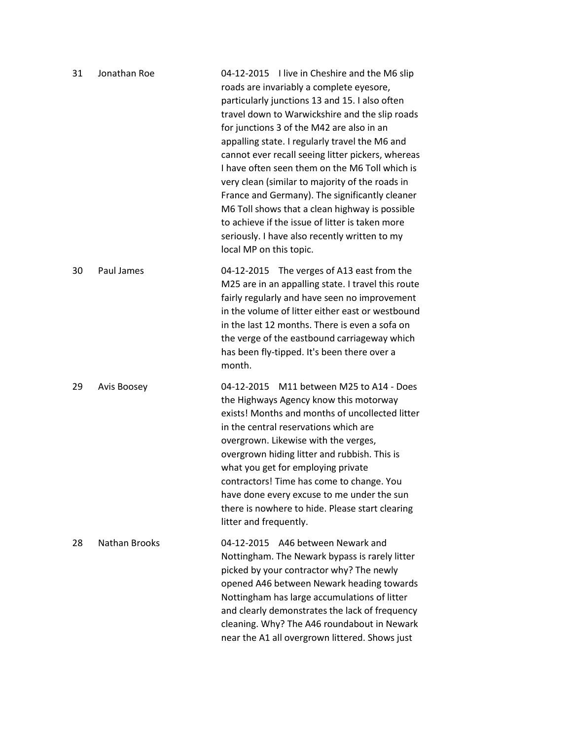| | | |
|---|---|---|
| 31 | Jonathan Roe | 04-12-2015 I live in Cheshire and the M6 slip roads are invariably a complete eyesore, particularly junctions 13 and 15. I also often travel down to Warwickshire and the slip roads for junctions 3 of the M42 are also in an appalling state. I regularly travel the M6 and cannot ever recall seeing litter pickers, whereas I have often seen them on the M6 Toll which is very clean (similar to majority of the roads in France and Germany). The significantly cleaner M6 Toll shows that a clean highway is possible to achieve if the issue of litter is taken more seriously. I have also recently written to my local MP on this topic. |
| 30 | Paul James | 04-12-2015 The verges of A13 east from the M25 are in an appalling state. I travel this route fairly regularly and have seen no improvement in the volume of litter either east or westbound in the last 12 months. There is even a sofa on the verge of the eastbound carriageway which has been fly-tipped. It's been there over a month. |
| 29 | Avis Boosey | 04-12-2015 M11 between M25 to A14 - Does the Highways Agency know this motorway exists! Months and months of uncollected litter in the central reservations which are overgrown. Likewise with the verges, overgrown hiding litter and rubbish. This is what you get for employing private contractors! Time has come to change. You have done every excuse to me under the sun there is nowhere to hide. Please start clearing litter and frequently. |
| 28 | Nathan Brooks | 04-12-2015 A46 between Newark and Nottingham. The Newark bypass is rarely litter picked by your contractor why? The newly opened A46 between Newark heading towards Nottingham has large accumulations of litter and clearly demonstrates the lack of frequency cleaning. Why? The A46 roundabout in Newark near the A1 all overgrown littered. Shows just |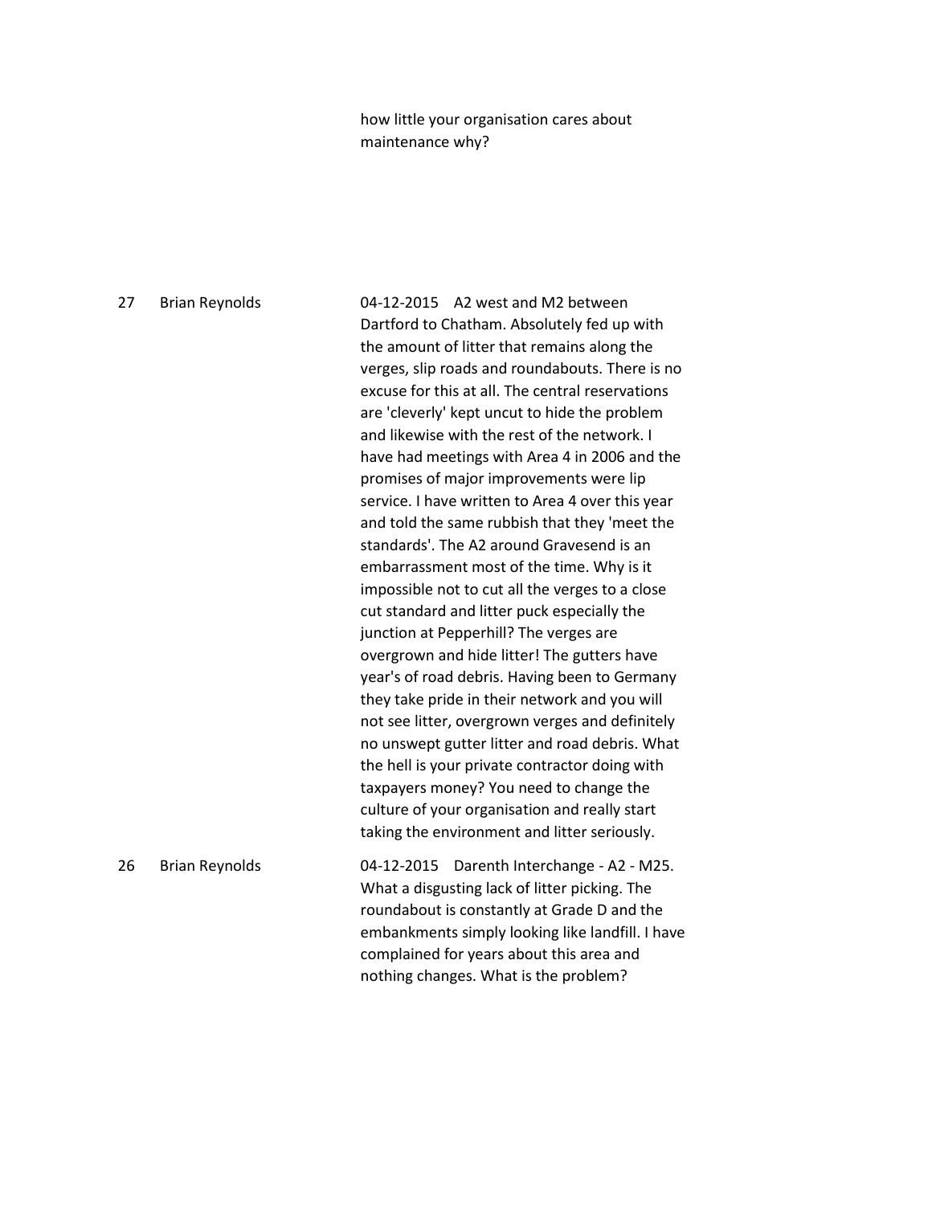|  |  | how little your organisation cares about maintenance why? |
|---|---|---|
| 27 | Brian Reynolds | 04-12-2015 A2 west and M2 between Dartford to Chatham. Absolutely fed up with the amount of litter that remains along the verges, slip roads and roundabouts. There is no excuse for this at all. The central reservations are 'cleverly' kept uncut to hide the problem and likewise with the rest of the network. I have had meetings with Area 4 in 2006 and the promises of major improvements were lip service. I have written to Area 4 over this year and told the same rubbish that they 'meet the standards'. The A2 around Gravesend is an embarrassment most of the time. Why is it impossible not to cut all the verges to a close cut standard and litter puck especially the junction at Pepperhill? The verges are overgrown and hide litter! The gutters have year's of road debris. Having been to Germany they take pride in their network and you will not see litter, overgrown verges and definitely no unswept gutter litter and road debris. What the hell is your private contractor doing with taxpayers money? You need to change the culture of your organisation and really start taking the environment and litter seriously. |
| 26 | Brian Reynolds | 04-12-2015 Darenth Interchange - A2 - M25. What a disgusting lack of litter picking. The roundabout is constantly at Grade D and the embankments simply looking like landfill. I have complained for years about this area and nothing changes. What is the problem? |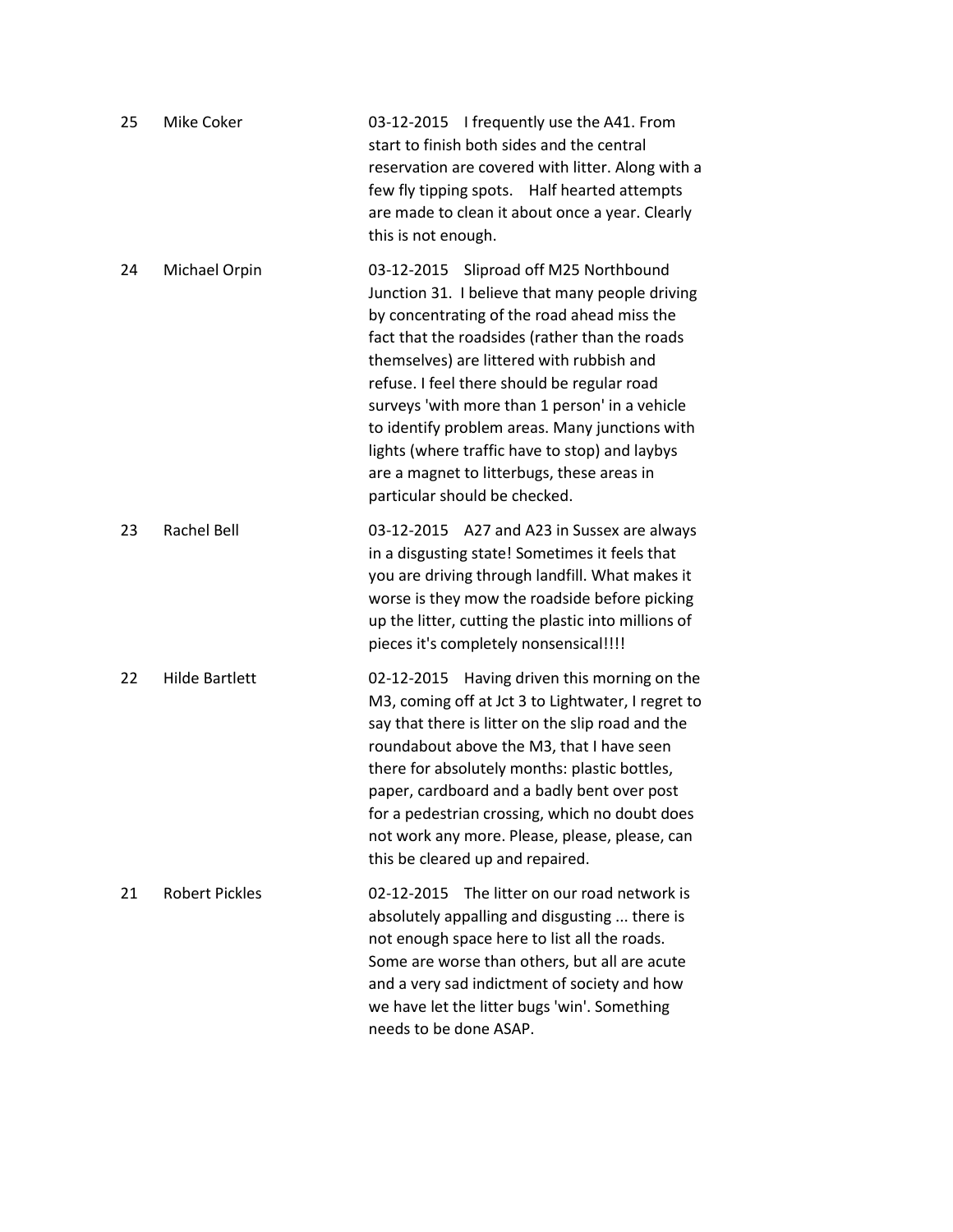| | | |
|---|---|---|
| 25 | Mike Coker | 03-12-2015 I frequently use the A41. From start to finish both sides and the central reservation are covered with litter. Along with a few fly tipping spots. Half hearted attempts are made to clean it about once a year. Clearly this is not enough. |
| 24 | Michael Orpin | 03-12-2015 Sliproad off M25 Northbound Junction 31. I believe that many people driving by concentrating of the road ahead miss the fact that the roadsides (rather than the roads themselves) are littered with rubbish and refuse. I feel there should be regular road surveys 'with more than 1 person' in a vehicle to identify problem areas. Many junctions with lights (where traffic have to stop) and laybys are a magnet to litterbugs, these areas in particular should be checked. |
| 23 | Rachel Bell | 03-12-2015 A27 and A23 in Sussex are always in a disgusting state! Sometimes it feels that you are driving through landfill. What makes it worse is they mow the roadside before picking up the litter, cutting the plastic into millions of pieces it's completely nonsensical!!!! |
| 22 | Hilde Bartlett | 02-12-2015 Having driven this morning on the M3, coming off at Jct 3 to Lightwater, I regret to say that there is litter on the slip road and the roundabout above the M3, that I have seen there for absolutely months: plastic bottles, paper, cardboard and a badly bent over post for a pedestrian crossing, which no doubt does not work any more. Please, please, please, can this be cleared up and repaired. |
| 21 | Robert Pickles | 02-12-2015 The litter on our road network is absolutely appalling and disgusting ... there is not enough space here to list all the roads. Some are worse than others, but all are acute and a very sad indictment of society and how we have let the litter bugs 'win'. Something needs to be done ASAP. |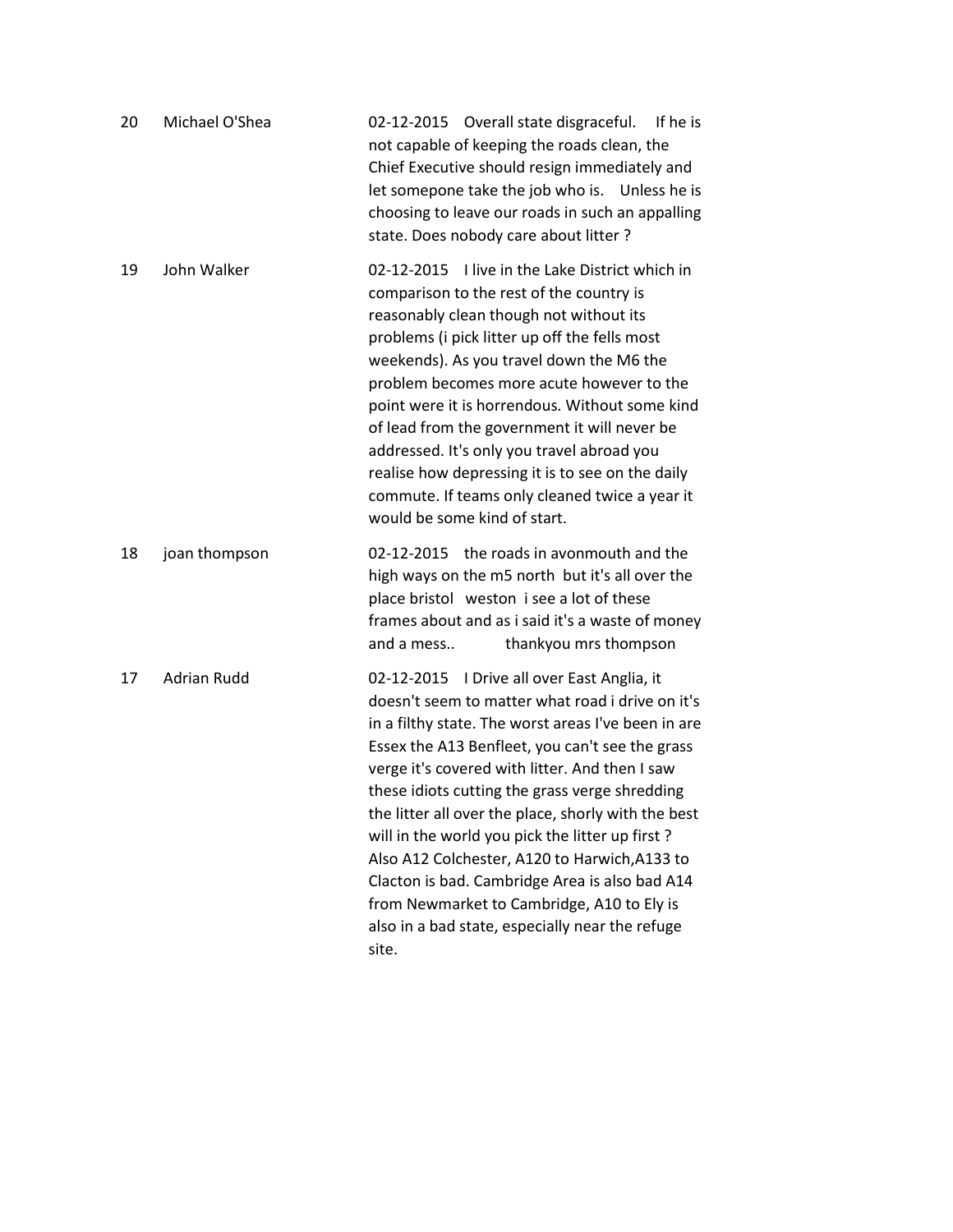| | | |
|---|---|---|
| 20 | Michael O'Shea | 02-12-2015 Overall state disgraceful. If he is not capable of keeping the roads clean, the Chief Executive should resign immediately and let somepone take the job who is. Unless he is choosing to leave our roads in such an appalling state. Does nobody care about litter ? |
| 19 | John Walker | 02-12-2015 I live in the Lake District which in comparison to the rest of the country is reasonably clean though not without its problems (i pick litter up off the fells most weekends). As you travel down the M6 the problem becomes more acute however to the point were it is horrendous. Without some kind of lead from the government it will never be addressed. It's only you travel abroad you realise how depressing it is to see on the daily commute. If teams only cleaned twice a year it would be some kind of start. |
| 18 | joan thompson | 02-12-2015 the roads in avonmouth and the high ways on the m5 north but it's all over the place bristol weston i see a lot of these frames about and as i said it's a waste of money and a mess.. thankyou mrs thompson |
| 17 | Adrian Rudd | 02-12-2015 I Drive all over East Anglia, it doesn't seem to matter what road i drive on it's in a filthy state. The worst areas I've been in are Essex the A13 Benfleet, you can't see the grass verge it's covered with litter. And then I saw these idiots cutting the grass verge shredding the litter all over the place, shorly with the best will in the world you pick the litter up first ? Also A12 Colchester, A120 to Harwich,A133 to Clacton is bad. Cambridge Area is also bad A14 from Newmarket to Cambridge, A10 to Ely is also in a bad state, especially near the refuge site. |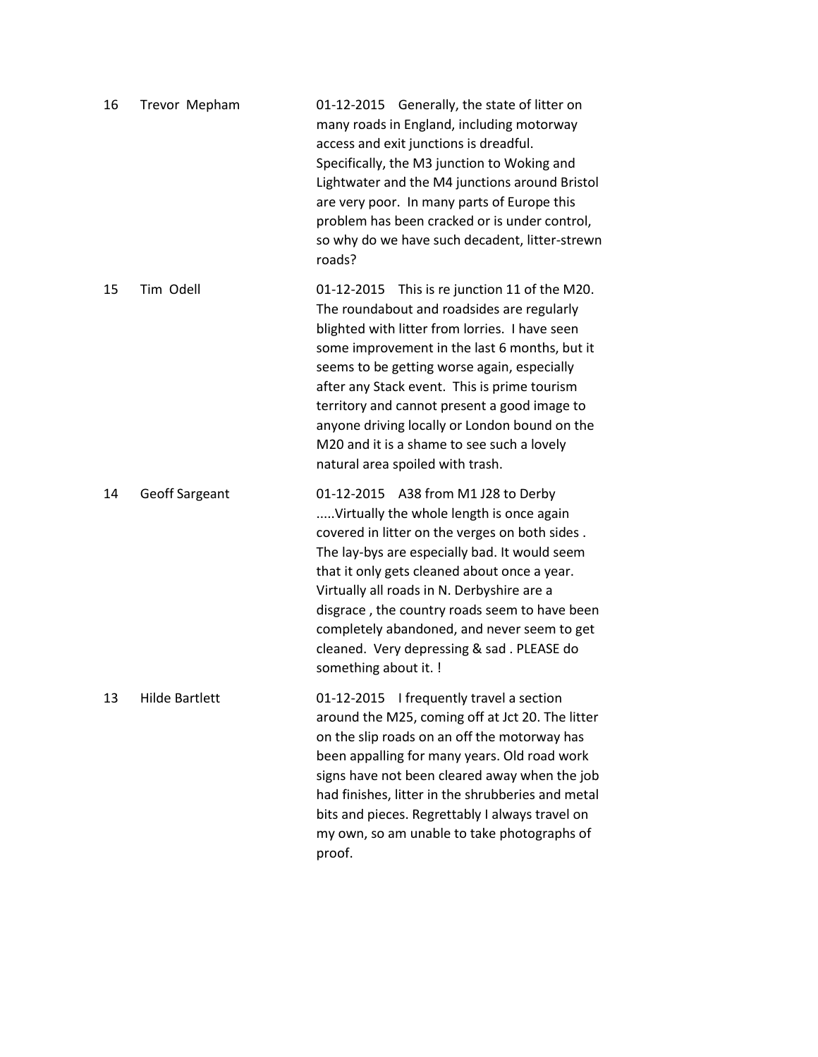| | | |
|---|---|---|
| 16 | Trevor Mepham | 01-12-2015 Generally, the state of litter on many roads in England, including motorway access and exit junctions is dreadful. Specifically, the M3 junction to Woking and Lightwater and the M4 junctions around Bristol are very poor. In many parts of Europe this problem has been cracked or is under control, so why do we have such decadent, litter-strewn roads? |
| 15 | Tim Odell | 01-12-2015 This is re junction 11 of the M20. The roundabout and roadsides are regularly blighted with litter from lorries. I have seen some improvement in the last 6 months, but it seems to be getting worse again, especially after any Stack event. This is prime tourism territory and cannot present a good image to anyone driving locally or London bound on the M20 and it is a shame to see such a lovely natural area spoiled with trash. |
| 14 | Geoff Sargeant | 01-12-2015 A38 from M1 J28 to Derby .....Virtually the whole length is once again covered in litter on the verges on both sides . The lay-bys are especially bad. It would seem that it only gets cleaned about once a year. Virtually all roads in N. Derbyshire are a disgrace , the country roads seem to have been completely abandoned, and never seem to get cleaned. Very depressing & sad . PLEASE do something about it. ! |
| 13 | Hilde Bartlett | 01-12-2015 I frequently travel a section around the M25, coming off at Jct 20. The litter on the slip roads on an off the motorway has been appalling for many years. Old road work signs have not been cleared away when the job had finishes, litter in the shrubberies and metal bits and pieces. Regrettably I always travel on my own, so am unable to take photographs of proof. |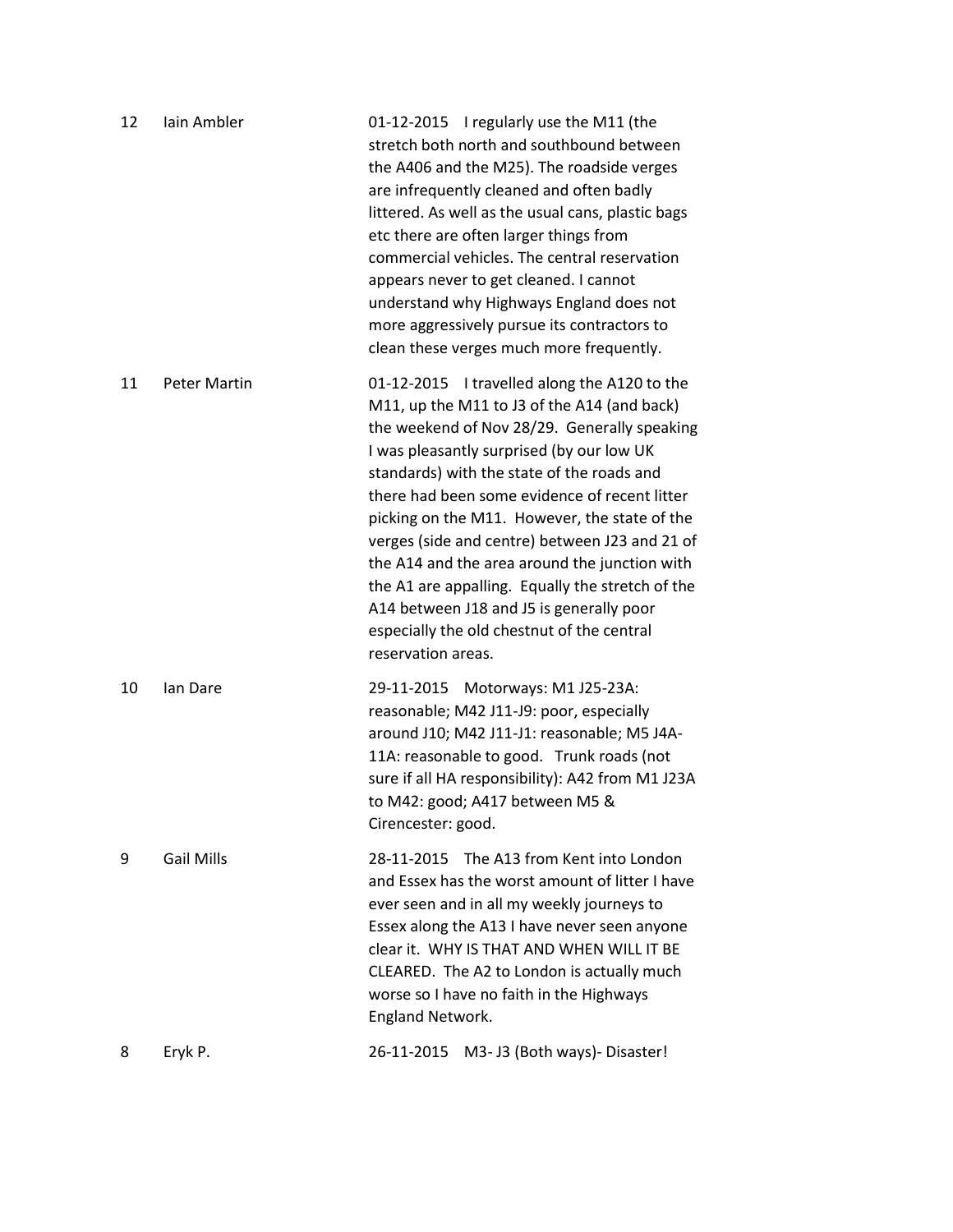| | | |
|---|---|---|
| 12 | Iain Ambler | 01-12-2015 I regularly use the M11 (the stretch both north and southbound between the A406 and the M25). The roadside verges are infrequently cleaned and often badly littered. As well as the usual cans, plastic bags etc there are often larger things from commercial vehicles. The central reservation appears never to get cleaned. I cannot understand why Highways England does not more aggressively pursue its contractors to clean these verges much more frequently. |
| 11 | Peter Martin | 01-12-2015 I travelled along the A120 to the M11, up the M11 to J3 of the A14 (and back) the weekend of Nov 28/29. Generally speaking I was pleasantly surprised (by our low UK standards) with the state of the roads and there had been some evidence of recent litter picking on the M11. However, the state of the verges (side and centre) between J23 and 21 of the A14 and the area around the junction with the A1 are appalling. Equally the stretch of the A14 between J18 and J5 is generally poor especially the old chestnut of the central reservation areas. |
| 10 | Ian Dare | 29-11-2015 Motorways: M1 J25-23A: reasonable; M42 J11-J9: poor, especially around J10; M42 J11-J1: reasonable; M5 J4A-11A: reasonable to good. Trunk roads (not sure if all HA responsibility): A42 from M1 J23A to M42: good; A417 between M5 & Cirencester: good. |
| 9 | Gail Mills | 28-11-2015 The A13 from Kent into London and Essex has the worst amount of litter I have ever seen and in all my weekly journeys to Essex along the A13 I have never seen anyone clear it. WHY IS THAT AND WHEN WILL IT BE CLEARED. The A2 to London is actually much worse so I have no faith in the Highways England Network. |
| 8 | Eryk P. | 26-11-2015 M3- J3 (Both ways)- Disaster! |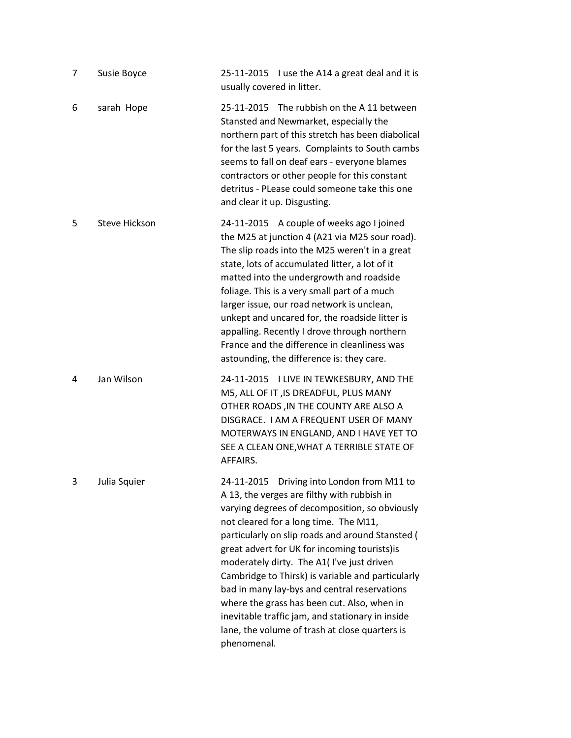| | | |
|---|---|---|
| 7 | Susie Boyce | 25-11-2015 I use the A14 a great deal and it is usually covered in litter. |
| 6 | sarah Hope | 25-11-2015 The rubbish on the A 11 between Stansted and Newmarket, especially the northern part of this stretch has been diabolical for the last 5 years. Complaints to South cambs seems to fall on deaf ears - everyone blames contractors or other people for this constant detritus - PLease could someone take this one and clear it up. Disgusting. |
| 5 | Steve Hickson | 24-11-2015 A couple of weeks ago I joined the M25 at junction 4 (A21 via M25 sour road). The slip roads into the M25 weren't in a great state, lots of accumulated litter, a lot of it matted into the undergrowth and roadside foliage. This is a very small part of a much larger issue, our road network is unclean, unkept and uncared for, the roadside litter is appalling. Recently I drove through northern France and the difference in cleanliness was astounding, the difference is: they care. |
| 4 | Jan Wilson | 24-11-2015 I LIVE IN TEWKESBURY, AND THE M5, ALL OF IT ,IS DREADFUL, PLUS MANY OTHER ROADS ,IN THE COUNTY ARE ALSO A DISGRACE. I AM A FREQUENT USER OF MANY MOTERWAYS IN ENGLAND, AND I HAVE YET TO SEE A CLEAN ONE,WHAT A TERRIBLE STATE OF AFFAIRS. |
| 3 | Julia Squier | 24-11-2015 Driving into London from M11 to A 13, the verges are filthy with rubbish in varying degrees of decomposition, so obviously not cleared for a long time. The M11, particularly on slip roads and around Stansted ( great advert for UK for incoming tourists)is moderately dirty. The A1( I've just driven Cambridge to Thirsk) is variable and particularly bad in many lay-bys and central reservations where the grass has been cut. Also, when in inevitable traffic jam, and stationary in inside lane, the volume of trash at close quarters is phenomenal. |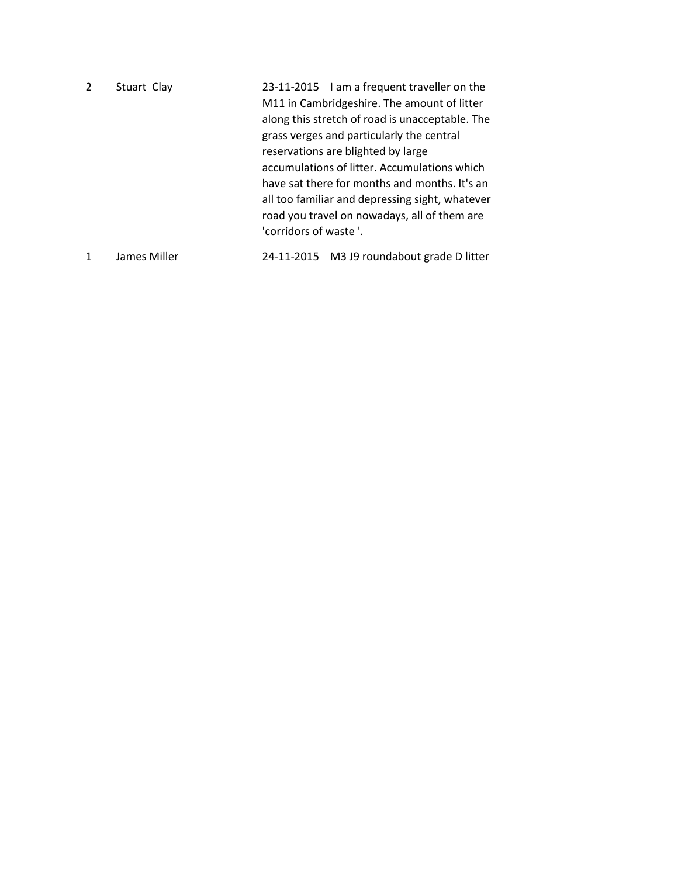| | | | |
|---|---|---|---|
| 2 | Stuart Clay | 23-11-2015 | I am a frequent traveller on the M11 in Cambridgeshire. The amount of litter along this stretch of road is unacceptable. The grass verges and particularly the central reservations are blighted by large accumulations of litter. Accumulations which have sat there for months and months. It's an all too familiar and depressing sight, whatever road you travel on nowadays, all of them are 'corridors of waste '. |
| 1 | James Miller | 24-11-2015 | M3 J9 roundabout grade D litter |